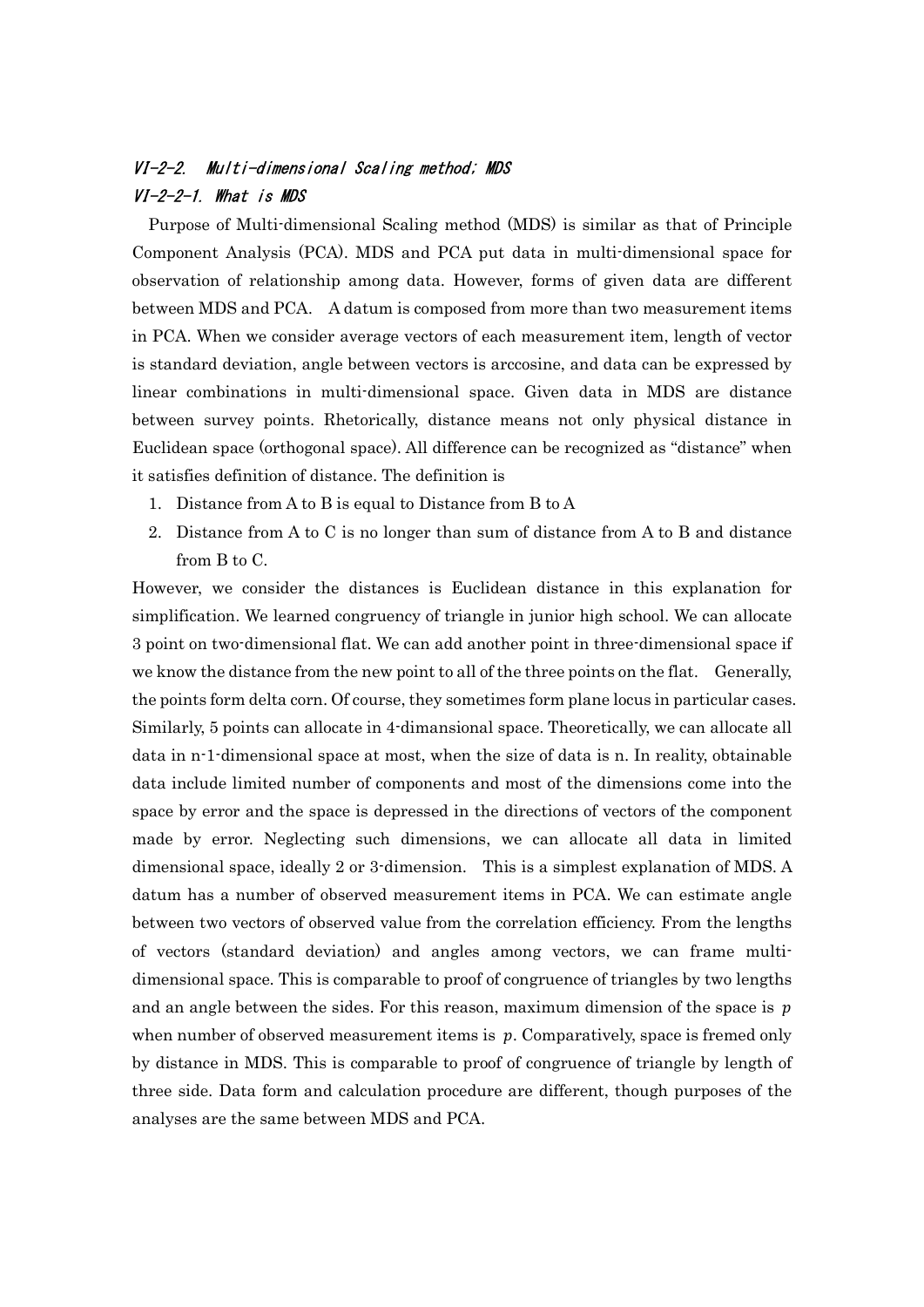### VI-2-2. Multi-dimensional Scaling method; MDS

### VI-2-2-1. What is MDS

Purpose of Multi-dimensional Scaling method (MDS) is similar as that of Principle Component Analysis (PCA). MDS and PCA put data in multi-dimensional space for observation of relationship among data. However, forms of given data are different between MDS and PCA. A datum is composed from more than two measurement items in PCA. When we consider average vectors of each measurement item, length of vector is standard deviation, angle between vectors is arccosine, and data can be expressed by linear combinations in multi-dimensional space. Given data in MDS are distance between survey points. Rhetorically, distance means not only physical distance in Euclidean space (orthogonal space). All difference can be recognized as "distance" when it satisfies definition of distance. The definition is

1. Distance from A to B is equal to Distance from B to A
2. Distance from A to C is no longer than sum of distance from A to B and distance from B to C.

However, we consider the distances is Euclidean distance in this explanation for simplification. We learned congruency of triangle in junior high school. We can allocate 3 point on two-dimensional flat. We can add another point in three-dimensional space if we know the distance from the new point to all of the three points on the flat. Generally, the points form delta corn. Of course, they sometimes form plane locus in particular cases. Similarly, 5 points can allocate in 4-dimansional space. Theoretically, we can allocate all data in n-1-dimensional space at most, when the size of data is n. In reality, obtainable data include limited number of components and most of the dimensions come into the space by error and the space is depressed in the directions of vectors of the component made by error. Neglecting such dimensions, we can allocate all data in limited dimensional space, ideally 2 or 3-dimension. This is a simplest explanation of MDS. A datum has a number of observed measurement items in PCA. We can estimate angle between two vectors of observed value from the correlation efficiency. From the lengths of vectors (standard deviation) and angles among vectors, we can frame multi-dimensional space. This is comparable to proof of congruence of triangles by two lengths and an angle between the sides. For this reason, maximum dimension of the space is $p$ when number of observed measurement items is $p$. Comparatively, space is fremed only by distance in MDS. This is comparable to proof of congruence of triangle by length of three side. Data form and calculation procedure are different, though purposes of the analyses are the same between MDS and PCA.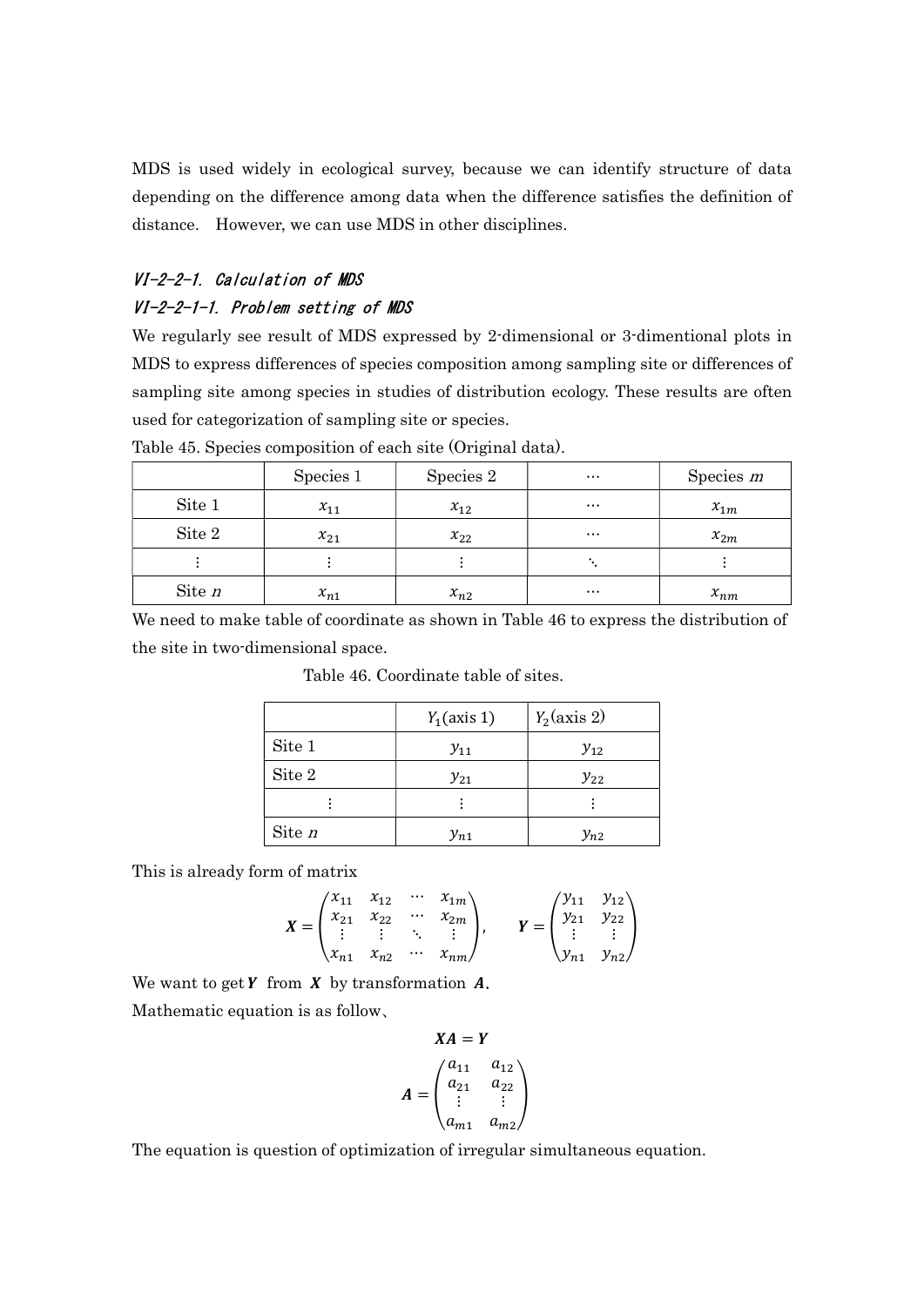MDS is used widely in ecological survey, because we can identify structure of data depending on the difference among data when the difference satisfies the definition of distance. However, we can use MDS in other disciplines.

### *VI-2-2-1. Calculation of MDS*

#### *VI-2-2-1-1. Problem setting of MDS*

We regularly see result of MDS expressed by 2-dimensional or 3-dimentional plots in MDS to express differences of species composition among sampling site or differences of sampling site among species in studies of distribution ecology. These results are often used for categorization of sampling site or species.

Table 45. Species composition of each site (Original data).

| | Species 1 | Species 2 | $\cdots$ | Species $m$ |
|---|---|---|---|---|
| Site 1 | $x_{11}$ | $x_{12}$ | $\cdots$ | $x_{1m}$ |
| Site 2 | $x_{21}$ | $x_{22}$ | $\cdots$ | $x_{2m}$ |
| $\vdots$ | $\vdots$ | $\vdots$ | $\ddots$ | $\vdots$ |
| Site $n$ | $x_{n1}$ | $x_{n2}$ | $\cdots$ | $x_{nm}$ |

We need to make table of coordinate as shown in Table 46 to express the distribution of the site in two-dimensional space.

Table 46. Coordinate table of sites.

| | $Y_1$(axis 1) | $Y_2$(axis 2) |
|---|---|---|
| Site 1 | $y_{11}$ | $y_{12}$ |
| Site 2 | $y_{21}$ | $y_{22}$ |
| $\vdots$ | $\vdots$ | $\vdots$ |
| Site $n$ | $y_{n1}$ | $y_{n2}$ |

This is already form of matrix

$$
\boldsymbol{X} = \begin{pmatrix} x_{11} & x_{12} & \cdots & x_{1m} \\ x_{21} & x_{22} & \cdots & x_{2m} \\ \vdots & \vdots & \ddots & \vdots \\ x_{n1} & x_{n2} & \cdots & x_{nm} \end{pmatrix}, \qquad \boldsymbol{Y} = \begin{pmatrix} y_{11} & y_{12} \\ y_{21} & y_{22} \\ \vdots & \vdots \\ y_{n1} & y_{n2} \end{pmatrix}
$$

We want to get $\boldsymbol{Y}$ from $\boldsymbol{X}$ by transformation $\boldsymbol{A}$.

Mathematic equation is as follow、

$$
\boldsymbol{XA} = \boldsymbol{Y}
$$

$$
\boldsymbol{A} = \begin{pmatrix} a_{11} & a_{12} \\ a_{21} & a_{22} \\ \vdots & \vdots \\ a_{m1} & a_{m2} \end{pmatrix}
$$

The equation is question of optimization of irregular simultaneous equation.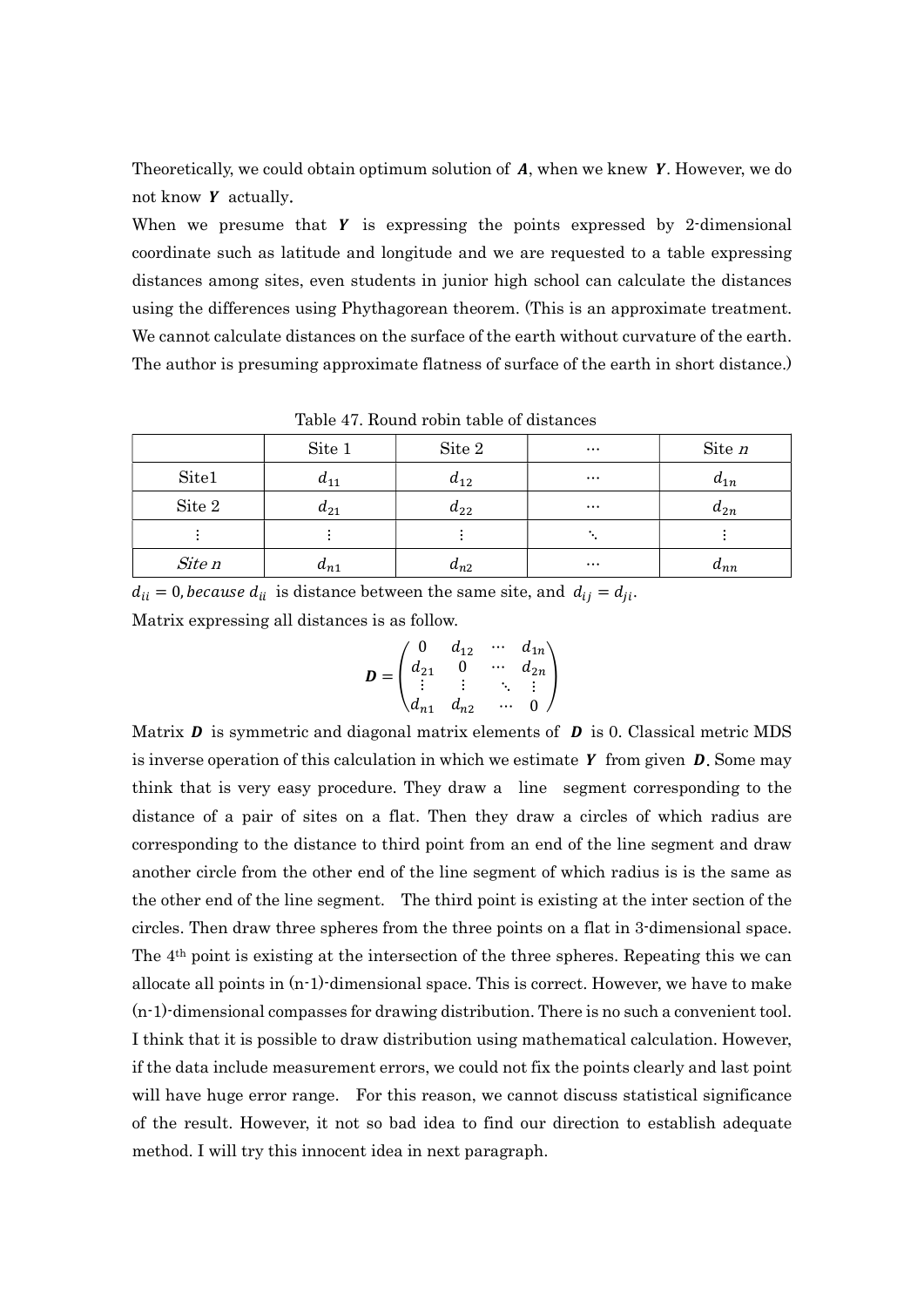Theoretically, we could obtain optimum solution of $\boldsymbol{A}$, when we knew $\boldsymbol{Y}$. However, we do not know $\boldsymbol{Y}$ actually.

When we presume that $\boldsymbol{Y}$ is expressing the points expressed by 2-dimensional coordinate such as latitude and longitude and we are requested to a table expressing distances among sites, even students in junior high school can calculate the distances using the differences using Phythagorean theorem. (This is an approximate treatment. We cannot calculate distances on the surface of the earth without curvature of the earth. The author is presuming approximate flatness of surface of the earth in short distance.)

Table 47. Round robin table of distances

| | Site 1 | Site 2 | $\cdots$ | Site $n$ |
|---|---|---|---|---|
| Site1 | $d_{11}$ | $d_{12}$ | $\cdots$ | $d_{1n}$ |
| Site 2 | $d_{21}$ | $d_{22}$ | $\cdots$ | $d_{2n}$ |
| $\vdots$ | $\vdots$ | $\vdots$ | $\ddots$ | $\vdots$ |
| *Site n* | $d_{n1}$ | $d_{n2}$ | $\cdots$ | $d_{nn}$ |

$d_{ii} = 0$, *because* $d_{ii}$ is distance between the same site, and $d_{ij} = d_{ji}$.

Matrix expressing all distances is as follow.

$$\boldsymbol{D} = \begin{pmatrix} 0 & d_{12} & \cdots & d_{1n} \\ d_{21} & 0 & \cdots & d_{2n} \\ \vdots & \vdots & \ddots & \vdots \\ d_{n1} & d_{n2} & \cdots & 0 \end{pmatrix}$$

Matrix $\boldsymbol{D}$ is symmetric and diagonal matrix elements of $\boldsymbol{D}$ is 0. Classical metric MDS is inverse operation of this calculation in which we estimate $\boldsymbol{Y}$ from given $\boldsymbol{D}$. Some may think that is very easy procedure. They draw a line segment corresponding to the distance of a pair of sites on a flat. Then they draw a circles of which radius are corresponding to the distance to third point from an end of the line segment and draw another circle from the other end of the line segment of which radius is is the same as the other end of the line segment. The third point is existing at the inter section of the circles. Then draw three spheres from the three points on a flat in 3-dimensional space. The 4th point is existing at the intersection of the three spheres. Repeating this we can allocate all points in (n-1)-dimensional space. This is correct. However, we have to make (n-1)-dimensional compasses for drawing distribution. There is no such a convenient tool. I think that it is possible to draw distribution using mathematical calculation. However, if the data include measurement errors, we could not fix the points clearly and last point will have huge error range. For this reason, we cannot discuss statistical significance of the result. However, it not so bad idea to find our direction to establish adequate method. I will try this innocent idea in next paragraph.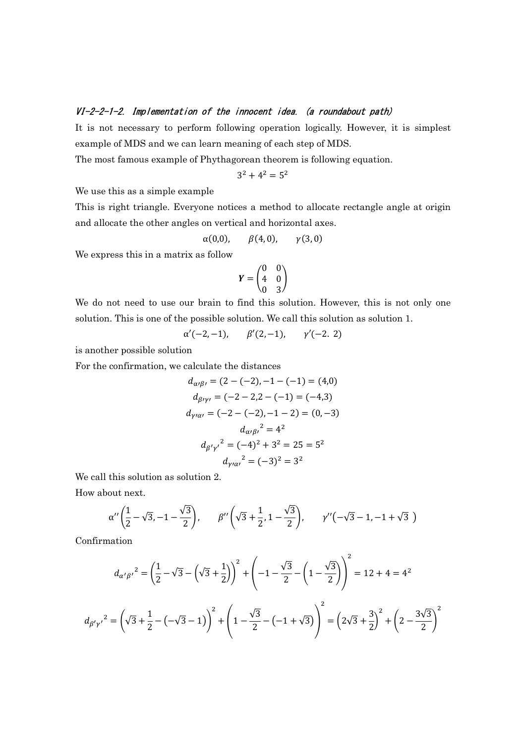### VI-2-2-1-2. Implementation of the innocent idea. (a roundabout path)

It is not necessary to perform following operation logically. However, it is simplest example of MDS and we can learn meaning of each step of MDS.

The most famous example of Phythagorean theorem is following equation.

$$3^2 + 4^2 = 5^2$$

We use this as a simple example

This is right triangle. Everyone notices a method to allocate rectangle angle at origin and allocate the other angles on vertical and horizontal axes.

$$\alpha(0,0), \qquad \beta(4,0), \qquad \gamma(3,0)$$

We express this in a matrix as follow

$$\boldsymbol{Y} = \begin{pmatrix} 0 & 0 \\ 4 & 0 \\ 0 & 3 \end{pmatrix}$$

We do not need to use our brain to find this solution. However, this is not only one solution. This is one of the possible solution. We call this solution as solution 1.

$$\alpha'(-2,-1), \qquad \beta'(2,-1), \qquad \gamma'(-2.\ 2)$$

is another possible solution

For the confirmation, we calculate the distances

$$d_{\alpha'\beta'} = (2-(-2), -1-(-1)) = (4,0)$$

$$d_{\beta'\gamma'} = (-2-2, 2-(-1)) = (-4,3)$$

$$d_{\gamma'\alpha'} = (-2-(-2), -1-2) = (0,-3)$$

$${d_{\alpha'\beta'}}^2 = 4^2$$

$${d_{\beta'\gamma'}}^2 = (-4)^2 + 3^2 = 25 = 5^2$$

$${d_{\gamma'\alpha'}}^2 = (-3)^2 = 3^2$$

We call this solution as solution 2.

How about next.

$$\alpha''\left(\frac{1}{2}-\sqrt{3}, -1-\frac{\sqrt{3}}{2}\right), \qquad \beta''\left(\sqrt{3}+\frac{1}{2}, 1-\frac{\sqrt{3}}{2}\right), \qquad \gamma''\left(-\sqrt{3}-1, -1+\sqrt{3}\ \right)$$

Confirmation

$${d_{\alpha'\beta'}}^2 = \left(\frac{1}{2}-\sqrt{3}-\left(\sqrt{3}+\frac{1}{2}\right)\right)^2 + \left(-1-\frac{\sqrt{3}}{2}-\left(1-\frac{\sqrt{3}}{2}\right)\right)^2 = 12+4 = 4^2$$

$${d_{\beta'\gamma'}}^2 = \left(\sqrt{3}+\frac{1}{2}-\left(-\sqrt{3}-1\right)\right)^2 + \left(1-\frac{\sqrt{3}}{2}-\left(-1+\sqrt{3}\right)\right)^2 = \left(2\sqrt{3}+\frac{3}{2}\right)^2 + \left(2-\frac{3\sqrt{3}}{2}\right)^2$$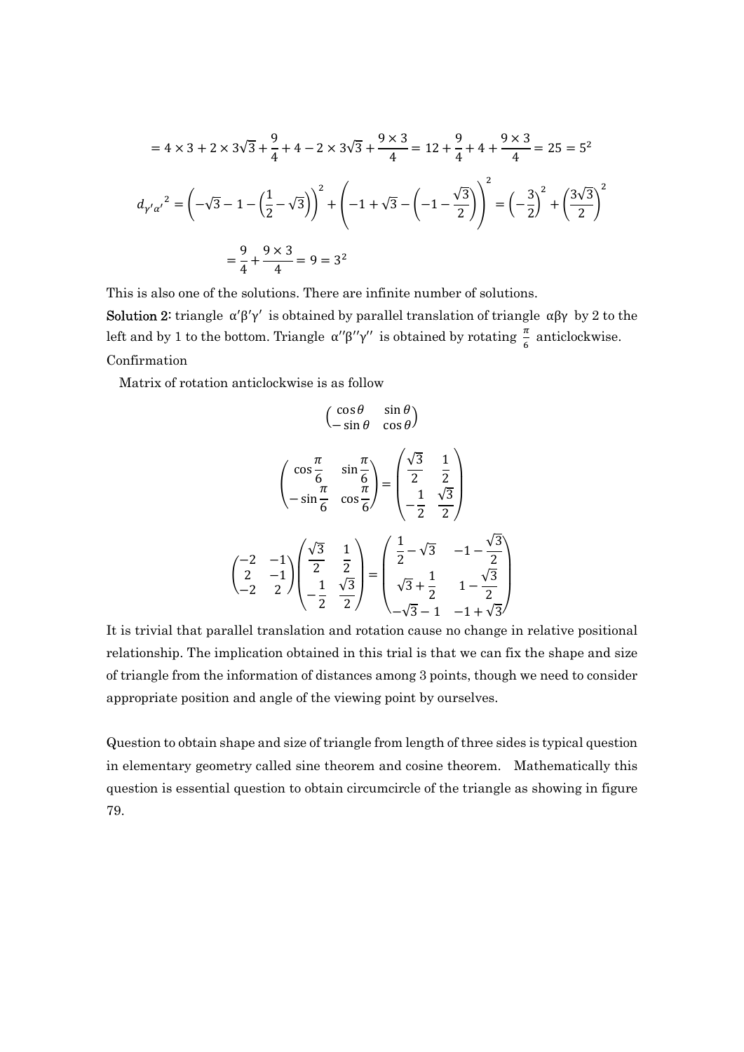$$= 4 \times 3 + 2 \times 3\sqrt{3} + \frac{9}{4} + 4 - 2 \times 3\sqrt{3} + \frac{9 \times 3}{4} = 12 + \frac{9}{4} + 4 + \frac{9 \times 3}{4} = 25 = 5^2$$

$$d_{\gamma'\alpha'}{}^2 = \left(-\sqrt{3} - 1 - \left(\frac{1}{2} - \sqrt{3}\right)\right)^2 + \left(-1 + \sqrt{3} - \left(-1 - \frac{\sqrt{3}}{2}\right)\right)^2 = \left(-\frac{3}{2}\right)^2 + \left(\frac{3\sqrt{3}}{2}\right)^2$$

$$= \frac{9}{4} + \frac{9 \times 3}{4} = 9 = 3^2$$

This is also one of the solutions. There are infinite number of solutions.

**Solution 2:** triangle $\alpha'\beta'\gamma'$ is obtained by parallel translation of triangle $\alpha\beta\gamma$ by 2 to the left and by 1 to the bottom. Triangle $\alpha''\beta''\gamma''$ is obtained by rotating $\frac{\pi}{6}$ anticlockwise.

Confirmation

Matrix of rotation anticlockwise is as follow

$$\begin{pmatrix} \cos\theta & \sin\theta \\ -\sin\theta & \cos\theta \end{pmatrix}$$

$$\begin{pmatrix} \cos\frac{\pi}{6} & \sin\frac{\pi}{6} \\ -\sin\frac{\pi}{6} & \cos\frac{\pi}{6} \end{pmatrix} = \begin{pmatrix} \frac{\sqrt{3}}{2} & \frac{1}{2} \\ -\frac{1}{2} & \frac{\sqrt{3}}{2} \end{pmatrix}$$

$$\begin{pmatrix} -2 & -1 \\ 2 & -1 \\ -2 & 2 \end{pmatrix} \begin{pmatrix} \frac{\sqrt{3}}{2} & \frac{1}{2} \\ -\frac{1}{2} & \frac{\sqrt{3}}{2} \end{pmatrix} = \begin{pmatrix} \frac{1}{2} - \sqrt{3} & -1 - \frac{\sqrt{3}}{2} \\ \sqrt{3} + \frac{1}{2} & 1 - \frac{\sqrt{3}}{2} \\ -\sqrt{3} - 1 & -1 + \sqrt{3} \end{pmatrix}$$

It is trivial that parallel translation and rotation cause no change in relative positional relationship. The implication obtained in this trial is that we can fix the shape and size of triangle from the information of distances among 3 points, though we need to consider appropriate position and angle of the viewing point by ourselves.

Question to obtain shape and size of triangle from length of three sides is typical question in elementary geometry called sine theorem and cosine theorem. Mathematically this question is essential question to obtain circumcircle of the triangle as showing in figure 79.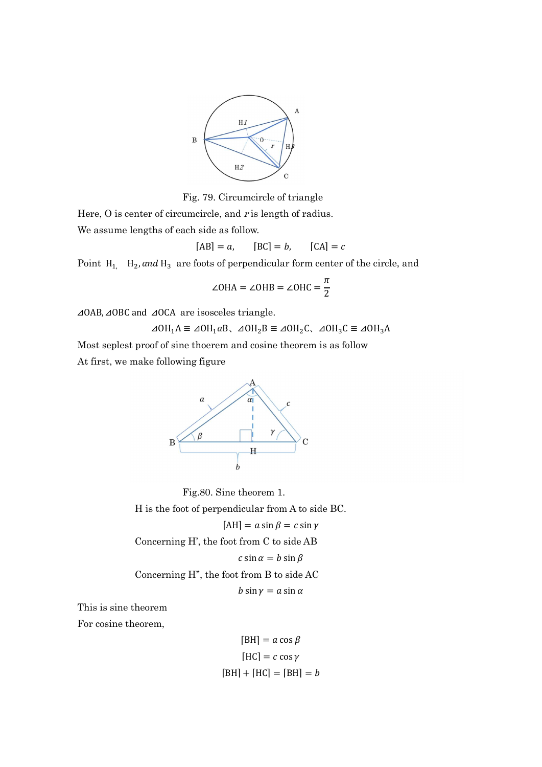Fig. 79. Circumcircle of triangle

Here, O is center of circumcircle, and $r$ is length of radius.

We assume lengths of each side as follow.

$$[\mathrm{AB}] = a, \qquad [\mathrm{BC}] = b, \qquad [\mathrm{CA}] = c$$

Point $\mathrm{H_1}$, $\mathrm{H_2}$, *and* $\mathrm{H_3}$ are foots of perpendicular form center of the circle, and

$$\angle\mathrm{OHA} = \angle\mathrm{OHB} = \angle\mathrm{OHC} = \frac{\pi}{2}$$

$\varDelta\mathrm{OAB}$, $\varDelta\mathrm{OBC}$ and $\varDelta\mathrm{OCA}$ are isosceles triangle.

$$\varDelta\mathrm{OH_1A} \equiv \varDelta\mathrm{OH_1}a\mathrm{B}、\varDelta\mathrm{OH_2B} \equiv \varDelta\mathrm{OH_2C}、\varDelta\mathrm{OH_3C} \equiv \varDelta\mathrm{OH_3A}$$

Most seplest proof of sine thoerem and cosine theorem is as follow

At first, we make following figure

Fig.80. Sine theorem 1.

H is the foot of perpendicular from A to side BC.

$$[\mathrm{AH}] = a \sin\beta = c \sin\gamma$$

Concerning H', the foot from C to side AB

$$c \sin\alpha = b \sin\beta$$

Concerning H", the foot from B to side AC

$$b \sin\gamma = a \sin\alpha$$

This is sine theorem

For cosine theorem,

$$[\mathrm{BH}] = a \cos\beta$$

$$[\mathrm{HC}] = c \cos\gamma$$

$$[\mathrm{BH}] + [\mathrm{HC}] = [\mathrm{BH}] = b$$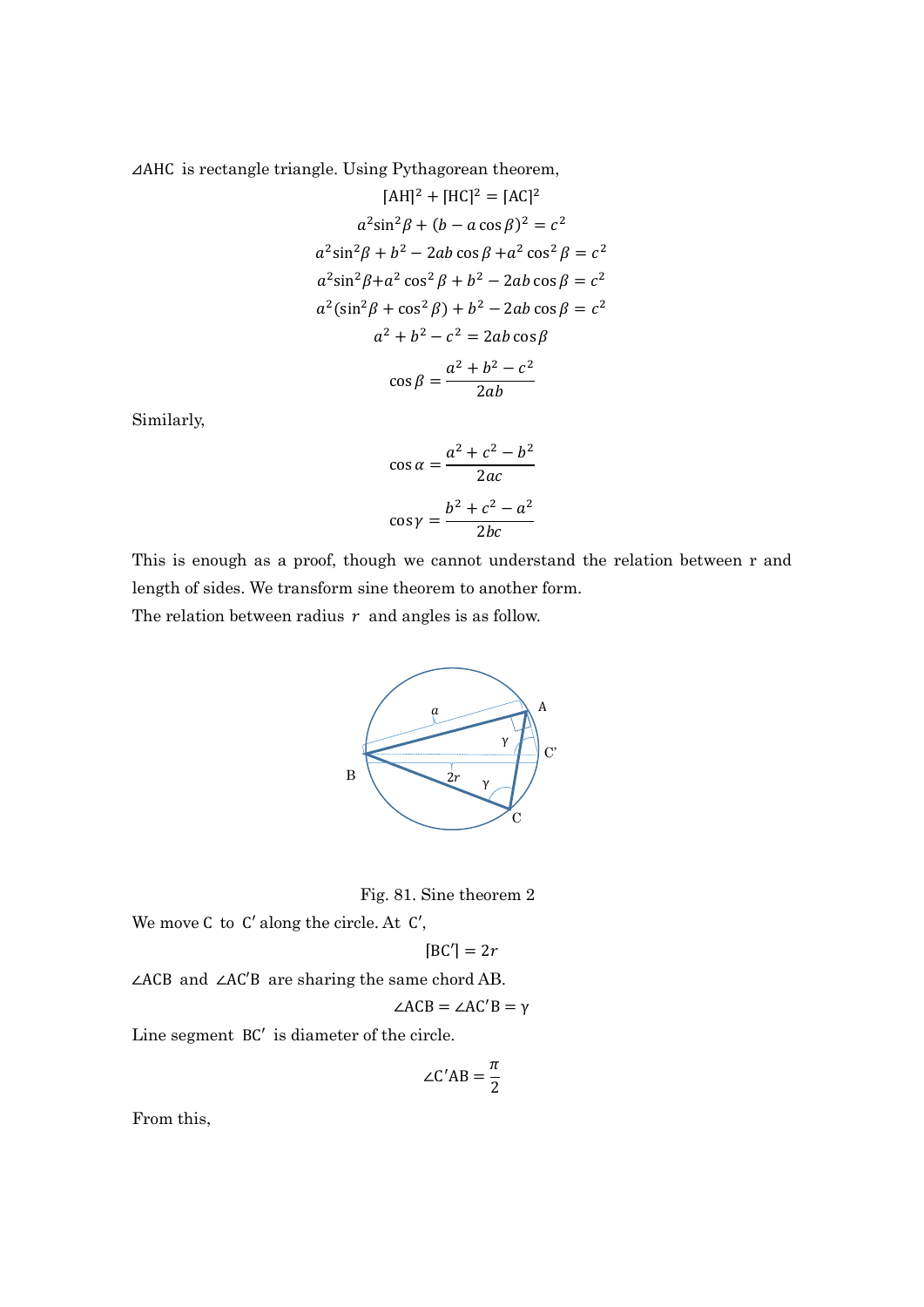⊿AHC is rectangle triangle. Using Pythagorean theorem,

$$[\mathrm{AH}]^2 + [\mathrm{HC}]^2 = [\mathrm{AC}]^2$$

$$a^2\sin^2\beta + (b - a\cos\beta)^2 = c^2$$

$$a^2\sin^2\beta + b^2 - 2ab\cos\beta + a^2\cos^2\beta = c^2$$

$$a^2\sin^2\beta + a^2\cos^2\beta + b^2 - 2ab\cos\beta = c^2$$

$$a^2(\sin^2\beta + \cos^2\beta) + b^2 - 2ab\cos\beta = c^2$$

$$a^2 + b^2 - c^2 = 2ab\cos\beta$$

$$\cos\beta = \frac{a^2 + b^2 - c^2}{2ab}$$

Similarly,

$$\cos\alpha = \frac{a^2 + c^2 - b^2}{2ac}$$

$$\cos\gamma = \frac{b^2 + c^2 - a^2}{2bc}$$

This is enough as a proof, though we cannot understand the relation between r and length of sides. We transform sine theorem to another form.

The relation between radius $r$ and angles is as follow.

Fig. 81. Sine theorem 2

We move C to C′ along the circle. At C′,

$$[\mathrm{BC}'] = 2r$$

∠ACB and ∠AC′B are sharing the same chord AB.

$$\angle\mathrm{ACB} = \angle\mathrm{AC'B} = \gamma$$

Line segment BC′ is diameter of the circle.

$$\angle\mathrm{C'AB} = \frac{\pi}{2}$$

From this,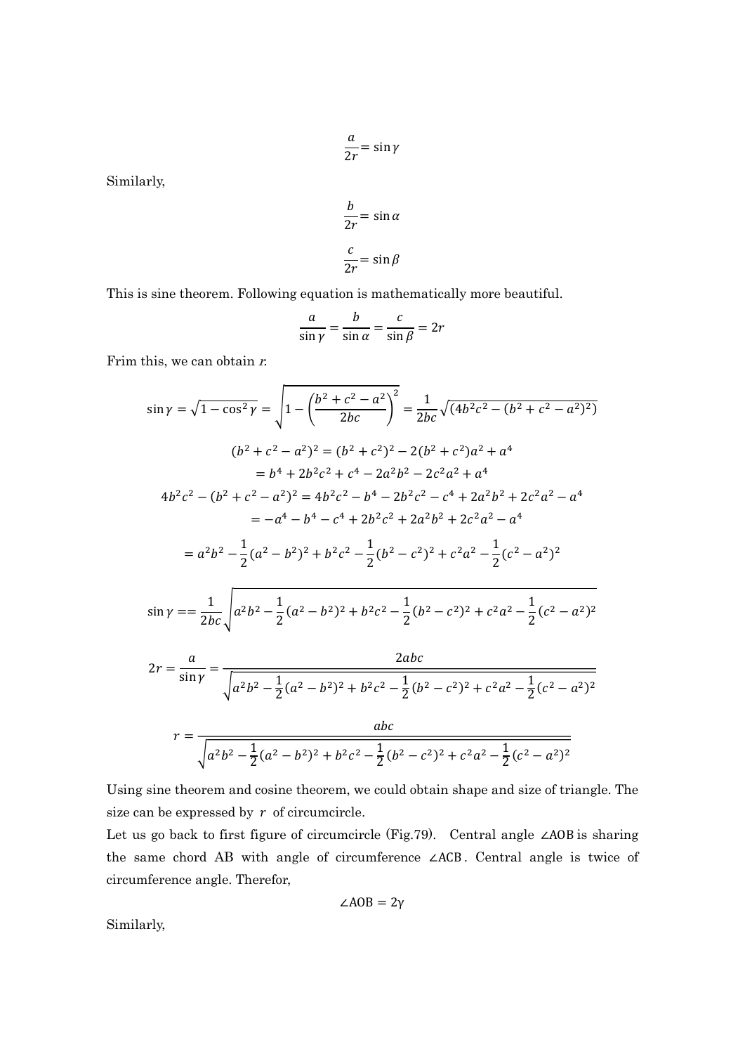$$\frac{a}{2r} = \sin\gamma$$

Similarly,

$$\frac{b}{2r} = \sin\alpha$$

$$\frac{c}{2r} = \sin\beta$$

This is sine theorem. Following equation is mathematically more beautiful.

$$\frac{a}{\sin\gamma} = \frac{b}{\sin\alpha} = \frac{c}{\sin\beta} = 2r$$

Frim this, we can obtain $r$.

$$\sin\gamma = \sqrt{1-\cos^2\gamma} = \sqrt{1-\left(\frac{b^2+c^2-a^2}{2bc}\right)^2} = \frac{1}{2bc}\sqrt{(4b^2c^2-(b^2+c^2-a^2)^2)}$$

$$(b^2+c^2-a^2)^2 = (b^2+c^2)^2 - 2(b^2+c^2)a^2 + a^4$$

$$= b^4 + 2b^2c^2 + c^4 - 2a^2b^2 - 2c^2a^2 + a^4$$

$$4b^2c^2 - (b^2+c^2-a^2)^2 = 4b^2c^2 - b^4 - 2b^2c^2 - c^4 + 2a^2b^2 + 2c^2a^2 - a^4$$

$$= -a^4 - b^4 - c^4 + 2b^2c^2 + 2a^2b^2 + 2c^2a^2 - a^4$$

$$= a^2b^2 - \frac{1}{2}(a^2-b^2)^2 + b^2c^2 - \frac{1}{2}(b^2-c^2)^2 + c^2a^2 - \frac{1}{2}(c^2-a^2)^2$$

$$\sin\gamma == \frac{1}{2bc}\sqrt{a^2b^2 - \frac{1}{2}(a^2-b^2)^2 + b^2c^2 - \frac{1}{2}(b^2-c^2)^2 + c^2a^2 - \frac{1}{2}(c^2-a^2)^2}$$

$$2r = \frac{a}{\sin\gamma} = \frac{2abc}{\sqrt{a^2b^2 - \frac{1}{2}(a^2-b^2)^2 + b^2c^2 - \frac{1}{2}(b^2-c^2)^2 + c^2a^2 - \frac{1}{2}(c^2-a^2)^2}}$$

$$r = \frac{abc}{\sqrt{a^2b^2 - \frac{1}{2}(a^2-b^2)^2 + b^2c^2 - \frac{1}{2}(b^2-c^2)^2 + c^2a^2 - \frac{1}{2}(c^2-a^2)^2}}$$

Using sine theorem and cosine theorem, we could obtain shape and size of triangle. The size can be expressed by $r$ of circumcircle.

Let us go back to first figure of circumcircle (Fig.79). Central angle $\angle\mathrm{AOB}$ is sharing the same chord AB with angle of circumference $\angle\mathrm{ACB}$. Central angle is twice of circumference angle. Therefor,

$$\angle\mathrm{AOB} = 2\gamma$$

Similarly,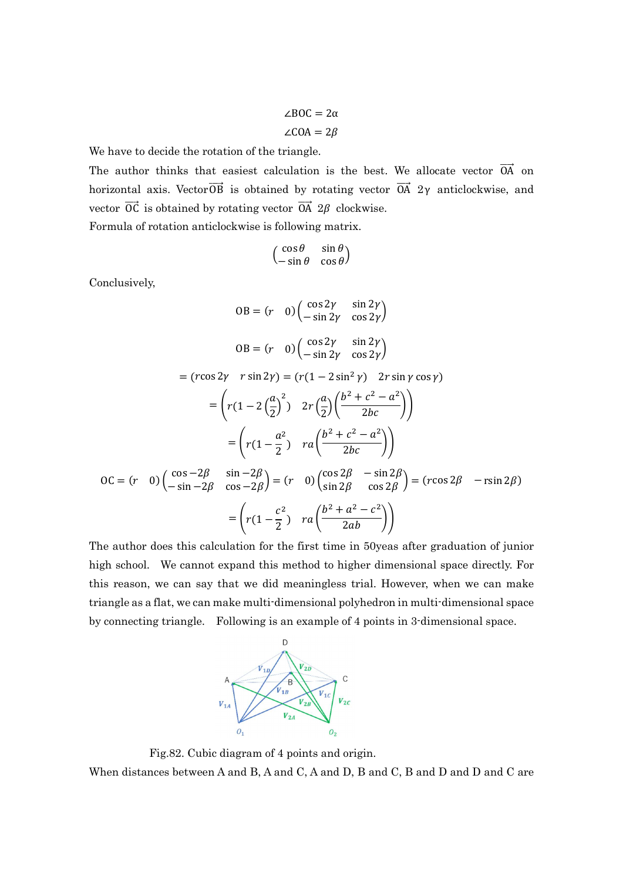$$\angle \mathrm{BOC} = 2\alpha$$

$$\angle \mathrm{COA} = 2\beta$$

We have to decide the rotation of the triangle.

The author thinks that easiest calculation is the best. We allocate vector $\overrightarrow{\mathrm{OA}}$ on horizontal axis. Vector $\overrightarrow{\mathrm{OB}}$ is obtained by rotating vector $\overrightarrow{\mathrm{OA}}$ $2\gamma$ anticlockwise, and vector $\overrightarrow{\mathrm{OC}}$ is obtained by rotating vector $\overrightarrow{\mathrm{OA}}$ $2\beta$ clockwise.

Formula of rotation anticlockwise is following matrix.

$$\begin{pmatrix} \cos\theta & \sin\theta \\ -\sin\theta & \cos\theta \end{pmatrix}$$

Conclusively,

$$\mathrm{OB} = (r \quad 0)\begin{pmatrix} \cos 2\gamma & \sin 2\gamma \\ -\sin 2\gamma & \cos 2\gamma \end{pmatrix}$$

$$\mathrm{OB} = (r \quad 0)\begin{pmatrix} \cos 2\gamma & \sin 2\gamma \\ -\sin 2\gamma & \cos 2\gamma \end{pmatrix}$$

$$= (r\cos 2\gamma \quad r\sin 2\gamma) = (r(1 - 2\sin^2\gamma) \quad 2r\sin\gamma\cos\gamma)$$

$$= \left( r(1 - 2\left(\frac{a}{2}\right)^2) \quad 2r\left(\frac{a}{2}\right)\left(\frac{b^2 + c^2 - a^2}{2bc}\right) \right)$$

$$= \left( r(1 - \frac{a^2}{2}) \quad ra\left(\frac{b^2 + c^2 - a^2}{2bc}\right) \right)$$

$$\mathrm{OC} = (r \quad 0)\begin{pmatrix} \cos -2\beta & \sin -2\beta \\ -\sin -2\beta & \cos -2\beta \end{pmatrix} = (r \quad 0)\begin{pmatrix} \cos 2\beta & -\sin 2\beta \\ \sin 2\beta & \cos 2\beta \end{pmatrix} = (r\cos 2\beta \quad -r\sin 2\beta)$$

$$= \left( r(1 - \frac{c^2}{2}) \quad ra\left(\frac{b^2 + a^2 - c^2}{2ab}\right) \right)$$

The author does this calculation for the first time in 50yeas after graduation of junior high school. We cannot expand this method to higher dimensional space directly. For this reason, we can say that we did meaningless trial. However, when we can make triangle as a flat, we can make multi-dimensional polyhedron in multi-dimensional space by connecting triangle. Following is an example of 4 points in 3-dimensional space.

Fig.82. Cubic diagram of 4 points and origin.

When distances between A and B, A and C, A and D, B and C, B and D and D and C are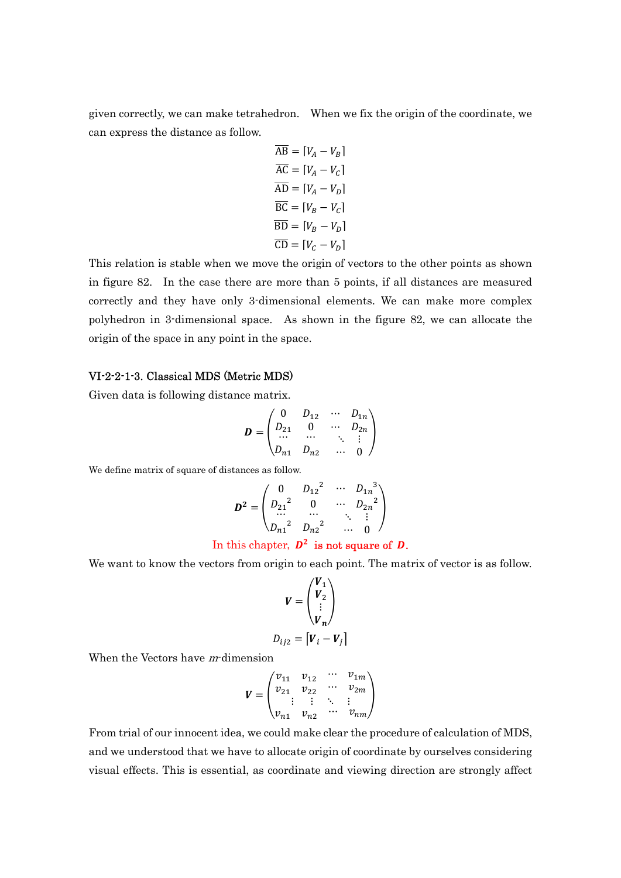given correctly, we can make tetrahedron. When we fix the origin of the coordinate, we can express the distance as follow.

$$\overline{\mathrm{AB}} = \lceil V_A - V_B \rceil$$
$$\overline{\mathrm{AC}} = \lceil V_A - V_C \rceil$$
$$\overline{\mathrm{AD}} = \lceil V_A - V_D \rceil$$
$$\overline{\mathrm{BC}} = \lceil V_B - V_C \rceil$$
$$\overline{\mathrm{BD}} = \lceil V_B - V_D \rceil$$
$$\overline{\mathrm{CD}} = \lceil V_C - V_D \rceil$$

This relation is stable when we move the origin of vectors to the other points as shown in figure 82. In the case there are more than 5 points, if all distances are measured correctly and they have only 3-dimensional elements. We can make more complex polyhedron in 3-dimensional space. As shown in the figure 82, we can allocate the origin of the space in any point in the space.

#### VI-2-2-1-3. Classical MDS (Metric MDS)

Given data is following distance matrix.

$$\boldsymbol{D} = \begin{pmatrix} 0 & D_{12} & \cdots & D_{1n} \\ D_{21} & 0 & \cdots & D_{2n} \\ \cdots & \cdots & \ddots & \vdots \\ D_{n1} & D_{n2} & \cdots & 0 \end{pmatrix}$$

We define matrix of square of distances as follow.

$$\boldsymbol{D^2} = \begin{pmatrix} 0 & {D_{12}}^2 & \cdots & {D_{1n}}^3 \\ {D_{21}}^2 & 0 & \cdots & {D_{2n}}^2 \\ \cdots & \cdots & \ddots & \vdots \\ {D_{n1}}^2 & {D_{n2}}^2 & \cdots & 0 \end{pmatrix}$$

In this chapter, $\boldsymbol{D^2}$ is not square of $\boldsymbol{D}$.

We want to know the vectors from origin to each point. The matrix of vector is as follow.

$$\boldsymbol{V} = \begin{pmatrix} \boldsymbol{V}_1 \\ \boldsymbol{V}_2 \\ \vdots \\ \boldsymbol{V}_n \end{pmatrix}$$

$$D_{ij2} = \lceil \boldsymbol{V}_i - \boldsymbol{V}_j \rceil$$

When the Vectors have $m$-dimension

$$\boldsymbol{V} = \begin{pmatrix} v_{11} & v_{12} & \cdots & v_{1m} \\ v_{21} & v_{22} & \cdots & v_{2m} \\ \vdots & \vdots & \ddots & \vdots \\ v_{n1} & v_{n2} & \cdots & v_{nm} \end{pmatrix}$$

From trial of our innocent idea, we could make clear the procedure of calculation of MDS, and we understood that we have to allocate origin of coordinate by ourselves considering visual effects. This is essential, as coordinate and viewing direction are strongly affect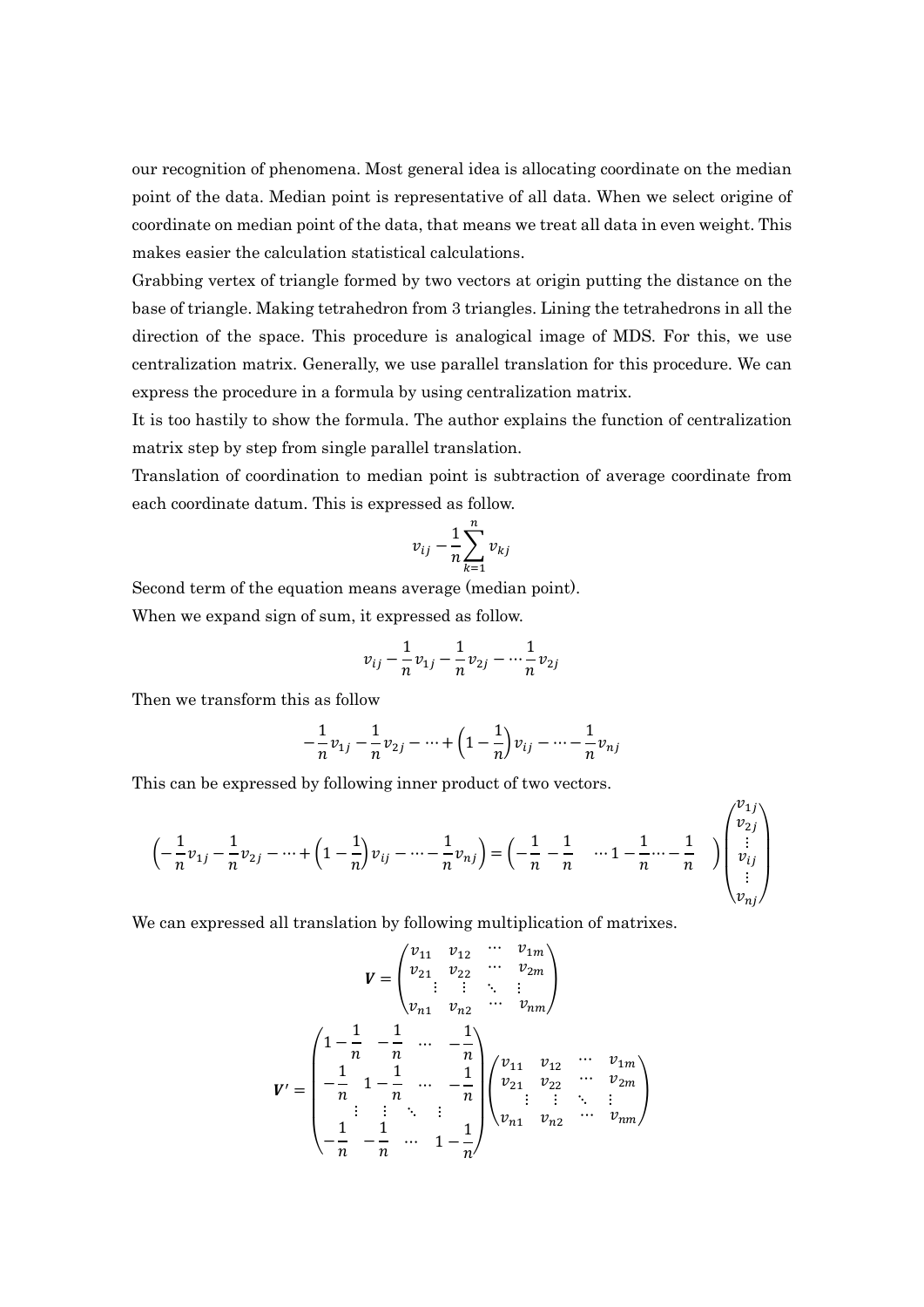our recognition of phenomena. Most general idea is allocating coordinate on the median point of the data. Median point is representative of all data. When we select origine of coordinate on median point of the data, that means we treat all data in even weight. This makes easier the calculation statistical calculations.

Grabbing vertex of triangle formed by two vectors at origin putting the distance on the base of triangle. Making tetrahedron from 3 triangles. Lining the tetrahedrons in all the direction of the space. This procedure is analogical image of MDS. For this, we use centralization matrix. Generally, we use parallel translation for this procedure. We can express the procedure in a formula by using centralization matrix.

It is too hastily to show the formula. The author explains the function of centralization matrix step by step from single parallel translation.

Translation of coordination to median point is subtraction of average coordinate from each coordinate datum. This is expressed as follow.

$$v_{ij} - \frac{1}{n}\sum_{k=1}^{n} v_{kj}$$

Second term of the equation means average (median point).

When we expand sign of sum, it expressed as follow.

$$v_{ij} - \frac{1}{n}v_{1j} - \frac{1}{n}v_{2j} - \cdots \frac{1}{n}v_{2j}$$

Then we transform this as follow

$$-\frac{1}{n}v_{1j} - \frac{1}{n}v_{2j} - \cdots + \left(1 - \frac{1}{n}\right)v_{ij} - \cdots - \frac{1}{n}v_{nj}$$

This can be expressed by following inner product of two vectors.

$$\left(-\frac{1}{n}v_{1j} - \frac{1}{n}v_{2j} - \cdots + \left(1 - \frac{1}{n}\right)v_{ij} - \cdots - \frac{1}{n}v_{nj}\right) = \begin{pmatrix} -\frac{1}{n} & -\frac{1}{n} & \cdots 1 - \frac{1}{n} \cdots - \frac{1}{n} \end{pmatrix} \begin{pmatrix} v_{1j} \\ v_{2j} \\ \vdots \\ v_{ij} \\ \vdots \\ v_{nj} \end{pmatrix}$$

We can expressed all translation by following multiplication of matrixes.

$$\boldsymbol{V} = \begin{pmatrix} v_{11} & v_{12} & \cdots & v_{1m} \\ v_{21} & v_{22} & \cdots & v_{2m} \\ \vdots & \vdots & \ddots & \vdots \\ v_{n1} & v_{n2} & \cdots & v_{nm} \end{pmatrix}$$

$$\boldsymbol{V}' = \begin{pmatrix} 1 - \frac{1}{n} & -\frac{1}{n} & \cdots & -\frac{1}{n} \\ -\frac{1}{n} & 1 - \frac{1}{n} & \cdots & -\frac{1}{n} \\ \vdots & \vdots & \ddots & \vdots \\ -\frac{1}{n} & -\frac{1}{n} & \cdots & 1 - \frac{1}{n} \end{pmatrix} \begin{pmatrix} v_{11} & v_{12} & \cdots & v_{1m} \\ v_{21} & v_{22} & \cdots & v_{2m} \\ \vdots & \vdots & \ddots & \vdots \\ v_{n1} & v_{n2} & \cdots & v_{nm} \end{pmatrix}$$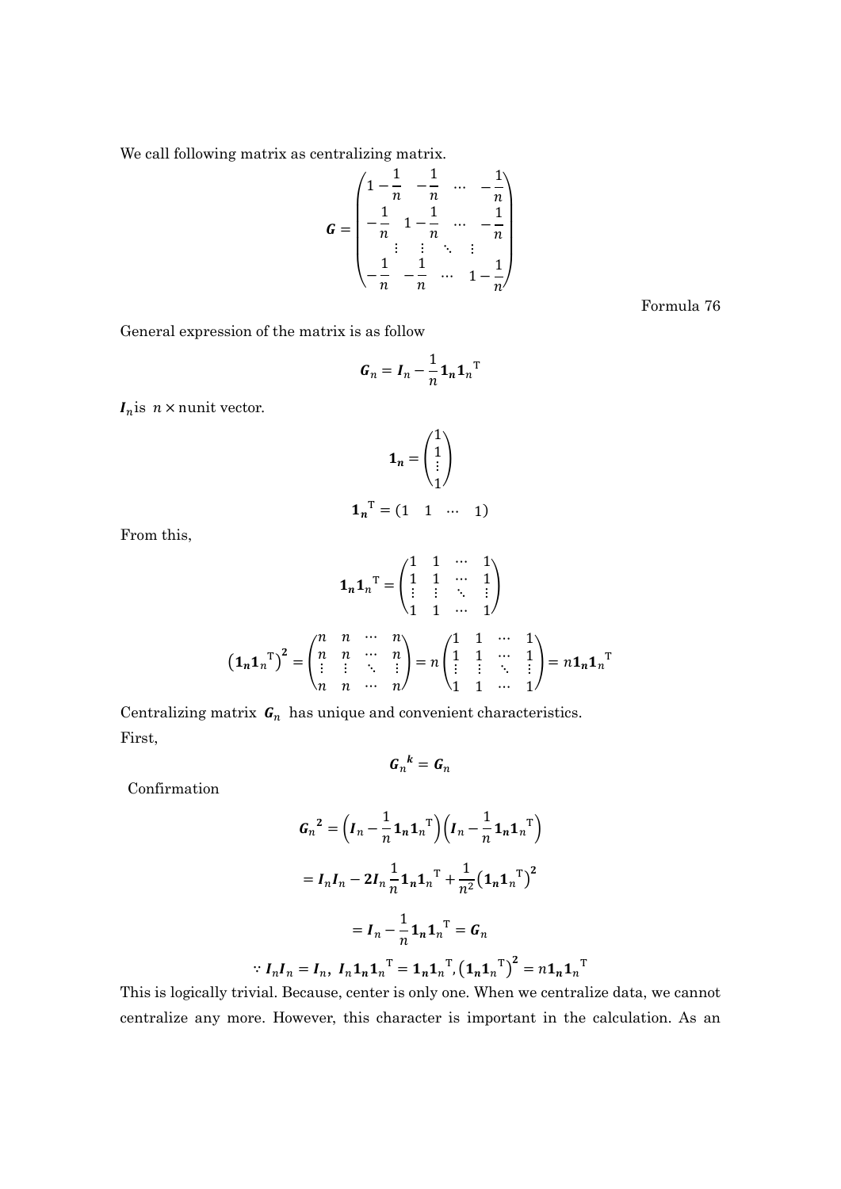We call following matrix as centralizing matrix.

$$\boldsymbol{G} = \begin{pmatrix} 1-\frac{1}{n} & -\frac{1}{n} & \cdots & -\frac{1}{n} \\ -\frac{1}{n} & 1-\frac{1}{n} & \cdots & -\frac{1}{n} \\ \vdots & \vdots & \ddots & \vdots \\ -\frac{1}{n} & -\frac{1}{n} & \cdots & 1-\frac{1}{n} \end{pmatrix}$$

Formula 76

General expression of the matrix is as follow

$$\boldsymbol{G}_n = \boldsymbol{I}_n - \frac{1}{n}\boldsymbol{1_n}\boldsymbol{1_n}^{\mathrm{T}}$$

$\boldsymbol{I}_n$is $n \times n$unit vector.

$$\boldsymbol{1_n} = \begin{pmatrix} 1 \\ 1 \\ \vdots \\ 1 \end{pmatrix}$$

$$\boldsymbol{1_n}^{\mathrm{T}} = \begin{pmatrix} 1 & 1 & \cdots & 1 \end{pmatrix}$$

From this,

$$\boldsymbol{1_n}\boldsymbol{1_n}^{\mathrm{T}} = \begin{pmatrix} 1 & 1 & \cdots & 1 \\ 1 & 1 & \cdots & 1 \\ \vdots & \vdots & \ddots & \vdots \\ 1 & 1 & \cdots & 1 \end{pmatrix}$$

$$\left(\boldsymbol{1_n}\boldsymbol{1_n}^{\mathrm{T}}\right)^{\boldsymbol{2}} = \begin{pmatrix} n & n & \cdots & n \\ n & n & \cdots & n \\ \vdots & \vdots & \ddots & \vdots \\ n & n & \cdots & n \end{pmatrix} = n\begin{pmatrix} 1 & 1 & \cdots & 1 \\ 1 & 1 & \cdots & 1 \\ \vdots & \vdots & \ddots & \vdots \\ 1 & 1 & \cdots & 1 \end{pmatrix} = n\boldsymbol{1_n}\boldsymbol{1_n}^{\mathrm{T}}$$

Centralizing matrix $\boldsymbol{G}_n$ has unique and convenient characteristics.

First,

$$\boldsymbol{G}_n{}^{\boldsymbol{k}} = \boldsymbol{G}_n$$

Confirmation

$$\boldsymbol{G}_n{}^{\boldsymbol{2}} = \left(\boldsymbol{I}_n - \frac{1}{n}\boldsymbol{1_n}\boldsymbol{1_n}^{\mathrm{T}}\right)\left(\boldsymbol{I}_n - \frac{1}{n}\boldsymbol{1_n}\boldsymbol{1_n}^{\mathrm{T}}\right)$$

$$= \boldsymbol{I}_n\boldsymbol{I}_n - \boldsymbol{2}\boldsymbol{I}_n\frac{1}{n}\boldsymbol{1_n}\boldsymbol{1_n}^{\mathrm{T}} + \frac{1}{n^2}\left(\boldsymbol{1_n}\boldsymbol{1_n}^{\mathrm{T}}\right)^{\boldsymbol{2}}$$

$$= \boldsymbol{I}_n - \frac{1}{n}\boldsymbol{1_n}\boldsymbol{1_n}^{\mathrm{T}} = \boldsymbol{G}_n$$

$$\because \boldsymbol{I}_n\boldsymbol{I}_n = \boldsymbol{I}_n,\ \boldsymbol{I}_n\boldsymbol{1_n}\boldsymbol{1_n}^{\mathrm{T}} = \boldsymbol{1_n}\boldsymbol{1_n}^{\mathrm{T}}, \left(\boldsymbol{1_n}\boldsymbol{1_n}^{\mathrm{T}}\right)^{\boldsymbol{2}} = n\boldsymbol{1_n}\boldsymbol{1_n}^{\mathrm{T}}$$

This is logically trivial. Because, center is only one. When we centralize data, we cannot centralize any more. However, this character is important in the calculation. As an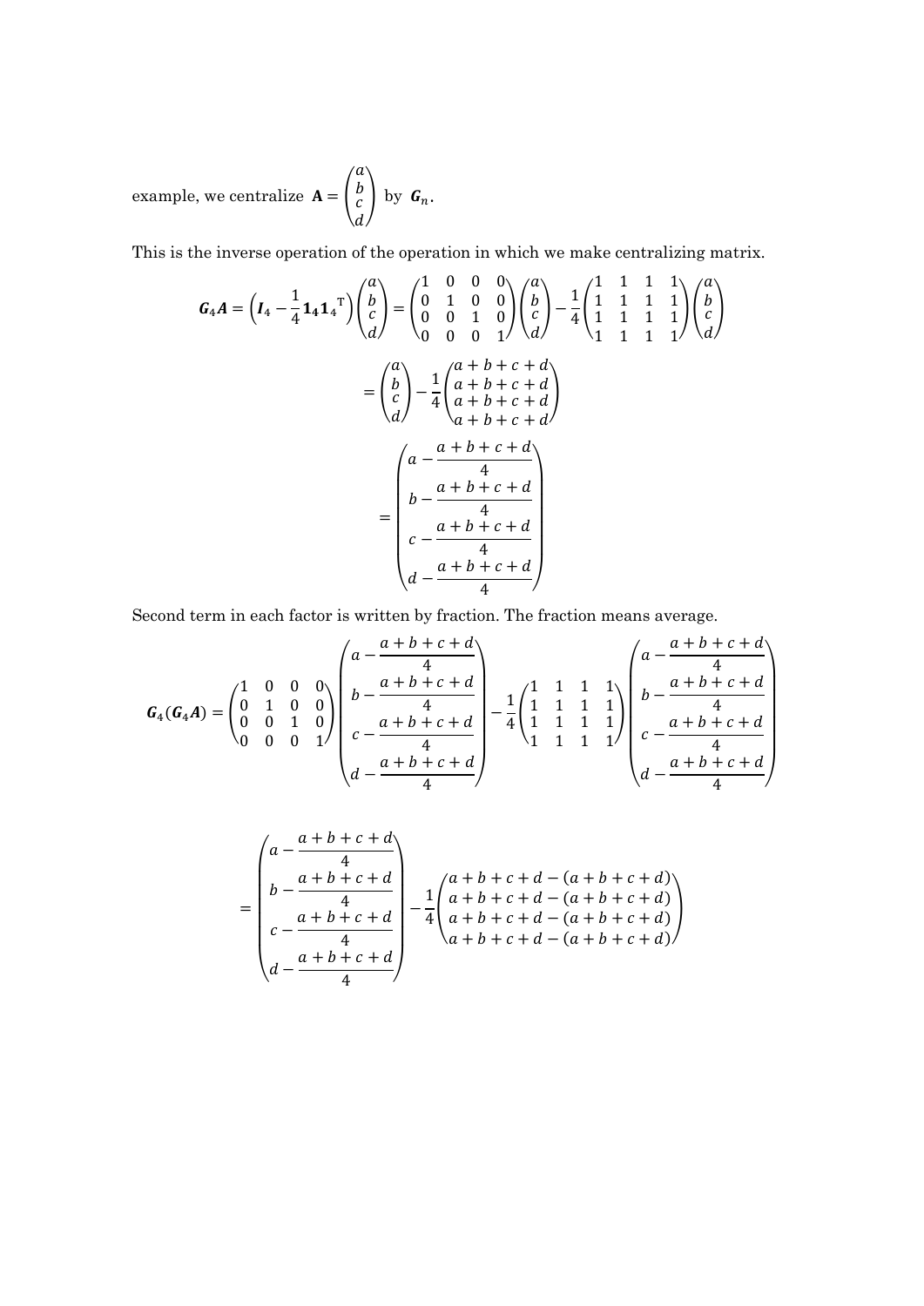example, we centralize $\mathbf{A} = \begin{pmatrix} a \\ b \\ c \\ d \end{pmatrix}$ by $\boldsymbol{G}_n$.

This is the inverse operation of the operation in which we make centralizing matrix.

$$\boldsymbol{G}_4\boldsymbol{A} = \left(\boldsymbol{I}_4 - \frac{1}{4}\mathbf{1}_4\mathbf{1}_4{}^{\mathrm{T}}\right)\begin{pmatrix} a \\ b \\ c \\ d \end{pmatrix} = \begin{pmatrix} 1 & 0 & 0 & 0 \\ 0 & 1 & 0 & 0 \\ 0 & 0 & 1 & 0 \\ 0 & 0 & 0 & 1 \end{pmatrix}\begin{pmatrix} a \\ b \\ c \\ d \end{pmatrix} - \frac{1}{4}\begin{pmatrix} 1 & 1 & 1 & 1 \\ 1 & 1 & 1 & 1 \\ 1 & 1 & 1 & 1 \\ 1 & 1 & 1 & 1 \end{pmatrix}\begin{pmatrix} a \\ b \\ c \\ d \end{pmatrix}$$

$$= \begin{pmatrix} a \\ b \\ c \\ d \end{pmatrix} - \frac{1}{4}\begin{pmatrix} a+b+c+d \\ a+b+c+d \\ a+b+c+d \\ a+b+c+d \end{pmatrix}$$

$$= \begin{pmatrix} a - \dfrac{a+b+c+d}{4} \\ b - \dfrac{a+b+c+d}{4} \\ c - \dfrac{a+b+c+d}{4} \\ d - \dfrac{a+b+c+d}{4} \end{pmatrix}$$

Second term in each factor is written by fraction. The fraction means average.

$$\boldsymbol{G}_4(\boldsymbol{G}_4\boldsymbol{A}) = \begin{pmatrix} 1 & 0 & 0 & 0 \\ 0 & 1 & 0 & 0 \\ 0 & 0 & 1 & 0 \\ 0 & 0 & 0 & 1 \end{pmatrix}\begin{pmatrix} a - \dfrac{a+b+c+d}{4} \\ b - \dfrac{a+b+c+d}{4} \\ c - \dfrac{a+b+c+d}{4} \\ d - \dfrac{a+b+c+d}{4} \end{pmatrix} - \frac{1}{4}\begin{pmatrix} 1 & 1 & 1 & 1 \\ 1 & 1 & 1 & 1 \\ 1 & 1 & 1 & 1 \\ 1 & 1 & 1 & 1 \end{pmatrix}\begin{pmatrix} a - \dfrac{a+b+c+d}{4} \\ b - \dfrac{a+b+c+d}{4} \\ c - \dfrac{a+b+c+d}{4} \\ d - \dfrac{a+b+c+d}{4} \end{pmatrix}$$

$$= \begin{pmatrix} a - \dfrac{a+b+c+d}{4} \\ b - \dfrac{a+b+c+d}{4} \\ c - \dfrac{a+b+c+d}{4} \\ d - \dfrac{a+b+c+d}{4} \end{pmatrix} - \frac{1}{4}\begin{pmatrix} a+b+c+d-(a+b+c+d) \\ a+b+c+d-(a+b+c+d) \\ a+b+c+d-(a+b+c+d) \\ a+b+c+d-(a+b+c+d) \end{pmatrix}$$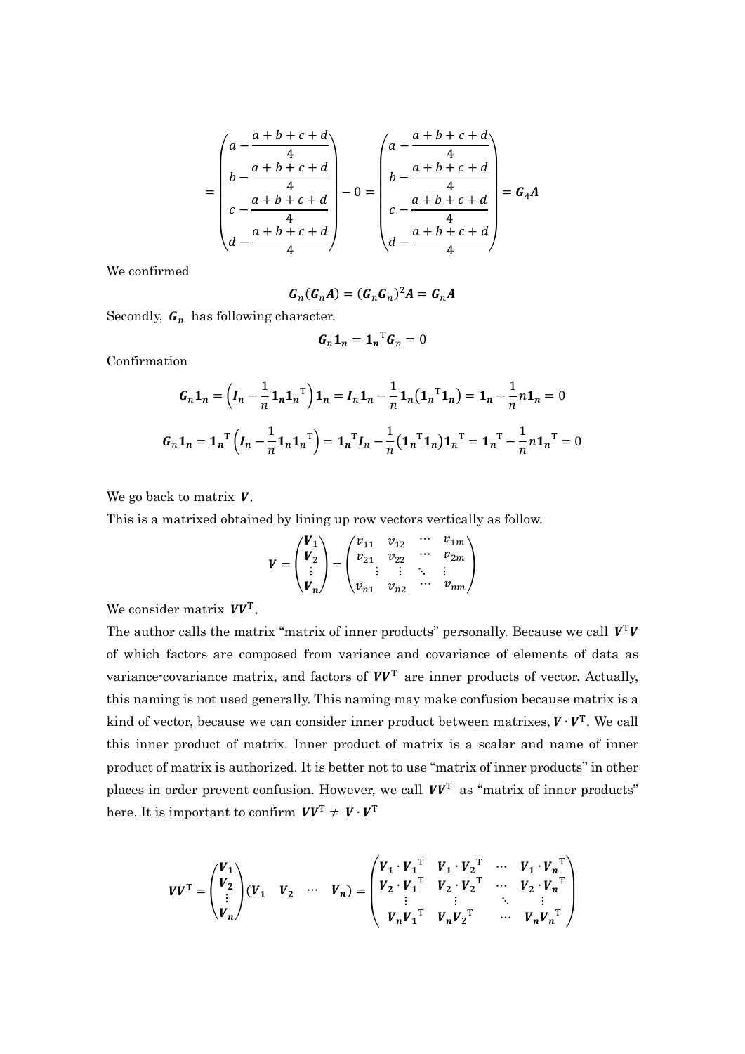$$
= \begin{pmatrix} a - \dfrac{a+b+c+d}{4} \\ b - \dfrac{a+b+c+d}{4} \\ c - \dfrac{a+b+c+d}{4} \\ d - \dfrac{a+b+c+d}{4} \end{pmatrix} - 0 = \begin{pmatrix} a - \dfrac{a+b+c+d}{4} \\ b - \dfrac{a+b+c+d}{4} \\ c - \dfrac{a+b+c+d}{4} \\ d - \dfrac{a+b+c+d}{4} \end{pmatrix} = \boldsymbol{G}_4\boldsymbol{A}
$$

We confirmed

$$
\boldsymbol{G}_n(\boldsymbol{G}_n\boldsymbol{A}) = (\boldsymbol{G}_n\boldsymbol{G}_n)^2\boldsymbol{A} = \boldsymbol{G}_n\boldsymbol{A}
$$

Secondly, $\boldsymbol{G}_n$ has following character.

$$
\boldsymbol{G}_n\boldsymbol{1_n} = \boldsymbol{1_n}^{\mathrm{T}}\boldsymbol{G}_n = 0
$$

Confirmation

$$
\boldsymbol{G}_n\boldsymbol{1_n} = \left(\boldsymbol{I}_n - \frac{1}{n}\boldsymbol{1_n}\boldsymbol{1_n}^{\mathrm{T}}\right)\boldsymbol{1_n} = \boldsymbol{I}_n\boldsymbol{1_n} - \frac{1}{n}\boldsymbol{1_n}\left(\boldsymbol{1_n}^{\mathrm{T}}\boldsymbol{1_n}\right) = \boldsymbol{1_n} - \frac{1}{n}n\boldsymbol{1_n} = 0
$$

$$
\boldsymbol{G}_n\boldsymbol{1_n} = \boldsymbol{1_n}^{\mathrm{T}}\left(\boldsymbol{I}_n - \frac{1}{n}\boldsymbol{1_n}\boldsymbol{1_n}^{\mathrm{T}}\right) = \boldsymbol{1_n}^{\mathrm{T}}\boldsymbol{I}_n - \frac{1}{n}\left(\boldsymbol{1_n}^{\mathrm{T}}\boldsymbol{1_n}\right)\boldsymbol{1_n}^{\mathrm{T}} = \boldsymbol{1_n}^{\mathrm{T}} - \frac{1}{n}n\boldsymbol{1_n}^{\mathrm{T}} = 0
$$

We go back to matrix $\boldsymbol{V}$.

This is a matrixed obtained by lining up row vectors vertically as follow.

$$
\boldsymbol{V} = \begin{pmatrix} \boldsymbol{V}_1 \\ \boldsymbol{V}_2 \\ \vdots \\ \boldsymbol{V}_n \end{pmatrix} = \begin{pmatrix} v_{11} & v_{12} & \cdots & v_{1m} \\ v_{21} & v_{22} & \cdots & v_{2m} \\ \vdots & \vdots & \ddots & \vdots \\ v_{n1} & v_{n2} & \cdots & v_{nm} \end{pmatrix}
$$

We consider matrix $\boldsymbol{V}\boldsymbol{V}^{\mathrm{T}}$.

The author calls the matrix "matrix of inner products" personally. Because we call $\boldsymbol{V}^{\mathrm{T}}\boldsymbol{V}$ of which factors are composed from variance and covariance of elements of data as variance-covariance matrix, and factors of $\boldsymbol{V}\boldsymbol{V}^{\mathrm{T}}$ are inner products of vector. Actually, this naming is not used generally. This naming may make confusion because matrix is a kind of vector, because we can consider inner product between matrixes, $\boldsymbol{V} \cdot \boldsymbol{V}^{\mathrm{T}}$. We call this inner product of matrix. Inner product of matrix is a scalar and name of inner product of matrix is authorized. It is better not to use "matrix of inner products" in other places in order prevent confusion. However, we call $\boldsymbol{V}\boldsymbol{V}^{\mathrm{T}}$ as "matrix of inner products" here. It is important to confirm $\boldsymbol{V}\boldsymbol{V}^{\mathrm{T}} \neq \boldsymbol{V} \cdot \boldsymbol{V}^{\mathrm{T}}$

$$
\boldsymbol{V}\boldsymbol{V}^{\mathrm{T}} = \begin{pmatrix} \boldsymbol{V_1} \\ \boldsymbol{V_2} \\ \vdots \\ \boldsymbol{V_n} \end{pmatrix} \begin{pmatrix} \boldsymbol{V_1} & \boldsymbol{V_2} & \cdots & \boldsymbol{V_n} \end{pmatrix} = \begin{pmatrix} \boldsymbol{V_1} \cdot \boldsymbol{V_1}^{\mathrm{T}} & \boldsymbol{V_1} \cdot \boldsymbol{V_2}^{\mathrm{T}} & \cdots & \boldsymbol{V_1} \cdot \boldsymbol{V_n}^{\mathrm{T}} \\ \boldsymbol{V_2} \cdot \boldsymbol{V_1}^{\mathrm{T}} & \boldsymbol{V_2} \cdot \boldsymbol{V_2}^{\mathrm{T}} & \cdots & \boldsymbol{V_2} \cdot \boldsymbol{V_n}^{\mathrm{T}} \\ \vdots & \vdots & \ddots & \vdots \\ \boldsymbol{V_n}\boldsymbol{V_1}^{\mathrm{T}} & \boldsymbol{V_n}\boldsymbol{V_2}^{\mathrm{T}} & \cdots & \boldsymbol{V_n}\boldsymbol{V_n}^{\mathrm{T}} \end{pmatrix}
$$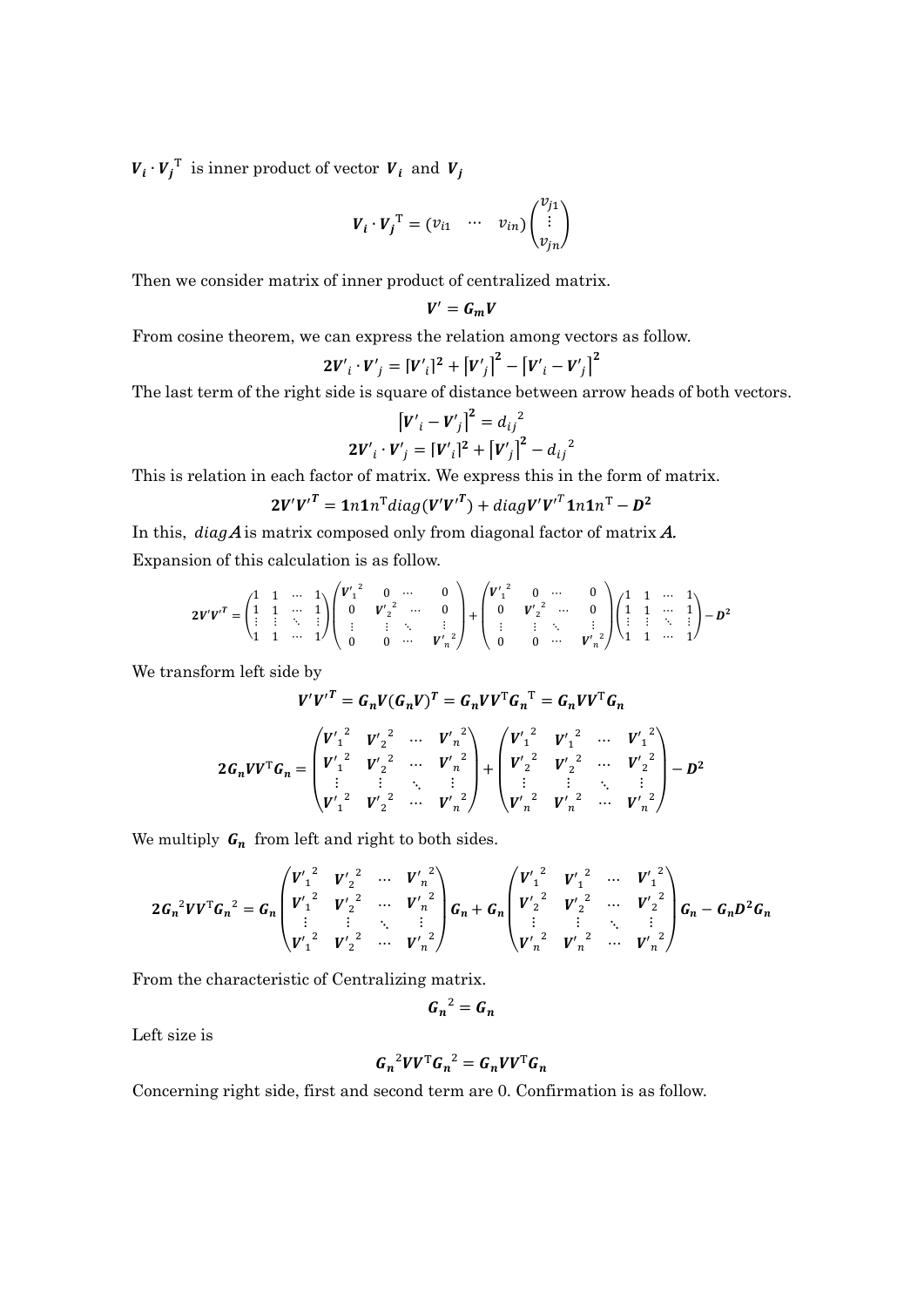$\boldsymbol{V_i} \cdot \boldsymbol{V_j}^{\mathrm{T}}$ is inner product of vector $\boldsymbol{V_i}$ and $\boldsymbol{V_j}$

$$\boldsymbol{V_i} \cdot \boldsymbol{V_j}^{\mathrm{T}} = (v_{i1} \quad \cdots \quad v_{in}) \begin{pmatrix} v_{j1} \\ \vdots \\ v_{jn} \end{pmatrix}$$

Then we consider matrix of inner product of centralized matrix.

$$\boldsymbol{V'} = \boldsymbol{G_m V}$$

From cosine theorem, we can express the relation among vectors as follow.

$$\boldsymbol{2V'_i \cdot V'_j = [V'_i]^2 + \left[V'_j\right]^2 - \left[V'_i - V'_j\right]^2}$$

The last term of the right side is square of distance between arrow heads of both vectors.

$$\left[\boldsymbol{V'_i - V'_j}\right]^2 = d_{ij}{}^2$$

$$\boldsymbol{2V'_i \cdot V'_j = [V'_i]^2 + \left[V'_j\right]^2} - d_{ij}{}^2$$

This is relation in each factor of matrix. We express this in the form of matrix.

$$\boldsymbol{2V'V'^T = 1n1n^{\mathrm{T}} diag(V'V'^T) + diag V'V'^T 1n1n^{\mathrm{T}} - D^2}$$

In this, $diag\boldsymbol{A}$ is matrix composed only from diagonal factor of matrix $\boldsymbol{A}$.

Expansion of this calculation is as follow.

$$\boldsymbol{2V'V'^T} = \begin{pmatrix} 1 & 1 & \cdots & 1 \\ 1 & 1 & \cdots & 1 \\ \vdots & \vdots & \ddots & \vdots \\ 1 & 1 & \cdots & 1 \end{pmatrix} \begin{pmatrix} \boldsymbol{V'_1}^2 & 0 & \cdots & 0 \\ 0 & \boldsymbol{V'_2}^2 & \cdots & 0 \\ \vdots & \vdots & \ddots & \vdots \\ 0 & 0 & \cdots & \boldsymbol{V'_n}^2 \end{pmatrix} + \begin{pmatrix} \boldsymbol{V'_1}^2 & 0 & \cdots & 0 \\ 0 & \boldsymbol{V'_2}^2 & \cdots & 0 \\ \vdots & \vdots & \ddots & \vdots \\ 0 & 0 & \cdots & \boldsymbol{V'_n}^2 \end{pmatrix} \begin{pmatrix} 1 & 1 & \cdots & 1 \\ 1 & 1 & \cdots & 1 \\ \vdots & \vdots & \ddots & \vdots \\ 1 & 1 & \cdots & 1 \end{pmatrix} - \boldsymbol{D^2}$$

We transform left side by

$$\boldsymbol{V'V'^T = G_n V (G_n V)^T = G_n V V^{\mathrm{T}} G_n{}^{\mathrm{T}} = G_n V V^{\mathrm{T}} G_n}$$

$$\boldsymbol{2G_n V V^{\mathrm{T}} G_n} = \begin{pmatrix} \boldsymbol{V'_1}^2 & \boldsymbol{V'_2}^2 & \cdots & \boldsymbol{V'_n}^2 \\ \boldsymbol{V'_1}^2 & \boldsymbol{V'_2}^2 & \cdots & \boldsymbol{V'_n}^2 \\ \vdots & \vdots & \ddots & \vdots \\ \boldsymbol{V'_1}^2 & \boldsymbol{V'_2}^2 & \cdots & \boldsymbol{V'_n}^2 \end{pmatrix} + \begin{pmatrix} \boldsymbol{V'_1}^2 & \boldsymbol{V'_1}^2 & \cdots & \boldsymbol{V'_1}^2 \\ \boldsymbol{V'_2}^2 & \boldsymbol{V'_2}^2 & \cdots & \boldsymbol{V'_2}^2 \\ \vdots & \vdots & \ddots & \vdots \\ \boldsymbol{V'_n}^2 & \boldsymbol{V'_n}^2 & \cdots & \boldsymbol{V'_n}^2 \end{pmatrix} - \boldsymbol{D^2}$$

We multiply $\boldsymbol{G_n}$ from left and right to both sides.

$$\boldsymbol{2G_n{}^2 V V^{\mathrm{T}} G_n{}^2} = \boldsymbol{G_n} \begin{pmatrix} \boldsymbol{V'_1}^2 & \boldsymbol{V'_2}^2 & \cdots & \boldsymbol{V'_n}^2 \\ \boldsymbol{V'_1}^2 & \boldsymbol{V'_2}^2 & \cdots & \boldsymbol{V'_n}^2 \\ \vdots & \vdots & \ddots & \vdots \\ \boldsymbol{V'_1}^2 & \boldsymbol{V'_2}^2 & \cdots & \boldsymbol{V'_n}^2 \end{pmatrix} \boldsymbol{G_n} + \boldsymbol{G_n} \begin{pmatrix} \boldsymbol{V'_1}^2 & \boldsymbol{V'_1}^2 & \cdots & \boldsymbol{V'_1}^2 \\ \boldsymbol{V'_2}^2 & \boldsymbol{V'_2}^2 & \cdots & \boldsymbol{V'_2}^2 \\ \vdots & \vdots & \ddots & \vdots \\ \boldsymbol{V'_n}^2 & \boldsymbol{V'_n}^2 & \cdots & \boldsymbol{V'_n}^2 \end{pmatrix} \boldsymbol{G_n} - \boldsymbol{G_n D^2 G_n}$$

From the characteristic of Centralizing matrix.

$$\boldsymbol{G_n}^2 = \boldsymbol{G_n}$$

Left size is

$$\boldsymbol{G_n}^2 \boldsymbol{V V^{\mathrm{T}} G_n}^2 = \boldsymbol{G_n V V^{\mathrm{T}} G_n}$$

Concerning right side, first and second term are 0. Confirmation is as follow.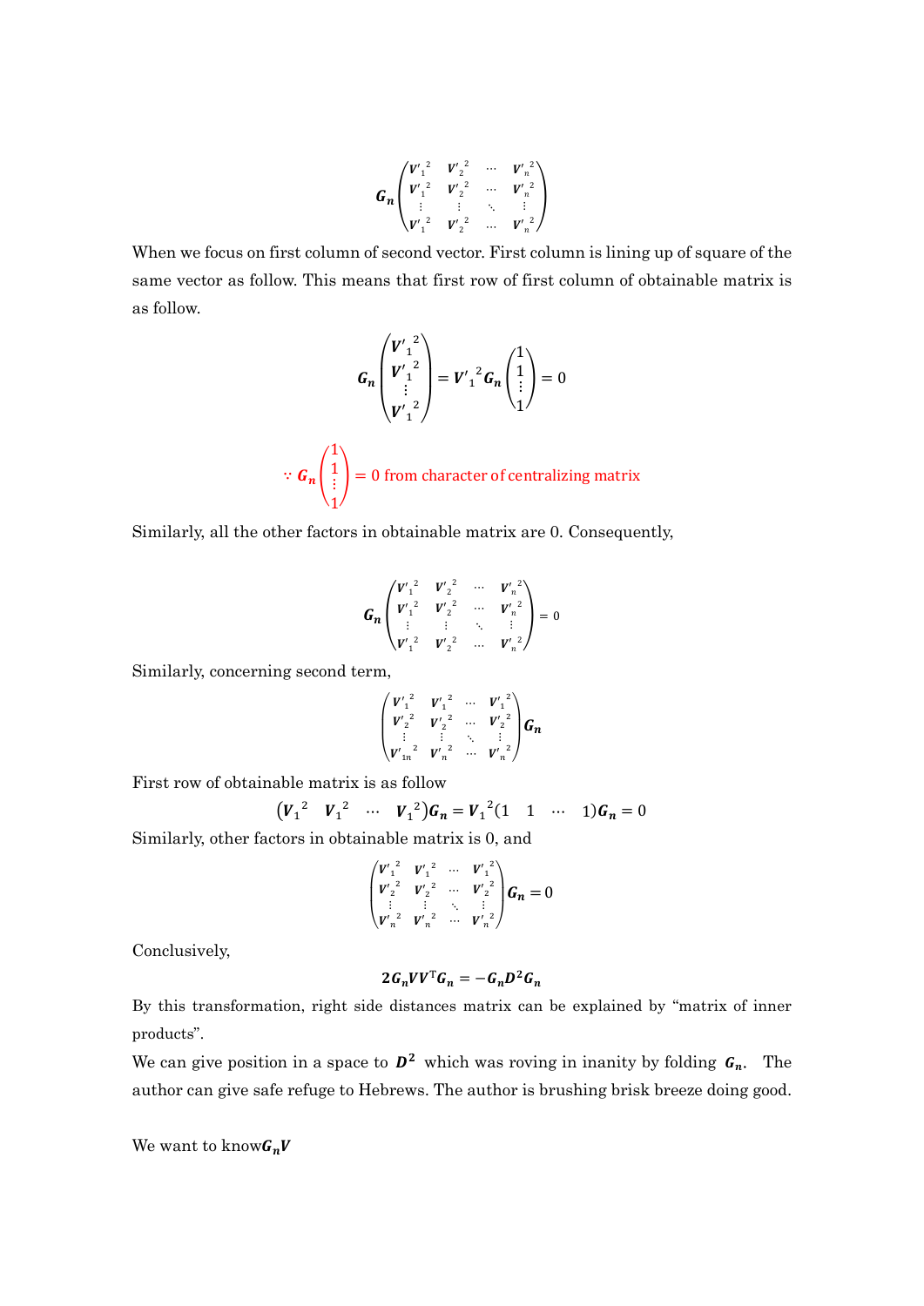$$G_n \begin{pmatrix} {V'_1}^2 & {V'_2}^2 & \cdots & {V'_n}^2 \\ {V'_1}^2 & {V'_2}^2 & \cdots & {V'_n}^2 \\ \vdots & \vdots & \ddots & \vdots \\ {V'_1}^2 & {V'_2}^2 & \cdots & {V'_n}^2 \end{pmatrix}$$

When we focus on first column of second vector. First column is lining up of square of the same vector as follow. This means that first row of first column of obtainable matrix is as follow.

$$G_n \begin{pmatrix} {V'_1}^2 \\ {V'_1}^2 \\ \vdots \\ {V'_1}^2 \end{pmatrix} = {V'_1}^2 G_n \begin{pmatrix} 1 \\ 1 \\ \vdots \\ 1 \end{pmatrix} = 0$$

$$\because G_n \begin{pmatrix} 1 \\ 1 \\ \vdots \\ 1 \end{pmatrix} = 0 \text{ from character of centralizing matrix}$$

Similarly, all the other factors in obtainable matrix are 0. Consequently,

$$G_n \begin{pmatrix} {V'_1}^2 & {V'_2}^2 & \cdots & {V'_n}^2 \\ {V'_1}^2 & {V'_2}^2 & \cdots & {V'_n}^2 \\ \vdots & \vdots & \ddots & \vdots \\ {V'_1}^2 & {V'_2}^2 & \cdots & {V'_n}^2 \end{pmatrix} = 0$$

Similarly, concerning second term,

$$\begin{pmatrix} {V'_1}^2 & {V'_1}^2 & \cdots & {V'_1}^2 \\ {V'_2}^2 & {V'_2}^2 & \cdots & {V'_2}^2 \\ \vdots & \vdots & \ddots & \vdots \\ {V'_{1n}}^2 & {V'_n}^2 & \cdots & {V'_n}^2 \end{pmatrix} G_n$$

First row of obtainable matrix is as follow

$$\begin{pmatrix} {V_1}^2 & {V_1}^2 & \cdots & {V_1}^2 \end{pmatrix} G_n = {V_1}^2 \begin{pmatrix} 1 & 1 & \cdots & 1 \end{pmatrix} G_n = 0$$

Similarly, other factors in obtainable matrix is 0, and

$$\begin{pmatrix} {V'_1}^2 & {V'_1}^2 & \cdots & {V'_1}^2 \\ {V'_2}^2 & {V'_2}^2 & \cdots & {V'_2}^2 \\ \vdots & \vdots & \ddots & \vdots \\ {V'_n}^2 & {V'_n}^2 & \cdots & {V'_n}^2 \end{pmatrix} G_n = 0$$

Conclusively,

$$2G_n V V^{\mathrm{T}} G_n = -G_n D^2 G_n$$

By this transformation, right side distances matrix can be explained by "matrix of inner products".

We can give position in a space to $D^2$ which was roving in inanity by folding $G_n$. The author can give safe refuge to Hebrews. The author is brushing brisk breeze doing good.

We want to know $G_n V$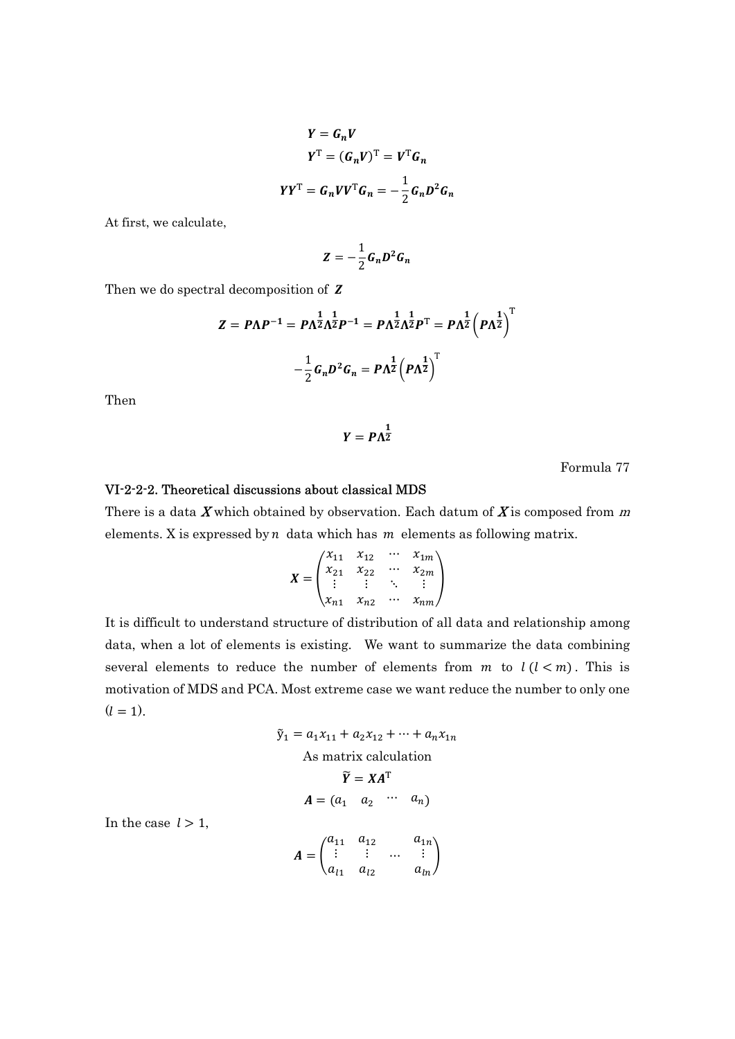$$Y = G_n V$$

$$Y^{\mathrm{T}} = (G_n V)^{\mathrm{T}} = V^{\mathrm{T}} G_n$$

$$YY^{\mathrm{T}} = G_n V V^{\mathrm{T}} G_n = -\frac{1}{2} G_n D^2 G_n$$

At first, we calculate,

$$Z = -\frac{1}{2} G_n D^2 G_n$$

Then we do spectral decomposition of $Z$

$$Z = P \Lambda P^{-1} = P \Lambda^{\frac{1}{2}} \Lambda^{\frac{1}{2}} P^{-1} = P \Lambda^{\frac{1}{2}} \Lambda^{\frac{1}{2}} P^{\mathrm{T}} = P \Lambda^{\frac{1}{2}} \left( P \Lambda^{\frac{1}{2}} \right)^{\mathrm{T}}$$

$$-\frac{1}{2} G_n D^2 G_n = P \Lambda^{\frac{1}{2}} \left( P \Lambda^{\frac{1}{2}} \right)^{\mathrm{T}}$$

Then

$$Y = P \Lambda^{\frac{1}{2}}$$

Formula 77

### VI-2-2-2. Theoretical discussions about classical MDS

There is a data $X$ which obtained by observation. Each datum of $X$ is composed from $m$ elements. X is expressed by $n$ data which has $m$ elements as following matrix.

$$X = \begin{pmatrix} x_{11} & x_{12} & \cdots & x_{1m} \\ x_{21} & x_{22} & \cdots & x_{2m} \\ \vdots & \vdots & \ddots & \vdots \\ x_{n1} & x_{n2} & \cdots & x_{nm} \end{pmatrix}$$

It is difficult to understand structure of distribution of all data and relationship among data, when a lot of elements is existing. We want to summarize the data combining several elements to reduce the number of elements from $m$ to $l \, (l < m)$. This is motivation of MDS and PCA. Most extreme case we want reduce the number to only one ($l = 1$).

$$\tilde{y}_1 = a_1 x_{11} + a_2 x_{12} + \cdots + a_n x_{1n}$$

As matrix calculation

$$\tilde{Y} = X A^{\mathrm{T}}$$

$$A = \begin{pmatrix} a_1 & a_2 & \cdots & a_n \end{pmatrix}$$

In the case $l > 1$,

$$A = \begin{pmatrix} a_{11} & a_{12} & & a_{1n} \\ \vdots & \vdots & \cdots & \vdots \\ a_{l1} & a_{l2} & & a_{ln} \end{pmatrix}$$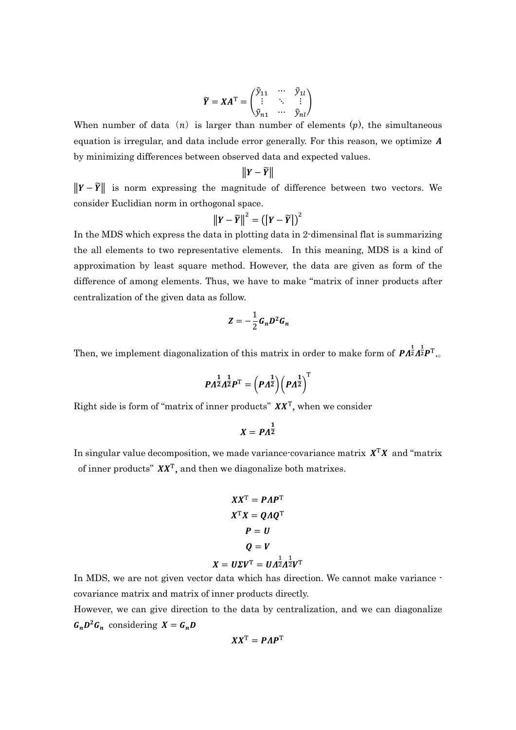$$\tilde{\boldsymbol{Y}} = \boldsymbol{X}\boldsymbol{A}^{\mathrm{T}} = \begin{pmatrix} \tilde{y}_{11} & \cdots & \tilde{y}_{1l} \\ \vdots & \ddots & \vdots \\ \tilde{y}_{n1} & \cdots & \tilde{y}_{nl} \end{pmatrix}$$

When number of data ($n$) is larger than number of elements ($p$), the simultaneous equation is irregular, and data include error generally. For this reason, we optimize $\boldsymbol{A}$ by minimizing differences between observed data and expected values.

$$\|\boldsymbol{Y} - \tilde{\boldsymbol{Y}}\|$$

$\|\boldsymbol{Y} - \tilde{\boldsymbol{Y}}\|$ is norm expressing the magnitude of difference between two vectors. We consider Euclidian norm in orthogonal space.

$$\|\boldsymbol{Y} - \tilde{\boldsymbol{Y}}\|^2 = \left(\left|\boldsymbol{Y} - \tilde{\boldsymbol{Y}}\right|\right)^2$$

In the MDS which express the data in plotting data in 2-dimensinal flat is summarizing the all elements to two representative elements. In this meaning, MDS is a kind of approximation by least square method. However, the data are given as form of the difference of among elements. Thus, we have to make "matrix of inner products after centralization of the given data as follow.

$$\boldsymbol{Z} = -\frac{1}{2}\boldsymbol{G}_n\boldsymbol{D}^2\boldsymbol{G}_n$$

Then, we implement diagonalization of this matrix in order to make form of $\boldsymbol{P}\boldsymbol{\Lambda}^{\frac{1}{2}}\boldsymbol{\Lambda}^{\frac{1}{2}}\boldsymbol{P}^{\mathrm{T}}$.。

$$\boldsymbol{P}\boldsymbol{\Lambda}^{\frac{1}{2}}\boldsymbol{\Lambda}^{\frac{1}{2}}\boldsymbol{P}^{\mathrm{T}} = \left(\boldsymbol{P}\boldsymbol{\Lambda}^{\frac{1}{2}}\right)\left(\boldsymbol{P}\boldsymbol{\Lambda}^{\frac{1}{2}}\right)^{\mathrm{T}}$$

Right side is form of "matrix of inner products" $\boldsymbol{X}\boldsymbol{X}^{\mathrm{T}}$, when we consider

$$\boldsymbol{X} = \boldsymbol{P}\boldsymbol{\Lambda}^{\frac{1}{2}}$$

In singular value decomposition, we made variance-covariance matrix $\boldsymbol{X}^{\mathrm{T}}\boldsymbol{X}$ and "matrix of inner products" $\boldsymbol{X}\boldsymbol{X}^{\mathrm{T}}$, and then we diagonalize both matrixes.

$$\boldsymbol{X}\boldsymbol{X}^{\mathrm{T}} = \boldsymbol{P}\boldsymbol{\Lambda}\boldsymbol{P}^{\mathrm{T}}$$

$$\boldsymbol{X}^{\mathrm{T}}\boldsymbol{X} = \boldsymbol{Q}\boldsymbol{\Lambda}\boldsymbol{Q}^{\mathrm{T}}$$

$$\boldsymbol{P} = \boldsymbol{U}$$

$$\boldsymbol{Q} = \boldsymbol{V}$$

$$\boldsymbol{X} = \boldsymbol{U}\boldsymbol{\Sigma}\boldsymbol{V}^{\mathrm{T}} = \boldsymbol{U}\boldsymbol{\Lambda}^{\frac{1}{2}}\boldsymbol{\Lambda}^{\frac{1}{2}}\boldsymbol{V}^{\mathrm{T}}$$

In MDS, we are not given vector data which has direction. We cannot make variance - covariance matrix and matrix of inner products directly.

However, we can give direction to the data by centralization, and we can diagonalize $\boldsymbol{G}_n\boldsymbol{D}^2\boldsymbol{G}_n$ considering $\boldsymbol{X} = \boldsymbol{G}_n\boldsymbol{D}$

$$\boldsymbol{X}\boldsymbol{X}^{\mathrm{T}} = \boldsymbol{P}\boldsymbol{\Lambda}\boldsymbol{P}^{\mathrm{T}}$$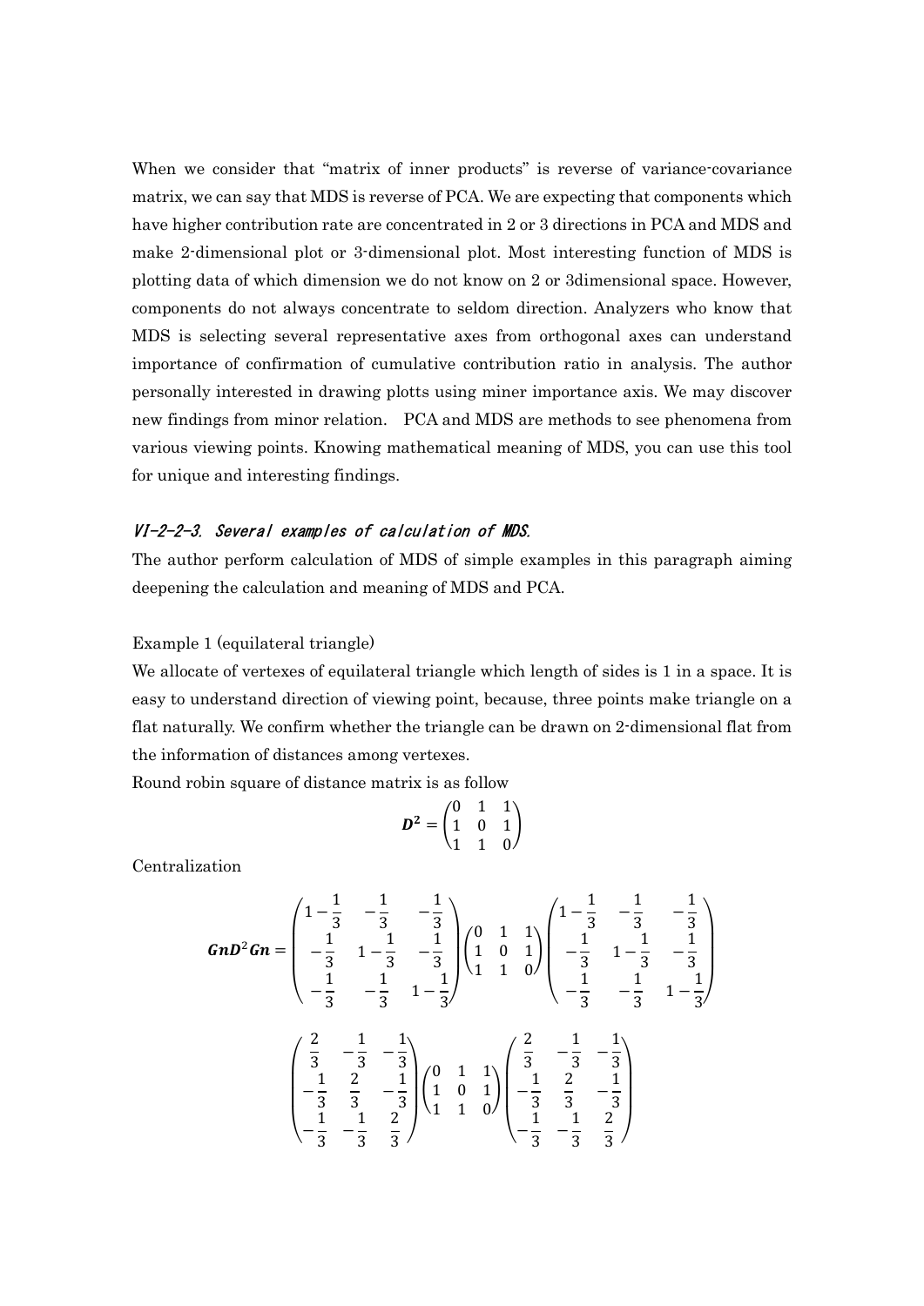When we consider that "matrix of inner products" is reverse of variance-covariance matrix, we can say that MDS is reverse of PCA. We are expecting that components which have higher contribution rate are concentrated in 2 or 3 directions in PCA and MDS and make 2-dimensional plot or 3-dimensional plot. Most interesting function of MDS is plotting data of which dimension we do not know on 2 or 3dimensional space. However, components do not always concentrate to seldom direction. Analyzers who know that MDS is selecting several representative axes from orthogonal axes can understand importance of confirmation of cumulative contribution ratio in analysis. The author personally interested in drawing plotts using miner importance axis. We may discover new findings from minor relation. PCA and MDS are methods to see phenomena from various viewing points. Knowing mathematical meaning of MDS, you can use this tool for unique and interesting findings.

### *VI-2-2-3. Several examples of calculation of MDS.*

The author perform calculation of MDS of simple examples in this paragraph aiming deepening the calculation and meaning of MDS and PCA.

Example 1 (equilateral triangle)

We allocate of vertexes of equilateral triangle which length of sides is 1 in a space. It is easy to understand direction of viewing point, because, three points make triangle on a flat naturally. We confirm whether the triangle can be drawn on 2-dimensional flat from the information of distances among vertexes.

Round robin square of distance matrix is as follow

$$\boldsymbol{D^2} = \begin{pmatrix} 0 & 1 & 1 \\ 1 & 0 & 1 \\ 1 & 1 & 0 \end{pmatrix}$$

Centralization

$$\boldsymbol{GnD}^2\boldsymbol{Gn} = \begin{pmatrix} 1-\frac{1}{3} & -\frac{1}{3} & -\frac{1}{3} \\ -\frac{1}{3} & 1-\frac{1}{3} & -\frac{1}{3} \\ -\frac{1}{3} & -\frac{1}{3} & 1-\frac{1}{3} \end{pmatrix} \begin{pmatrix} 0 & 1 & 1 \\ 1 & 0 & 1 \\ 1 & 1 & 0 \end{pmatrix} \begin{pmatrix} 1-\frac{1}{3} & -\frac{1}{3} & -\frac{1}{3} \\ -\frac{1}{3} & 1-\frac{1}{3} & -\frac{1}{3} \\ -\frac{1}{3} & -\frac{1}{3} & 1-\frac{1}{3} \end{pmatrix}$$

$$\begin{pmatrix} \frac{2}{3} & -\frac{1}{3} & -\frac{1}{3} \\ -\frac{1}{3} & \frac{2}{3} & -\frac{1}{3} \\ -\frac{1}{3} & -\frac{1}{3} & \frac{2}{3} \end{pmatrix} \begin{pmatrix} 0 & 1 & 1 \\ 1 & 0 & 1 \\ 1 & 1 & 0 \end{pmatrix} \begin{pmatrix} \frac{2}{3} & -\frac{1}{3} & -\frac{1}{3} \\ -\frac{1}{3} & \frac{2}{3} & -\frac{1}{3} \\ -\frac{1}{3} & -\frac{1}{3} & \frac{2}{3} \end{pmatrix}$$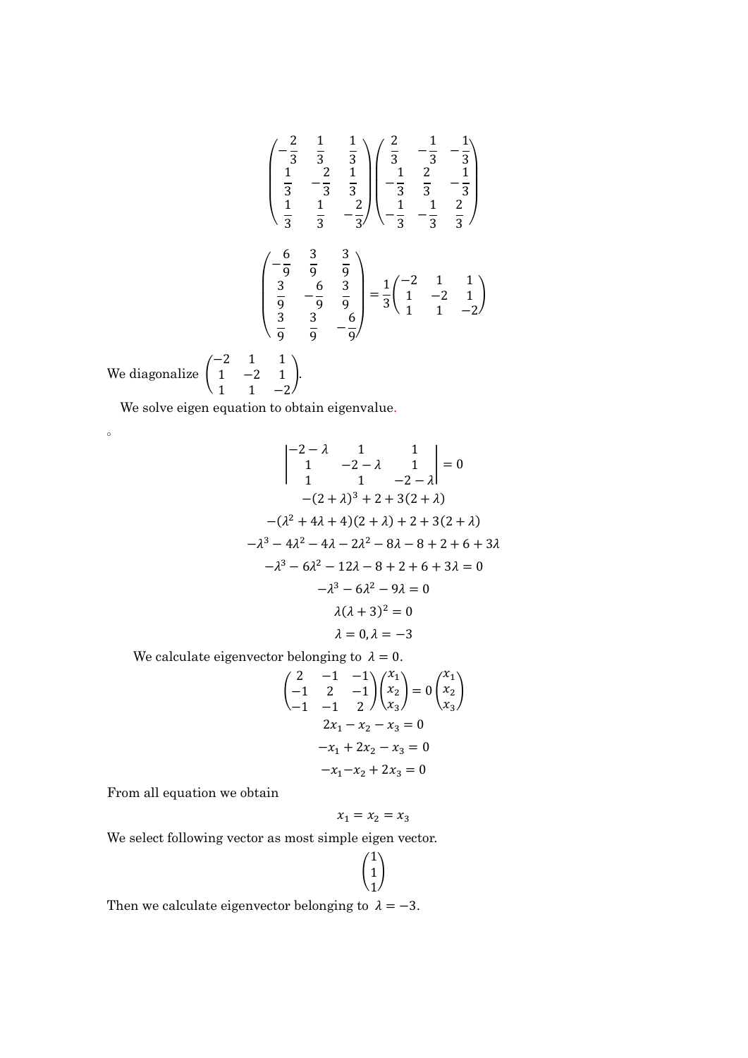$$\begin{pmatrix} -\frac{2}{3} & \frac{1}{3} & \frac{1}{3} \\ \frac{1}{3} & -\frac{2}{3} & \frac{1}{3} \\ \frac{1}{3} & \frac{1}{3} & -\frac{2}{3} \end{pmatrix} \begin{pmatrix} \frac{2}{3} & -\frac{1}{3} & -\frac{1}{3} \\ -\frac{1}{3} & \frac{2}{3} & -\frac{1}{3} \\ -\frac{1}{3} & -\frac{1}{3} & \frac{2}{3} \end{pmatrix}$$

$$\begin{pmatrix} -\frac{6}{9} & \frac{3}{9} & \frac{3}{9} \\ \frac{3}{9} & -\frac{6}{9} & \frac{3}{9} \\ \frac{3}{9} & \frac{3}{9} & -\frac{6}{9} \end{pmatrix} = \frac{1}{3} \begin{pmatrix} -2 & 1 & 1 \\ 1 & -2 & 1 \\ 1 & 1 & -2 \end{pmatrix}$$

We diagonalize $\begin{pmatrix} -2 & 1 & 1 \\ 1 & -2 & 1 \\ 1 & 1 & -2 \end{pmatrix}$.

We solve eigen equation to obtain eigenvalue.

。

$$\begin{vmatrix} -2-\lambda & 1 & 1 \\ 1 & -2-\lambda & 1 \\ 1 & 1 & -2-\lambda \end{vmatrix} = 0$$

$$-(2+\lambda)^3 + 2 + 3(2+\lambda)$$

$$-(\lambda^2 + 4\lambda + 4)(2+\lambda) + 2 + 3(2+\lambda)$$

$$-\lambda^3 - 4\lambda^2 - 4\lambda - 2\lambda^2 - 8\lambda - 8 + 2 + 6 + 3\lambda$$

$$-\lambda^3 - 6\lambda^2 - 12\lambda - 8 + 2 + 6 + 3\lambda = 0$$

$$-\lambda^3 - 6\lambda^2 - 9\lambda = 0$$

$$\lambda(\lambda+3)^2 = 0$$

$$\lambda = 0, \lambda = -3$$

We calculate eigenvector belonging to $\lambda = 0$.

$$\begin{pmatrix} 2 & -1 & -1 \\ -1 & 2 & -1 \\ -1 & -1 & 2 \end{pmatrix} \begin{pmatrix} x_1 \\ x_2 \\ x_3 \end{pmatrix} = 0 \begin{pmatrix} x_1 \\ x_2 \\ x_3 \end{pmatrix}$$

$$2x_1 - x_2 - x_3 = 0$$

$$-x_1 + 2x_2 - x_3 = 0$$

$$-x_1 - x_2 + 2x_3 = 0$$

From all equation we obtain

$$x_1 = x_2 = x_3$$

We select following vector as most simple eigen vector.

$$\begin{pmatrix} 1 \\ 1 \\ 1 \end{pmatrix}$$

Then we calculate eigenvector belonging to $\lambda = -3$.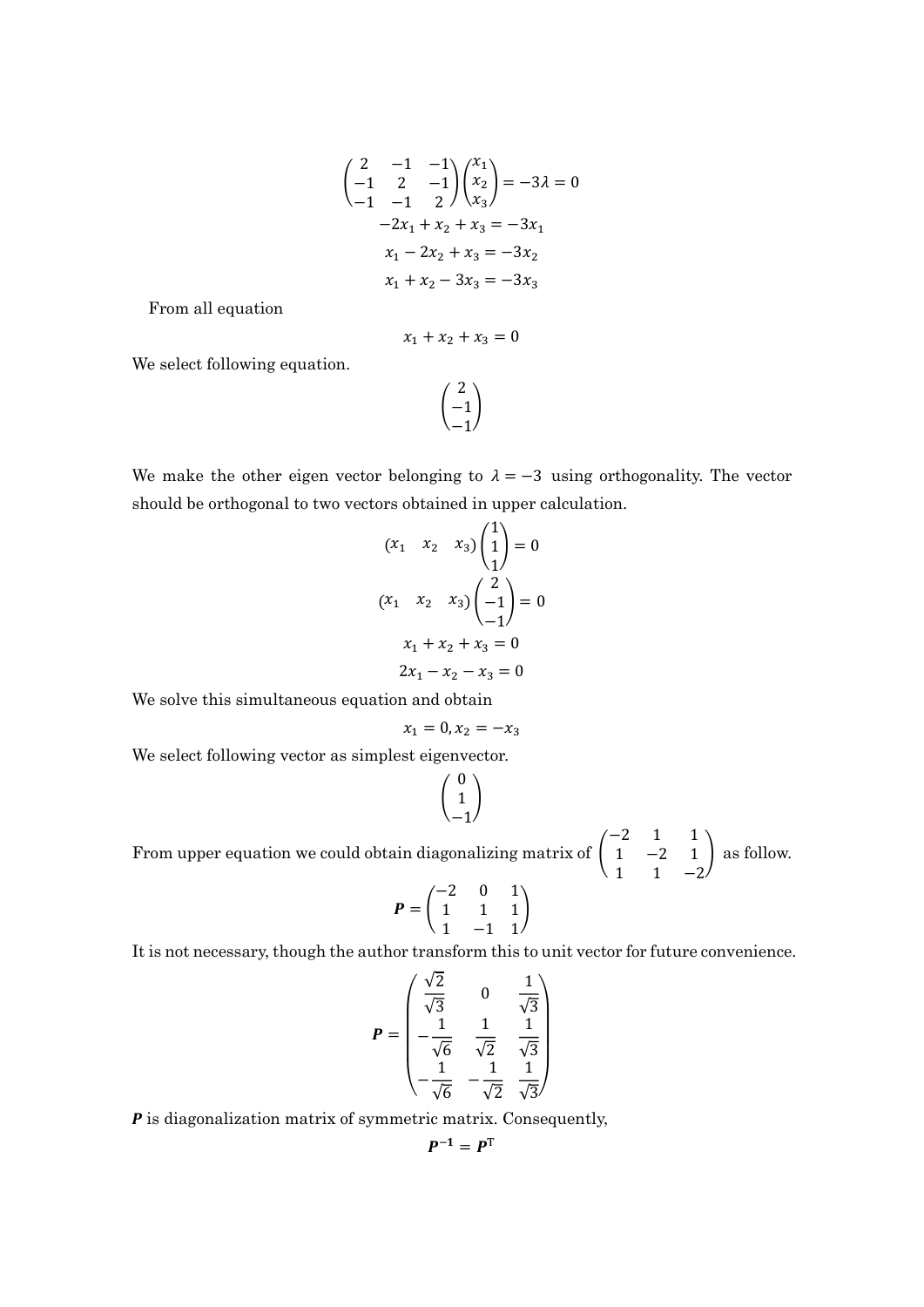$$\begin{pmatrix} 2 & -1 & -1 \\ -1 & 2 & -1 \\ -1 & -1 & 2 \end{pmatrix} \begin{pmatrix} x_1 \\ x_2 \\ x_3 \end{pmatrix} = -3\lambda = 0$$

$$-2x_1 + x_2 + x_3 = -3x_1$$

$$x_1 - 2x_2 + x_3 = -3x_2$$

$$x_1 + x_2 - 3x_3 = -3x_3$$

From all equation

$$x_1 + x_2 + x_3 = 0$$

We select following equation.

$$\begin{pmatrix} 2 \\ -1 \\ -1 \end{pmatrix}$$

We make the other eigen vector belonging to $\lambda = -3$ using orthogonality. The vector should be orthogonal to two vectors obtained in upper calculation.

$$\begin{pmatrix} x_1 & x_2 & x_3 \end{pmatrix} \begin{pmatrix} 1 \\ 1 \\ 1 \end{pmatrix} = 0$$

$$\begin{pmatrix} x_1 & x_2 & x_3 \end{pmatrix} \begin{pmatrix} 2 \\ -1 \\ -1 \end{pmatrix} = 0$$

$$x_1 + x_2 + x_3 = 0$$

$$2x_1 - x_2 - x_3 = 0$$

We solve this simultaneous equation and obtain

$$x_1 = 0, x_2 = -x_3$$

We select following vector as simplest eigenvector.

$$\begin{pmatrix} 0 \\ 1 \\ -1 \end{pmatrix}$$

From upper equation we could obtain diagonalizing matrix of $\begin{pmatrix} -2 & 1 & 1 \\ 1 & -2 & 1 \\ 1 & 1 & -2 \end{pmatrix}$ as follow.

$$\boldsymbol{P} = \begin{pmatrix} -2 & 0 & 1 \\ 1 & 1 & 1 \\ 1 & -1 & 1 \end{pmatrix}$$

It is not necessary, though the author transform this to unit vector for future convenience.

$$\boldsymbol{P} = \begin{pmatrix} \frac{\sqrt{2}}{\sqrt{3}} & 0 & \frac{1}{\sqrt{3}} \\ -\frac{1}{\sqrt{6}} & \frac{1}{\sqrt{2}} & \frac{1}{\sqrt{3}} \\ -\frac{1}{\sqrt{6}} & -\frac{1}{\sqrt{2}} & \frac{1}{\sqrt{3}} \end{pmatrix}$$

$\boldsymbol{P}$ is diagonalization matrix of symmetric matrix. Consequently,

$$\boldsymbol{P}^{-1} = \boldsymbol{P}^{\mathrm{T}}$$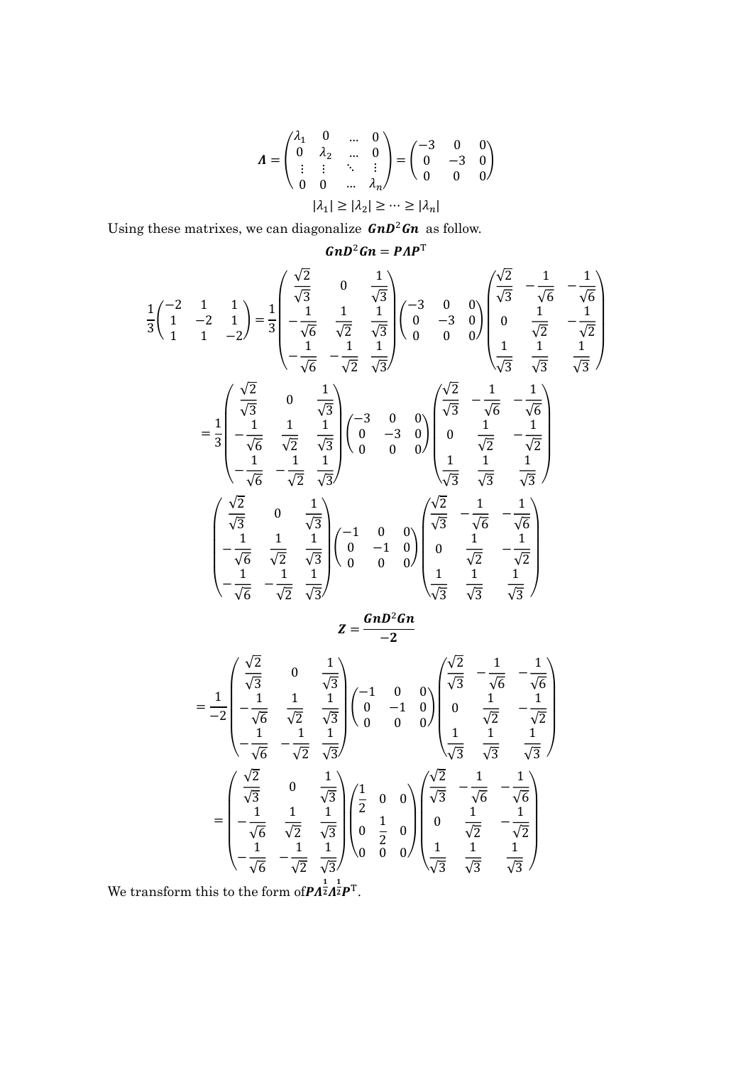$$\boldsymbol{\Lambda} = \begin{pmatrix} \lambda_1 & 0 & \dots & 0 \\ 0 & \lambda_2 & \dots & 0 \\ \vdots & \vdots & \ddots & \vdots \\ 0 & 0 & \dots & \lambda_n \end{pmatrix} = \begin{pmatrix} -3 & 0 & 0 \\ 0 & -3 & 0 \\ 0 & 0 & 0 \end{pmatrix}$$

$$|\lambda_1| \geq |\lambda_2| \geq \cdots \geq |\lambda_n|$$

Using these matrixes, we can diagonalize $\boldsymbol{GnD^2Gn}$ as follow.

$$\boldsymbol{GnD^2Gn} = \boldsymbol{P\Lambda P}^{\mathrm{T}}$$

$$\frac{1}{3}\begin{pmatrix} -2 & 1 & 1 \\ 1 & -2 & 1 \\ 1 & 1 & -2 \end{pmatrix} = \frac{1}{3}\begin{pmatrix} \frac{\sqrt{2}}{\sqrt{3}} & 0 & \frac{1}{\sqrt{3}} \\ -\frac{1}{\sqrt{6}} & \frac{1}{\sqrt{2}} & \frac{1}{\sqrt{3}} \\ -\frac{1}{\sqrt{6}} & -\frac{1}{\sqrt{2}} & \frac{1}{\sqrt{3}} \end{pmatrix} \begin{pmatrix} -3 & 0 & 0 \\ 0 & -3 & 0 \\ 0 & 0 & 0 \end{pmatrix} \begin{pmatrix} \frac{\sqrt{2}}{\sqrt{3}} & -\frac{1}{\sqrt{6}} & -\frac{1}{\sqrt{6}} \\ 0 & \frac{1}{\sqrt{2}} & -\frac{1}{\sqrt{2}} \\ \frac{1}{\sqrt{3}} & \frac{1}{\sqrt{3}} & \frac{1}{\sqrt{3}} \end{pmatrix}$$

$$= \frac{1}{3}\begin{pmatrix} \frac{\sqrt{2}}{\sqrt{3}} & 0 & \frac{1}{\sqrt{3}} \\ -\frac{1}{\sqrt{6}} & \frac{1}{\sqrt{2}} & \frac{1}{\sqrt{3}} \\ -\frac{1}{\sqrt{6}} & -\frac{1}{\sqrt{2}} & \frac{1}{\sqrt{3}} \end{pmatrix} \begin{pmatrix} -3 & 0 & 0 \\ 0 & -3 & 0 \\ 0 & 0 & 0 \end{pmatrix} \begin{pmatrix} \frac{\sqrt{2}}{\sqrt{3}} & -\frac{1}{\sqrt{6}} & -\frac{1}{\sqrt{6}} \\ 0 & \frac{1}{\sqrt{2}} & -\frac{1}{\sqrt{2}} \\ \frac{1}{\sqrt{3}} & \frac{1}{\sqrt{3}} & \frac{1}{\sqrt{3}} \end{pmatrix}$$

$$\begin{pmatrix} \frac{\sqrt{2}}{\sqrt{3}} & 0 & \frac{1}{\sqrt{3}} \\ -\frac{1}{\sqrt{6}} & \frac{1}{\sqrt{2}} & \frac{1}{\sqrt{3}} \\ -\frac{1}{\sqrt{6}} & -\frac{1}{\sqrt{2}} & \frac{1}{\sqrt{3}} \end{pmatrix} \begin{pmatrix} -1 & 0 & 0 \\ 0 & -1 & 0 \\ 0 & 0 & 0 \end{pmatrix} \begin{pmatrix} \frac{\sqrt{2}}{\sqrt{3}} & -\frac{1}{\sqrt{6}} & -\frac{1}{\sqrt{6}} \\ 0 & \frac{1}{\sqrt{2}} & -\frac{1}{\sqrt{2}} \\ \frac{1}{\sqrt{3}} & \frac{1}{\sqrt{3}} & \frac{1}{\sqrt{3}} \end{pmatrix}$$

$$\boldsymbol{Z} = \frac{\boldsymbol{GnD^2Gn}}{\boldsymbol{-2}}$$

$$= \frac{1}{-2}\begin{pmatrix} \frac{\sqrt{2}}{\sqrt{3}} & 0 & \frac{1}{\sqrt{3}} \\ -\frac{1}{\sqrt{6}} & \frac{1}{\sqrt{2}} & \frac{1}{\sqrt{3}} \\ -\frac{1}{\sqrt{6}} & -\frac{1}{\sqrt{2}} & \frac{1}{\sqrt{3}} \end{pmatrix} \begin{pmatrix} -1 & 0 & 0 \\ 0 & -1 & 0 \\ 0 & 0 & 0 \end{pmatrix} \begin{pmatrix} \frac{\sqrt{2}}{\sqrt{3}} & -\frac{1}{\sqrt{6}} & -\frac{1}{\sqrt{6}} \\ 0 & \frac{1}{\sqrt{2}} & -\frac{1}{\sqrt{2}} \\ \frac{1}{\sqrt{3}} & \frac{1}{\sqrt{3}} & \frac{1}{\sqrt{3}} \end{pmatrix}$$

$$= \begin{pmatrix} \frac{\sqrt{2}}{\sqrt{3}} & 0 & \frac{1}{\sqrt{3}} \\ -\frac{1}{\sqrt{6}} & \frac{1}{\sqrt{2}} & \frac{1}{\sqrt{3}} \\ -\frac{1}{\sqrt{6}} & -\frac{1}{\sqrt{2}} & \frac{1}{\sqrt{3}} \end{pmatrix} \begin{pmatrix} \frac{1}{2} & 0 & 0 \\ 0 & \frac{1}{2} & 0 \\ 0 & 0 & 0 \end{pmatrix} \begin{pmatrix} \frac{\sqrt{2}}{\sqrt{3}} & -\frac{1}{\sqrt{6}} & -\frac{1}{\sqrt{6}} \\ 0 & \frac{1}{\sqrt{2}} & -\frac{1}{\sqrt{2}} \\ \frac{1}{\sqrt{3}} & \frac{1}{\sqrt{3}} & \frac{1}{\sqrt{3}} \end{pmatrix}$$

We transform this to the form of $\boldsymbol{P\Lambda^{\frac{1}{2}}\Lambda^{\frac{1}{2}}P}^{\mathrm{T}}$.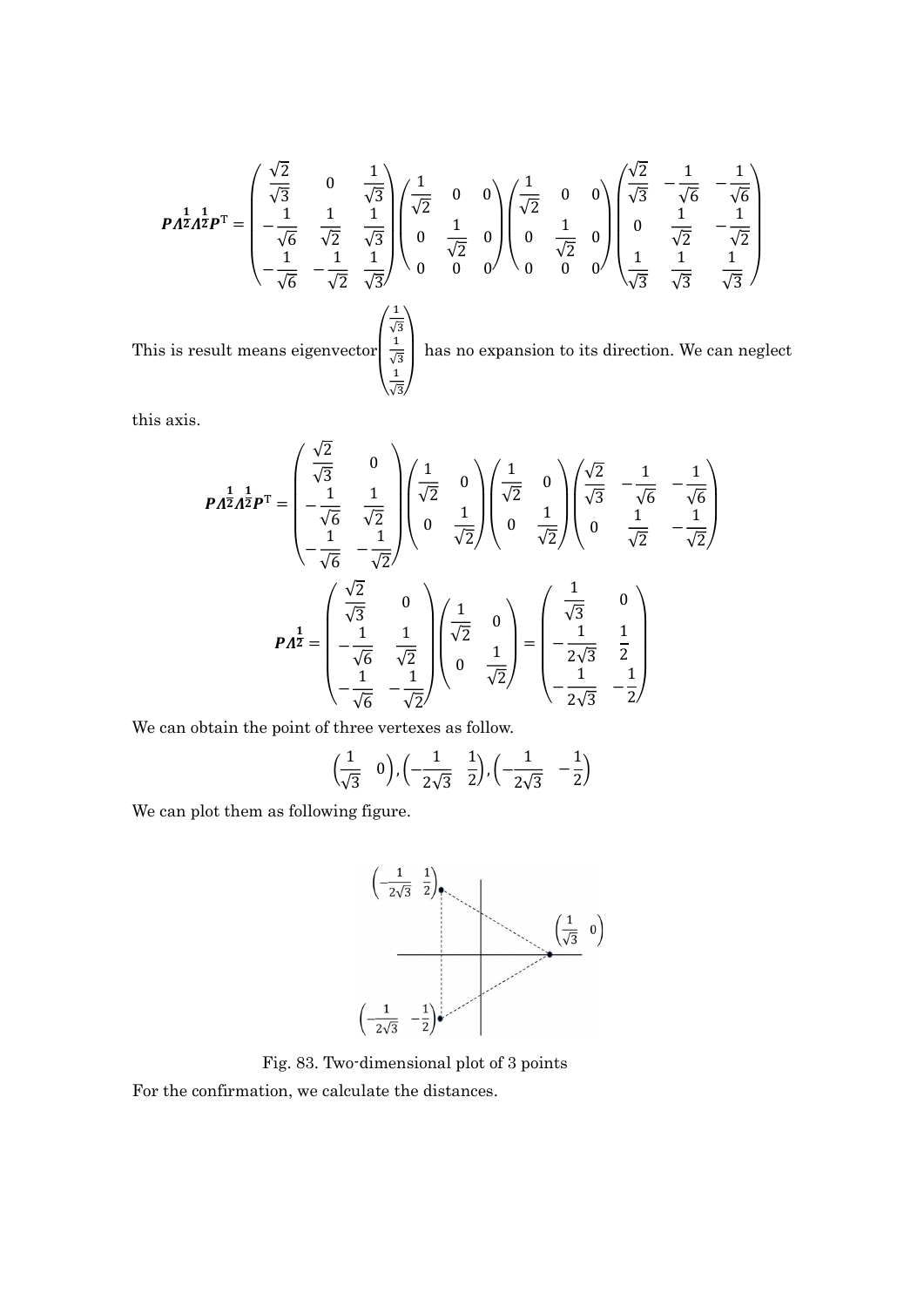$$
\boldsymbol{P}\boldsymbol{\Lambda}^{\frac{1}{2}}\boldsymbol{\Lambda}^{\frac{1}{2}}\boldsymbol{P}^{\mathrm{T}} = \begin{pmatrix} \frac{\sqrt{2}}{\sqrt{3}} & 0 & \frac{1}{\sqrt{3}} \\ -\frac{1}{\sqrt{6}} & \frac{1}{\sqrt{2}} & \frac{1}{\sqrt{3}} \\ -\frac{1}{\sqrt{6}} & -\frac{1}{\sqrt{2}} & \frac{1}{\sqrt{3}} \end{pmatrix} \begin{pmatrix} \frac{1}{\sqrt{2}} & 0 & 0 \\ 0 & \frac{1}{\sqrt{2}} & 0 \\ 0 & 0 & 0 \end{pmatrix} \begin{pmatrix} \frac{1}{\sqrt{2}} & 0 & 0 \\ 0 & \frac{1}{\sqrt{2}} & 0 \\ 0 & 0 & 0 \end{pmatrix} \begin{pmatrix} \frac{\sqrt{2}}{\sqrt{3}} & -\frac{1}{\sqrt{6}} & -\frac{1}{\sqrt{6}} \\ 0 & \frac{1}{\sqrt{2}} & -\frac{1}{\sqrt{2}} \\ \frac{1}{\sqrt{3}} & \frac{1}{\sqrt{3}} & \frac{1}{\sqrt{3}} \end{pmatrix}
$$

This is result means eigenvector $\begin{pmatrix} \frac{1}{\sqrt{3}} \\ \frac{1}{\sqrt{3}} \\ \frac{1}{\sqrt{3}} \end{pmatrix}$ has no expansion to its direction. We can neglect this axis.

$$
\boldsymbol{P}\boldsymbol{\Lambda}^{\frac{1}{2}}\boldsymbol{\Lambda}^{\frac{1}{2}}\boldsymbol{P}^{\mathrm{T}} = \begin{pmatrix} \frac{\sqrt{2}}{\sqrt{3}} & 0 \\ -\frac{1}{\sqrt{6}} & \frac{1}{\sqrt{2}} \\ -\frac{1}{\sqrt{6}} & -\frac{1}{\sqrt{2}} \end{pmatrix} \begin{pmatrix} \frac{1}{\sqrt{2}} & 0 \\ 0 & \frac{1}{\sqrt{2}} \end{pmatrix} \begin{pmatrix} \frac{1}{\sqrt{2}} & 0 \\ 0 & \frac{1}{\sqrt{2}} \end{pmatrix} \begin{pmatrix} \frac{\sqrt{2}}{\sqrt{3}} & -\frac{1}{\sqrt{6}} & -\frac{1}{\sqrt{6}} \\ 0 & \frac{1}{\sqrt{2}} & -\frac{1}{\sqrt{2}} \end{pmatrix}
$$

$$
\boldsymbol{P}\boldsymbol{\Lambda}^{\frac{1}{2}} = \begin{pmatrix} \frac{\sqrt{2}}{\sqrt{3}} & 0 \\ -\frac{1}{\sqrt{6}} & \frac{1}{\sqrt{2}} \\ -\frac{1}{\sqrt{6}} & -\frac{1}{\sqrt{2}} \end{pmatrix} \begin{pmatrix} \frac{1}{\sqrt{2}} & 0 \\ 0 & \frac{1}{\sqrt{2}} \end{pmatrix} = \begin{pmatrix} \frac{1}{\sqrt{3}} & 0 \\ -\frac{1}{2\sqrt{3}} & \frac{1}{2} \\ -\frac{1}{2\sqrt{3}} & -\frac{1}{2} \end{pmatrix}
$$

We can obtain the point of three vertexes as follow.

$$
\begin{pmatrix} \frac{1}{\sqrt{3}} & 0 \end{pmatrix}, \begin{pmatrix} -\frac{1}{2\sqrt{3}} & \frac{1}{2} \end{pmatrix}, \begin{pmatrix} -\frac{1}{2\sqrt{3}} & -\frac{1}{2} \end{pmatrix}
$$

We can plot them as following figure.

Fig. 83. Two-dimensional plot of 3 points

For the confirmation, we calculate the distances.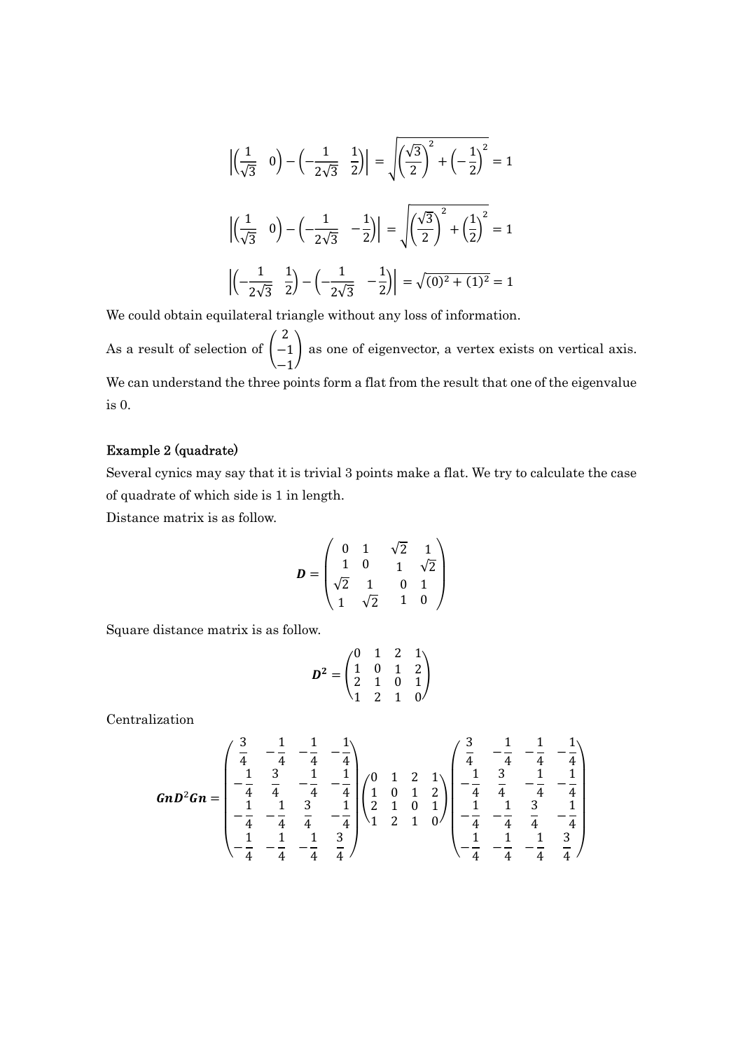$$\left|\begin{pmatrix}\frac{1}{\sqrt{3}} & 0\end{pmatrix}-\begin{pmatrix}-\frac{1}{2\sqrt{3}} & \frac{1}{2}\end{pmatrix}\right| = \sqrt{\left(\frac{\sqrt{3}}{2}\right)^2+\left(-\frac{1}{2}\right)^2} = 1$$

$$\left|\begin{pmatrix}\frac{1}{\sqrt{3}} & 0\end{pmatrix}-\begin{pmatrix}-\frac{1}{2\sqrt{3}} & -\frac{1}{2}\end{pmatrix}\right| = \sqrt{\left(\frac{\sqrt{3}}{2}\right)^2+\left(\frac{1}{2}\right)^2} = 1$$

$$\left|\begin{pmatrix}-\frac{1}{2\sqrt{3}} & \frac{1}{2}\end{pmatrix}-\begin{pmatrix}-\frac{1}{2\sqrt{3}} & -\frac{1}{2}\end{pmatrix}\right| = \sqrt{(0)^2+(1)^2} = 1$$

We could obtain equilateral triangle without any loss of information.

As a result of selection of $\begin{pmatrix}2\\-1\\-1\end{pmatrix}$ as one of eigenvector, a vertex exists on vertical axis.

We can understand the three points form a flat from the result that one of the eigenvalue is 0.

**Example 2 (quadrate)**

Several cynics may say that it is trivial 3 points make a flat. We try to calculate the case of quadrate of which side is 1 in length.

Distance matrix is as follow.

$$\boldsymbol{D} = \begin{pmatrix} 0 & 1 & \sqrt{2} & 1 \\ 1 & 0 & 1 & \sqrt{2} \\ \sqrt{2} & 1 & 0 & 1 \\ 1 & \sqrt{2} & 1 & 0 \end{pmatrix}$$

Square distance matrix is as follow.

$$\boldsymbol{D^2} = \begin{pmatrix} 0 & 1 & 2 & 1 \\ 1 & 0 & 1 & 2 \\ 2 & 1 & 0 & 1 \\ 1 & 2 & 1 & 0 \end{pmatrix}$$

Centralization

$$\boldsymbol{GnD}^2\boldsymbol{Gn} = \begin{pmatrix} \frac{3}{4} & -\frac{1}{4} & -\frac{1}{4} & -\frac{1}{4} \\ -\frac{1}{4} & \frac{3}{4} & -\frac{1}{4} & -\frac{1}{4} \\ -\frac{1}{4} & -\frac{1}{4} & \frac{3}{4} & -\frac{1}{4} \\ -\frac{1}{4} & -\frac{1}{4} & -\frac{1}{4} & \frac{3}{4} \end{pmatrix} \begin{pmatrix} 0 & 1 & 2 & 1 \\ 1 & 0 & 1 & 2 \\ 2 & 1 & 0 & 1 \\ 1 & 2 & 1 & 0 \end{pmatrix} \begin{pmatrix} \frac{3}{4} & -\frac{1}{4} & -\frac{1}{4} & -\frac{1}{4} \\ -\frac{1}{4} & \frac{3}{4} & -\frac{1}{4} & -\frac{1}{4} \\ -\frac{1}{4} & -\frac{1}{4} & \frac{3}{4} & -\frac{1}{4} \\ -\frac{1}{4} & -\frac{1}{4} & -\frac{1}{4} & \frac{3}{4} \end{pmatrix}$$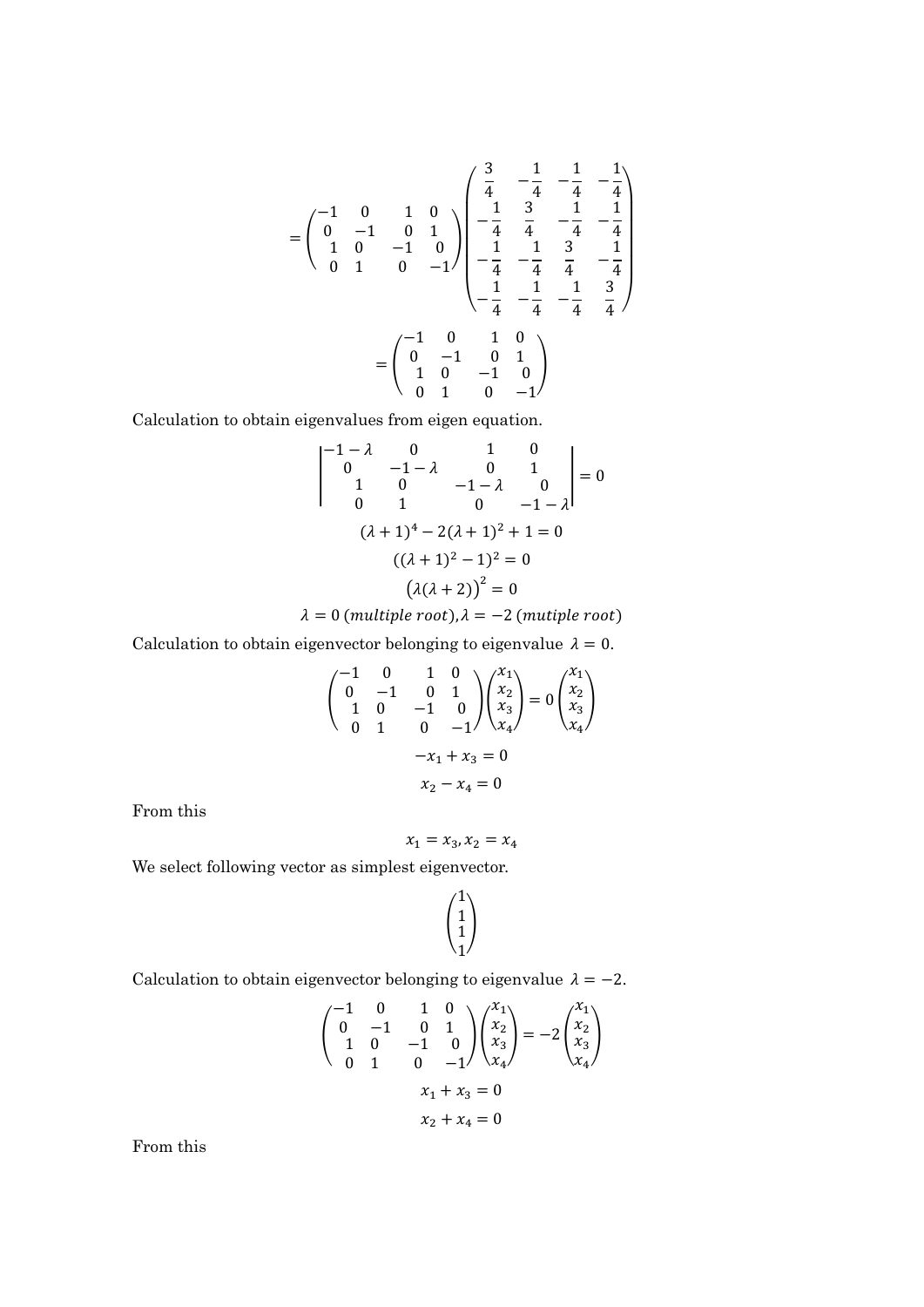$$= \begin{pmatrix} -1 & 0 & 1 & 0 \\ 0 & -1 & 0 & 1 \\ 1 & 0 & -1 & 0 \\ 0 & 1 & 0 & -1 \end{pmatrix} \begin{pmatrix} \frac{3}{4} & -\frac{1}{4} & -\frac{1}{4} & -\frac{1}{4} \\ -\frac{1}{4} & \frac{3}{4} & -\frac{1}{4} & -\frac{1}{4} \\ -\frac{1}{4} & -\frac{1}{4} & \frac{3}{4} & -\frac{1}{4} \\ -\frac{1}{4} & -\frac{1}{4} & -\frac{1}{4} & \frac{3}{4} \end{pmatrix}$$

$$= \begin{pmatrix} -1 & 0 & 1 & 0 \\ 0 & -1 & 0 & 1 \\ 1 & 0 & -1 & 0 \\ 0 & 1 & 0 & -1 \end{pmatrix}$$

Calculation to obtain eigenvalues from eigen equation.

$$\begin{vmatrix} -1-\lambda & 0 & 1 & 0 \\ 0 & -1-\lambda & 0 & 1 \\ 1 & 0 & -1-\lambda & 0 \\ 0 & 1 & 0 & -1-\lambda \end{vmatrix} = 0$$

$$(\lambda+1)^4 - 2(\lambda+1)^2 + 1 = 0$$

$$((\lambda+1)^2 - 1)^2 = 0$$

$$\left(\lambda(\lambda+2)\right)^2 = 0$$

$$\lambda = 0\ (multiple\ root), \lambda = -2\ (mutiple\ root)$$

Calculation to obtain eigenvector belonging to eigenvalue $\lambda = 0$.

$$\begin{pmatrix} -1 & 0 & 1 & 0 \\ 0 & -1 & 0 & 1 \\ 1 & 0 & -1 & 0 \\ 0 & 1 & 0 & -1 \end{pmatrix} \begin{pmatrix} x_1 \\ x_2 \\ x_3 \\ x_4 \end{pmatrix} = 0 \begin{pmatrix} x_1 \\ x_2 \\ x_3 \\ x_4 \end{pmatrix}$$

$$-x_1 + x_3 = 0$$

$$x_2 - x_4 = 0$$

From this

$$x_1 = x_3, x_2 = x_4$$

We select following vector as simplest eigenvector.

$$\begin{pmatrix} 1 \\ 1 \\ 1 \\ 1 \end{pmatrix}$$

Calculation to obtain eigenvector belonging to eigenvalue $\lambda = -2$.

$$\begin{pmatrix} -1 & 0 & 1 & 0 \\ 0 & -1 & 0 & 1 \\ 1 & 0 & -1 & 0 \\ 0 & 1 & 0 & -1 \end{pmatrix} \begin{pmatrix} x_1 \\ x_2 \\ x_3 \\ x_4 \end{pmatrix} = -2 \begin{pmatrix} x_1 \\ x_2 \\ x_3 \\ x_4 \end{pmatrix}$$

$$x_1 + x_3 = 0$$

$$x_2 + x_4 = 0$$

From this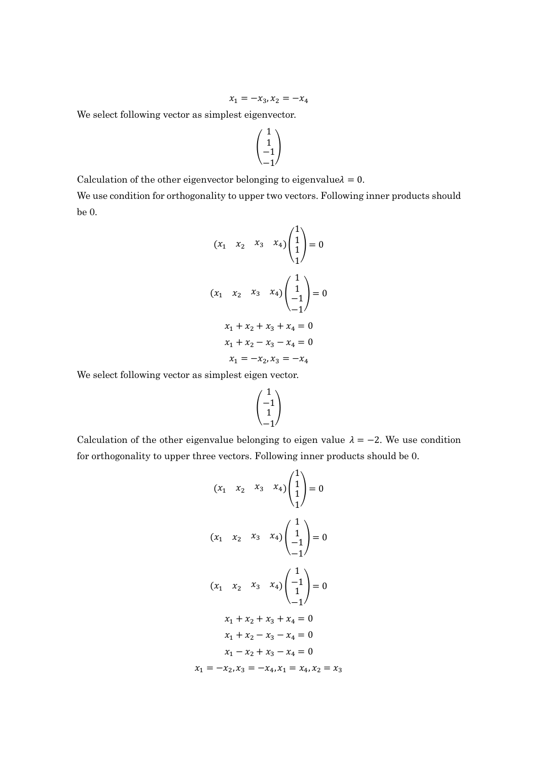$$x_1 = -x_3, x_2 = -x_4$$

We select following vector as simplest eigenvector.

$$\begin{pmatrix} 1 \\ 1 \\ -1 \\ -1 \end{pmatrix}$$

Calculation of the other eigenvector belonging to eigenvalue$\lambda = 0$.

We use condition for orthogonality to upper two vectors. Following inner products should be 0.

$$(x_1 \quad x_2 \quad x_3 \quad x_4) \begin{pmatrix} 1 \\ 1 \\ 1 \\ 1 \end{pmatrix} = 0$$

$$(x_1 \quad x_2 \quad x_3 \quad x_4) \begin{pmatrix} 1 \\ 1 \\ -1 \\ -1 \end{pmatrix} = 0$$

$$x_1 + x_2 + x_3 + x_4 = 0$$

$$x_1 + x_2 - x_3 - x_4 = 0$$

$$x_1 = -x_2, x_3 = -x_4$$

We select following vector as simplest eigen vector.

$$\begin{pmatrix} 1 \\ -1 \\ 1 \\ -1 \end{pmatrix}$$

Calculation of the other eigenvalue belonging to eigen value $\lambda = -2$. We use condition for orthogonality to upper three vectors. Following inner products should be 0.

$$(x_1 \quad x_2 \quad x_3 \quad x_4) \begin{pmatrix} 1 \\ 1 \\ 1 \\ 1 \end{pmatrix} = 0$$

$$(x_1 \quad x_2 \quad x_3 \quad x_4) \begin{pmatrix} 1 \\ 1 \\ -1 \\ -1 \end{pmatrix} = 0$$

$$(x_1 \quad x_2 \quad x_3 \quad x_4) \begin{pmatrix} 1 \\ -1 \\ 1 \\ -1 \end{pmatrix} = 0$$

$$x_1 + x_2 + x_3 + x_4 = 0$$

$$x_1 + x_2 - x_3 - x_4 = 0$$

$$x_1 - x_2 + x_3 - x_4 = 0$$

$$x_1 = -x_2, x_3 = -x_4, x_1 = x_4, x_2 = x_3$$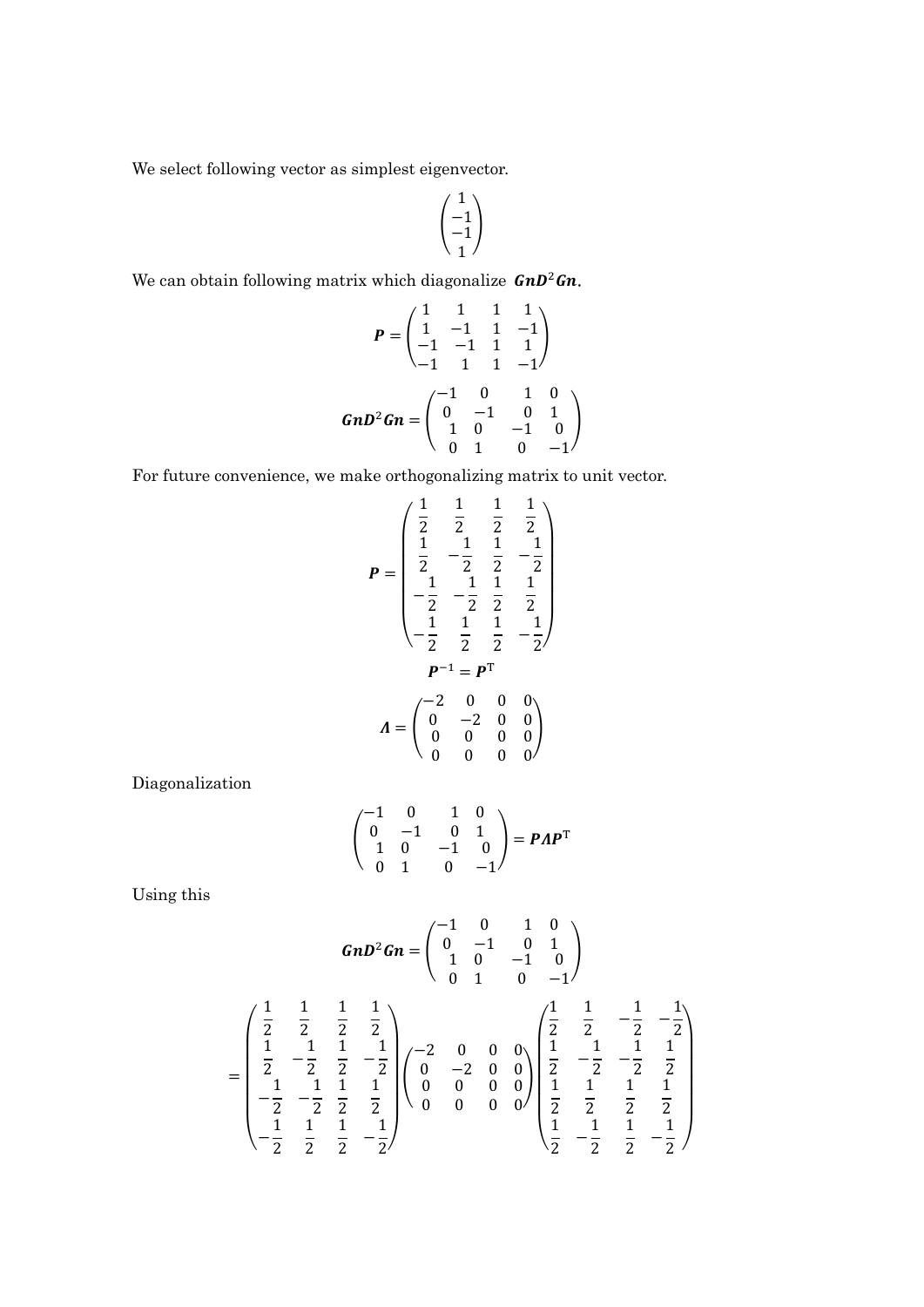We select following vector as simplest eigenvector.

$$\begin{pmatrix} 1 \\ -1 \\ -1 \\ 1 \end{pmatrix}$$

We can obtain following matrix which diagonalize $\boldsymbol{GnD}^2\boldsymbol{Gn}$.

$$\boldsymbol{P} = \begin{pmatrix} 1 & 1 & 1 & 1 \\ 1 & -1 & 1 & -1 \\ -1 & -1 & 1 & 1 \\ -1 & 1 & 1 & -1 \end{pmatrix}$$

$$\boldsymbol{GnD}^2\boldsymbol{Gn} = \begin{pmatrix} -1 & 0 & 1 & 0 \\ 0 & -1 & 0 & 1 \\ 1 & 0 & -1 & 0 \\ 0 & 1 & 0 & -1 \end{pmatrix}$$

For future convenience, we make orthogonalizing matrix to unit vector.

$$\boldsymbol{P} = \begin{pmatrix} \frac{1}{2} & \frac{1}{2} & \frac{1}{2} & \frac{1}{2} \\ \frac{1}{2} & -\frac{1}{2} & \frac{1}{2} & -\frac{1}{2} \\ -\frac{1}{2} & -\frac{1}{2} & \frac{1}{2} & \frac{1}{2} \\ -\frac{1}{2} & \frac{1}{2} & \frac{1}{2} & -\frac{1}{2} \end{pmatrix}$$

$$\boldsymbol{P}^{-1} = \boldsymbol{P}^{\mathrm{T}}$$

$$\boldsymbol{\Lambda} = \begin{pmatrix} -2 & 0 & 0 & 0 \\ 0 & -2 & 0 & 0 \\ 0 & 0 & 0 & 0 \\ 0 & 0 & 0 & 0 \end{pmatrix}$$

Diagonalization

$$\begin{pmatrix} -1 & 0 & 1 & 0 \\ 0 & -1 & 0 & 1 \\ 1 & 0 & -1 & 0 \\ 0 & 1 & 0 & -1 \end{pmatrix} = \boldsymbol{P\Lambda P}^{\mathrm{T}}$$

Using this

$$\boldsymbol{GnD}^2\boldsymbol{Gn} = \begin{pmatrix} -1 & 0 & 1 & 0 \\ 0 & -1 & 0 & 1 \\ 1 & 0 & -1 & 0 \\ 0 & 1 & 0 & -1 \end{pmatrix}$$

$$= \begin{pmatrix} \frac{1}{2} & \frac{1}{2} & \frac{1}{2} & \frac{1}{2} \\ \frac{1}{2} & -\frac{1}{2} & \frac{1}{2} & -\frac{1}{2} \\ -\frac{1}{2} & -\frac{1}{2} & \frac{1}{2} & \frac{1}{2} \\ -\frac{1}{2} & \frac{1}{2} & \frac{1}{2} & -\frac{1}{2} \end{pmatrix} \begin{pmatrix} -2 & 0 & 0 & 0 \\ 0 & -2 & 0 & 0 \\ 0 & 0 & 0 & 0 \\ 0 & 0 & 0 & 0 \end{pmatrix} \begin{pmatrix} \frac{1}{2} & \frac{1}{2} & -\frac{1}{2} & -\frac{1}{2} \\ \frac{1}{2} & -\frac{1}{2} & -\frac{1}{2} & \frac{1}{2} \\ \frac{1}{2} & \frac{1}{2} & \frac{1}{2} & \frac{1}{2} \\ \frac{1}{2} & -\frac{1}{2} & \frac{1}{2} & -\frac{1}{2} \end{pmatrix}$$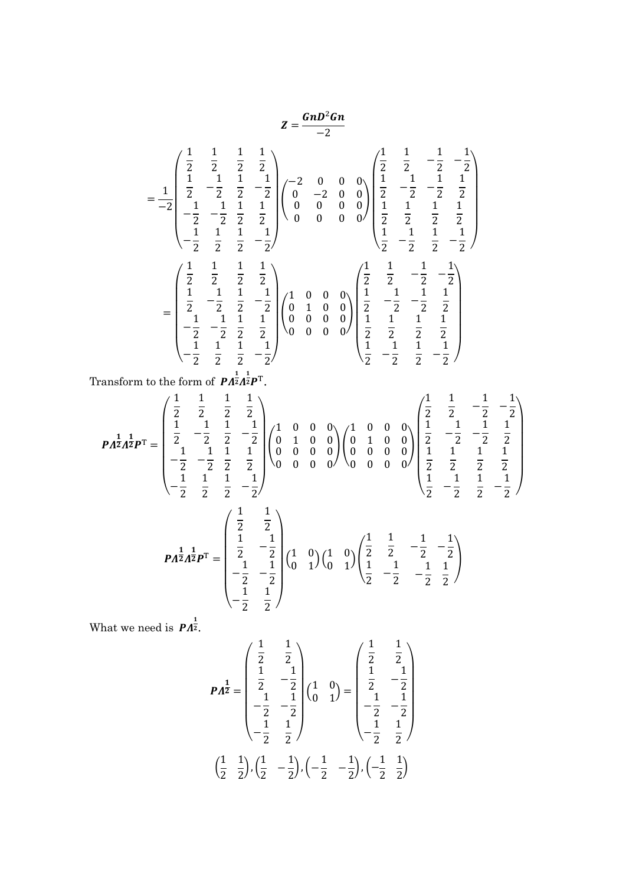$$\boldsymbol{Z} = \frac{\boldsymbol{GnD^2Gn}}{-2}$$

$$= \frac{1}{-2}\begin{pmatrix} \frac{1}{2} & \frac{1}{2} & \frac{1}{2} & \frac{1}{2} \\ \frac{1}{2} & -\frac{1}{2} & \frac{1}{2} & -\frac{1}{2} \\ -\frac{1}{2} & -\frac{1}{2} & \frac{1}{2} & \frac{1}{2} \\ -\frac{1}{2} & \frac{1}{2} & \frac{1}{2} & -\frac{1}{2} \end{pmatrix}\begin{pmatrix} -2 & 0 & 0 & 0 \\ 0 & -2 & 0 & 0 \\ 0 & 0 & 0 & 0 \\ 0 & 0 & 0 & 0 \end{pmatrix}\begin{pmatrix} \frac{1}{2} & \frac{1}{2} & -\frac{1}{2} & -\frac{1}{2} \\ \frac{1}{2} & -\frac{1}{2} & -\frac{1}{2} & \frac{1}{2} \\ \frac{1}{2} & \frac{1}{2} & \frac{1}{2} & \frac{1}{2} \\ \frac{1}{2} & -\frac{1}{2} & \frac{1}{2} & -\frac{1}{2} \end{pmatrix}$$

$$= \begin{pmatrix} \frac{1}{2} & \frac{1}{2} & \frac{1}{2} & \frac{1}{2} \\ \frac{1}{2} & -\frac{1}{2} & \frac{1}{2} & -\frac{1}{2} \\ -\frac{1}{2} & -\frac{1}{2} & \frac{1}{2} & \frac{1}{2} \\ -\frac{1}{2} & \frac{1}{2} & \frac{1}{2} & -\frac{1}{2} \end{pmatrix}\begin{pmatrix} 1 & 0 & 0 & 0 \\ 0 & 1 & 0 & 0 \\ 0 & 0 & 0 & 0 \\ 0 & 0 & 0 & 0 \end{pmatrix}\begin{pmatrix} \frac{1}{2} & \frac{1}{2} & -\frac{1}{2} & -\frac{1}{2} \\ \frac{1}{2} & -\frac{1}{2} & -\frac{1}{2} & \frac{1}{2} \\ \frac{1}{2} & \frac{1}{2} & \frac{1}{2} & \frac{1}{2} \\ \frac{1}{2} & -\frac{1}{2} & \frac{1}{2} & -\frac{1}{2} \end{pmatrix}$$

Transform to the form of $\boldsymbol{P\Lambda^{\frac{1}{2}}\Lambda^{\frac{1}{2}}P^{\mathrm{T}}}$.

$$\boldsymbol{P\Lambda^{\frac{1}{2}}\Lambda^{\frac{1}{2}}P^{\mathrm{T}}} = \begin{pmatrix} \frac{1}{2} & \frac{1}{2} & \frac{1}{2} & \frac{1}{2} \\ \frac{1}{2} & -\frac{1}{2} & \frac{1}{2} & -\frac{1}{2} \\ -\frac{1}{2} & -\frac{1}{2} & \frac{1}{2} & \frac{1}{2} \\ -\frac{1}{2} & \frac{1}{2} & \frac{1}{2} & -\frac{1}{2} \end{pmatrix}\begin{pmatrix} 1 & 0 & 0 & 0 \\ 0 & 1 & 0 & 0 \\ 0 & 0 & 0 & 0 \\ 0 & 0 & 0 & 0 \end{pmatrix}\begin{pmatrix} 1 & 0 & 0 & 0 \\ 0 & 1 & 0 & 0 \\ 0 & 0 & 0 & 0 \\ 0 & 0 & 0 & 0 \end{pmatrix}\begin{pmatrix} \frac{1}{2} & \frac{1}{2} & -\frac{1}{2} & -\frac{1}{2} \\ \frac{1}{2} & -\frac{1}{2} & -\frac{1}{2} & \frac{1}{2} \\ \frac{1}{2} & \frac{1}{2} & \frac{1}{2} & \frac{1}{2} \\ \frac{1}{2} & -\frac{1}{2} & \frac{1}{2} & -\frac{1}{2} \end{pmatrix}$$

$$\boldsymbol{P\Lambda^{\frac{1}{2}}\Lambda^{\frac{1}{2}}P^{\mathrm{T}}} = \begin{pmatrix} \frac{1}{2} & \frac{1}{2} \\ \frac{1}{2} & -\frac{1}{2} \\ -\frac{1}{2} & -\frac{1}{2} \\ -\frac{1}{2} & \frac{1}{2} \end{pmatrix}\begin{pmatrix} 1 & 0 \\ 0 & 1 \end{pmatrix}\begin{pmatrix} 1 & 0 \\ 0 & 1 \end{pmatrix}\begin{pmatrix} \frac{1}{2} & \frac{1}{2} & -\frac{1}{2} & -\frac{1}{2} \\ \frac{1}{2} & -\frac{1}{2} & -\frac{1}{2} & \frac{1}{2} \end{pmatrix}$$

What we need is $\boldsymbol{P\Lambda^{\frac{1}{2}}}$.

$$\boldsymbol{P\Lambda^{\frac{1}{2}}} = \begin{pmatrix} \frac{1}{2} & \frac{1}{2} \\ \frac{1}{2} & -\frac{1}{2} \\ -\frac{1}{2} & -\frac{1}{2} \\ -\frac{1}{2} & \frac{1}{2} \end{pmatrix}\begin{pmatrix} 1 & 0 \\ 0 & 1 \end{pmatrix} = \begin{pmatrix} \frac{1}{2} & \frac{1}{2} \\ \frac{1}{2} & -\frac{1}{2} \\ -\frac{1}{2} & -\frac{1}{2} \\ -\frac{1}{2} & \frac{1}{2} \end{pmatrix}$$

$$\begin{pmatrix} \frac{1}{2} & \frac{1}{2} \end{pmatrix}, \begin{pmatrix} \frac{1}{2} & -\frac{1}{2} \end{pmatrix}, \begin{pmatrix} -\frac{1}{2} & -\frac{1}{2} \end{pmatrix}, \begin{pmatrix} -\frac{1}{2} & \frac{1}{2} \end{pmatrix}$$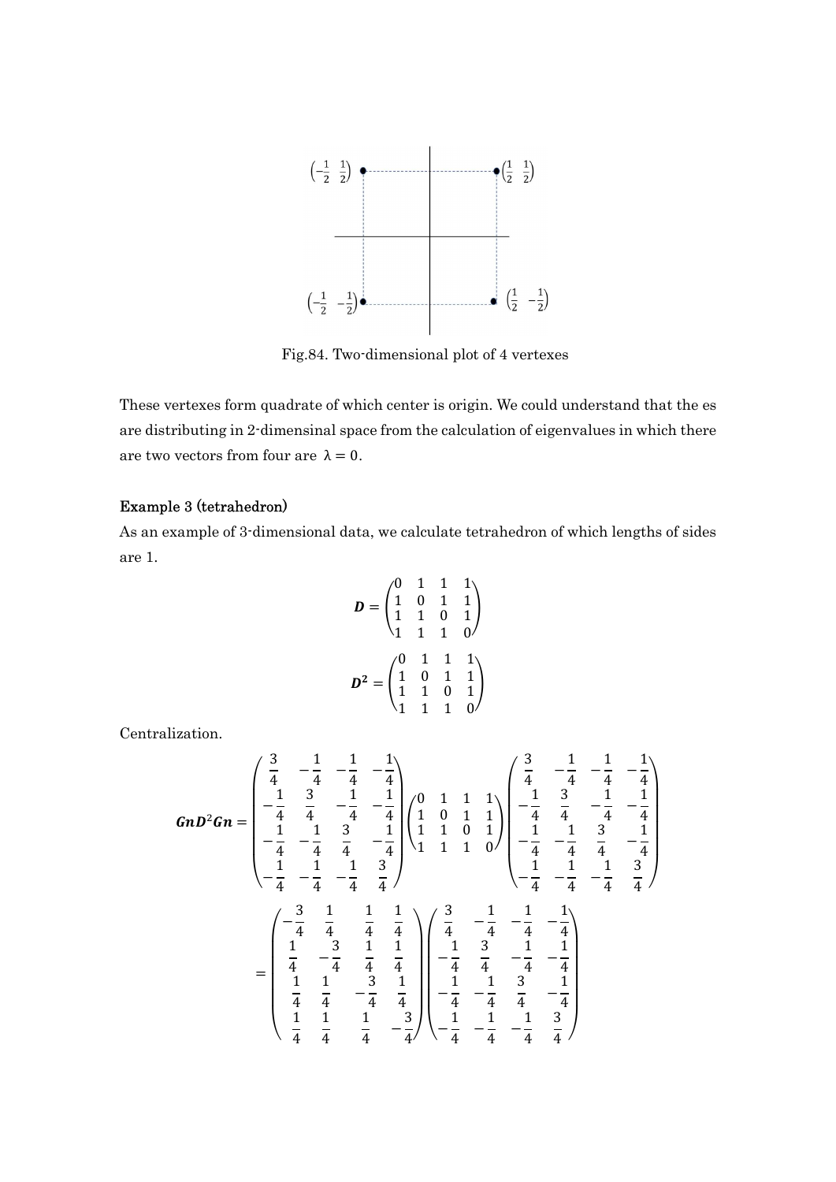Fig.84. Two-dimensional plot of 4 vertexes

These vertexes form quadrate of which center is origin. We could understand that the es are distributing in 2-dimensinal space from the calculation of eigenvalues in which there are two vectors from four are $\lambda = 0$.

**Example 3 (tetrahedron)**

As an example of 3-dimensional data, we calculate tetrahedron of which lengths of sides are 1.

$$\boldsymbol{D} = \begin{pmatrix} 0 & 1 & 1 & 1 \\ 1 & 0 & 1 & 1 \\ 1 & 1 & 0 & 1 \\ 1 & 1 & 1 & 0 \end{pmatrix}$$

$$\boldsymbol{D^2} = \begin{pmatrix} 0 & 1 & 1 & 1 \\ 1 & 0 & 1 & 1 \\ 1 & 1 & 0 & 1 \\ 1 & 1 & 1 & 0 \end{pmatrix}$$

Centralization.

$$\boldsymbol{GnD}^2\boldsymbol{Gn} = \begin{pmatrix} \frac{3}{4} & -\frac{1}{4} & -\frac{1}{4} & -\frac{1}{4} \\ -\frac{1}{4} & \frac{3}{4} & -\frac{1}{4} & -\frac{1}{4} \\ -\frac{1}{4} & -\frac{1}{4} & \frac{3}{4} & -\frac{1}{4} \\ -\frac{1}{4} & -\frac{1}{4} & -\frac{1}{4} & \frac{3}{4} \end{pmatrix} \begin{pmatrix} 0 & 1 & 1 & 1 \\ 1 & 0 & 1 & 1 \\ 1 & 1 & 0 & 1 \\ 1 & 1 & 1 & 0 \end{pmatrix} \begin{pmatrix} \frac{3}{4} & -\frac{1}{4} & -\frac{1}{4} & -\frac{1}{4} \\ -\frac{1}{4} & \frac{3}{4} & -\frac{1}{4} & -\frac{1}{4} \\ -\frac{1}{4} & -\frac{1}{4} & \frac{3}{4} & -\frac{1}{4} \\ -\frac{1}{4} & -\frac{1}{4} & -\frac{1}{4} & \frac{3}{4} \end{pmatrix}$$

$$= \begin{pmatrix} -\frac{3}{4} & \frac{1}{4} & \frac{1}{4} & \frac{1}{4} \\ \frac{1}{4} & -\frac{3}{4} & \frac{1}{4} & \frac{1}{4} \\ \frac{1}{4} & \frac{1}{4} & -\frac{3}{4} & \frac{1}{4} \\ \frac{1}{4} & \frac{1}{4} & \frac{1}{4} & -\frac{3}{4} \end{pmatrix} \begin{pmatrix} \frac{3}{4} & -\frac{1}{4} & -\frac{1}{4} & -\frac{1}{4} \\ -\frac{1}{4} & \frac{3}{4} & -\frac{1}{4} & -\frac{1}{4} \\ -\frac{1}{4} & -\frac{1}{4} & \frac{3}{4} & -\frac{1}{4} \\ -\frac{1}{4} & -\frac{1}{4} & -\frac{1}{4} & \frac{3}{4} \end{pmatrix}$$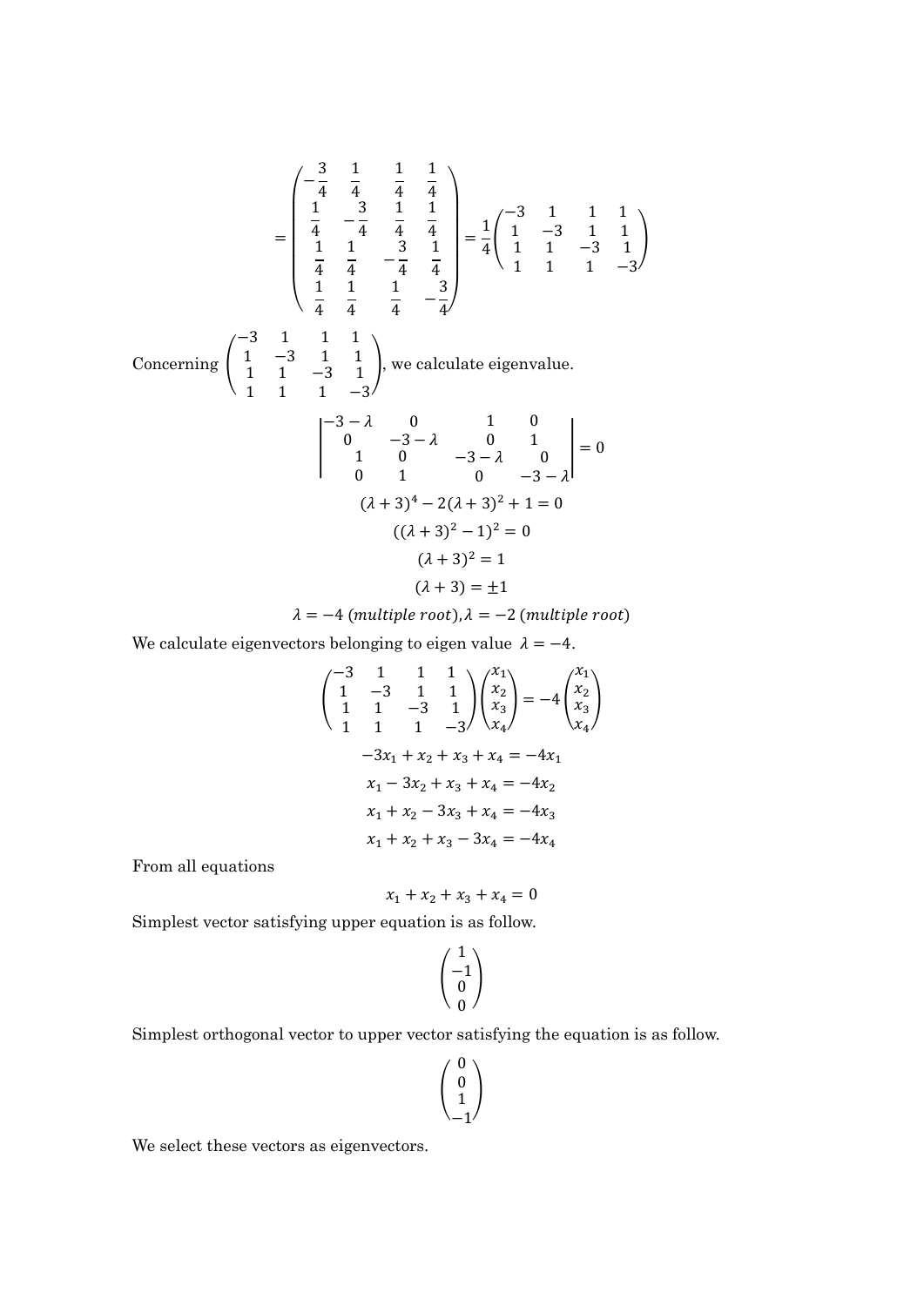$$
= \begin{pmatrix} -\frac{3}{4} & \frac{1}{4} & \frac{1}{4} & \frac{1}{4} \\ \frac{1}{4} & -\frac{3}{4} & \frac{1}{4} & \frac{1}{4} \\ \frac{1}{4} & \frac{1}{4} & -\frac{3}{4} & \frac{1}{4} \\ \frac{1}{4} & \frac{1}{4} & \frac{1}{4} & -\frac{3}{4} \end{pmatrix} = \frac{1}{4}\begin{pmatrix} -3 & 1 & 1 & 1 \\ 1 & -3 & 1 & 1 \\ 1 & 1 & -3 & 1 \\ 1 & 1 & 1 & -3 \end{pmatrix}
$$

Concerning $\begin{pmatrix} -3 & 1 & 1 & 1 \\ 1 & -3 & 1 & 1 \\ 1 & 1 & -3 & 1 \\ 1 & 1 & 1 & -3 \end{pmatrix}$, we calculate eigenvalue.

$$
\begin{vmatrix} -3-\lambda & 0 & 1 & 0 \\ 0 & -3-\lambda & 0 & 1 \\ 1 & 0 & -3-\lambda & 0 \\ 0 & 1 & 0 & -3-\lambda \end{vmatrix} = 0
$$

$$
(\lambda+3)^4 - 2(\lambda+3)^2 + 1 = 0
$$

$$
((\lambda+3)^2 - 1)^2 = 0
$$

$$
(\lambda+3)^2 = 1
$$

$$
(\lambda+3) = \pm 1
$$

$$
\lambda = -4 \ (multiple\ root), \lambda = -2 \ (multiple\ root)
$$

We calculate eigenvectors belonging to eigen value $\lambda = -4$.

$$
\begin{pmatrix} -3 & 1 & 1 & 1 \\ 1 & -3 & 1 & 1 \\ 1 & 1 & -3 & 1 \\ 1 & 1 & 1 & -3 \end{pmatrix}\begin{pmatrix} x_1 \\ x_2 \\ x_3 \\ x_4 \end{pmatrix} = -4\begin{pmatrix} x_1 \\ x_2 \\ x_3 \\ x_4 \end{pmatrix}
$$

$$
-3x_1 + x_2 + x_3 + x_4 = -4x_1
$$

$$
x_1 - 3x_2 + x_3 + x_4 = -4x_2
$$

$$
x_1 + x_2 - 3x_3 + x_4 = -4x_3
$$

$$
x_1 + x_2 + x_3 - 3x_4 = -4x_4
$$

From all equations

$$
x_1 + x_2 + x_3 + x_4 = 0
$$

Simplest vector satisfying upper equation is as follow.

$$
\begin{pmatrix} 1 \\ -1 \\ 0 \\ 0 \end{pmatrix}
$$

Simplest orthogonal vector to upper vector satisfying the equation is as follow.

$$
\begin{pmatrix} 0 \\ 0 \\ 1 \\ -1 \end{pmatrix}
$$

We select these vectors as eigenvectors.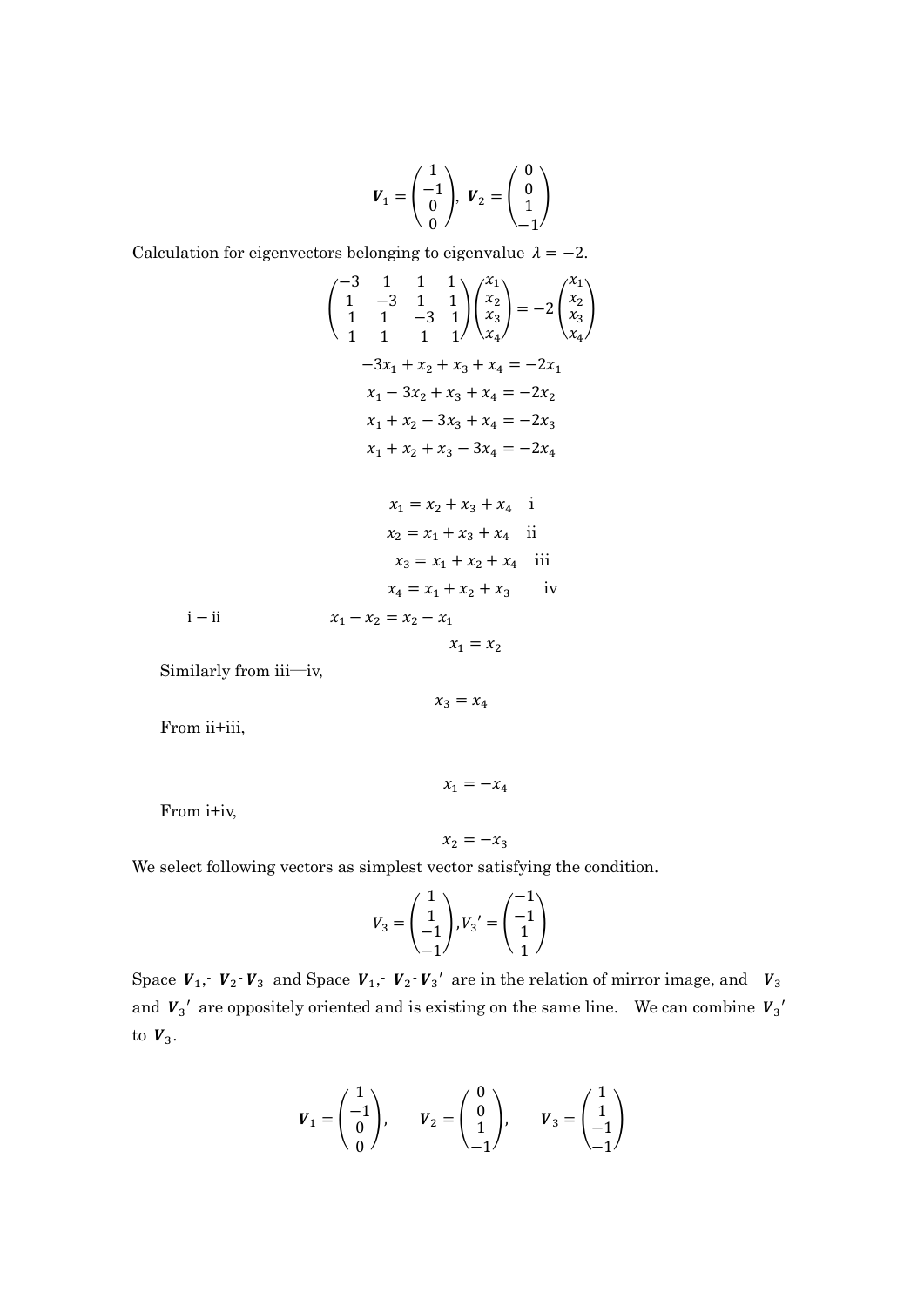$$\boldsymbol{V}_1 = \begin{pmatrix} 1 \\ -1 \\ 0 \\ 0 \end{pmatrix},\ \boldsymbol{V}_2 = \begin{pmatrix} 0 \\ 0 \\ 1 \\ -1 \end{pmatrix}$$

Calculation for eigenvectors belonging to eigenvalue $\lambda = -2$.

$$\begin{pmatrix} -3 & 1 & 1 & 1 \\ 1 & -3 & 1 & 1 \\ 1 & 1 & -3 & 1 \\ 1 & 1 & 1 & 1 \end{pmatrix} \begin{pmatrix} x_1 \\ x_2 \\ x_3 \\ x_4 \end{pmatrix} = -2 \begin{pmatrix} x_1 \\ x_2 \\ x_3 \\ x_4 \end{pmatrix}$$

$$-3x_1 + x_2 + x_3 + x_4 = -2x_1$$

$$x_1 - 3x_2 + x_3 + x_4 = -2x_2$$

$$x_1 + x_2 - 3x_3 + x_4 = -2x_3$$

$$x_1 + x_2 + x_3 - 3x_4 = -2x_4$$

$$x_1 = x_2 + x_3 + x_4 \quad \text{i}$$

$$x_2 = x_1 + x_3 + x_4 \quad \text{ii}$$

$$x_3 = x_1 + x_2 + x_4 \quad \text{iii}$$

$$x_4 = x_1 + x_2 + x_3 \quad \text{iv}$$

i − ii

$$x_1 - x_2 = x_2 - x_1$$

$$x_1 = x_2$$

Similarly from iii—iv,

$$x_3 = x_4$$

From ii+iii,

$$x_1 = -x_4$$

From i+iv,

$$x_2 = -x_3$$

We select following vectors as simplest vector satisfying the condition.

$$V_3 = \begin{pmatrix} 1 \\ 1 \\ -1 \\ -1 \end{pmatrix}, V_3{}' = \begin{pmatrix} -1 \\ -1 \\ 1 \\ 1 \end{pmatrix}$$

Space $\boldsymbol{V}_1$,- $\boldsymbol{V}_2$-$\boldsymbol{V}_3$ and Space $\boldsymbol{V}_1$,- $\boldsymbol{V}_2$-$\boldsymbol{V}_3{}'$ are in the relation of mirror image, and $\boldsymbol{V}_3$ and $\boldsymbol{V}_3{}'$ are oppositely oriented and is existing on the same line. We can combine $\boldsymbol{V}_3{}'$ to $\boldsymbol{V}_3$.

$$\boldsymbol{V}_1 = \begin{pmatrix} 1 \\ -1 \\ 0 \\ 0 \end{pmatrix}, \qquad \boldsymbol{V}_2 = \begin{pmatrix} 0 \\ 0 \\ 1 \\ -1 \end{pmatrix}, \qquad \boldsymbol{V}_3 = \begin{pmatrix} 1 \\ 1 \\ -1 \\ -1 \end{pmatrix}$$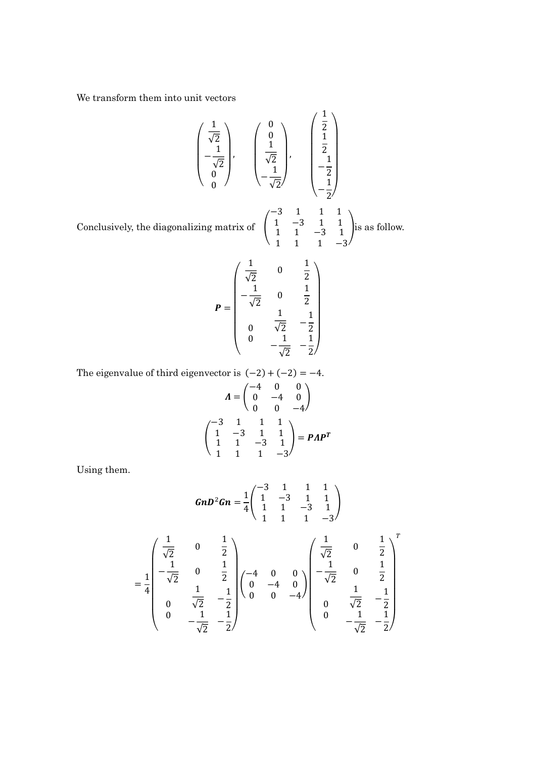We transform them into unit vectors

$$\begin{pmatrix} \frac{1}{\sqrt{2}} \\ -\frac{1}{\sqrt{2}} \\ 0 \\ 0 \end{pmatrix}, \quad \begin{pmatrix} 0 \\ 0 \\ \frac{1}{\sqrt{2}} \\ -\frac{1}{\sqrt{2}} \end{pmatrix}, \quad \begin{pmatrix} \frac{1}{2} \\ \frac{1}{2} \\ -\frac{1}{2} \\ -\frac{1}{2} \end{pmatrix}$$

Conclusively, the diagonalizing matrix of $\begin{pmatrix} -3 & 1 & 1 & 1 \\ 1 & -3 & 1 & 1 \\ 1 & 1 & -3 & 1 \\ 1 & 1 & 1 & -3 \end{pmatrix}$ is as follow.

$$\boldsymbol{P} = \begin{pmatrix} \frac{1}{\sqrt{2}} & 0 & \frac{1}{2} \\ -\frac{1}{\sqrt{2}} & 0 & \frac{1}{2} \\ 0 & \frac{1}{\sqrt{2}} & -\frac{1}{2} \\ 0 & -\frac{1}{\sqrt{2}} & -\frac{1}{2} \end{pmatrix}$$

The eigenvalue of third eigenvector is $(-2) + (-2) = -4$.

$$\boldsymbol{\Lambda} = \begin{pmatrix} -4 & 0 & 0 \\ 0 & -4 & 0 \\ 0 & 0 & -4 \end{pmatrix}$$

$$\begin{pmatrix} -3 & 1 & 1 & 1 \\ 1 & -3 & 1 & 1 \\ 1 & 1 & -3 & 1 \\ 1 & 1 & 1 & -3 \end{pmatrix} = \boldsymbol{P\Lambda P^T}$$

Using them.

$$\boldsymbol{GnD^2Gn} = \frac{1}{4}\begin{pmatrix} -3 & 1 & 1 & 1 \\ 1 & -3 & 1 & 1 \\ 1 & 1 & -3 & 1 \\ 1 & 1 & 1 & -3 \end{pmatrix}$$

$$= \frac{1}{4}\begin{pmatrix} \frac{1}{\sqrt{2}} & 0 & \frac{1}{2} \\ -\frac{1}{\sqrt{2}} & 0 & \frac{1}{2} \\ 0 & \frac{1}{\sqrt{2}} & -\frac{1}{2} \\ 0 & -\frac{1}{\sqrt{2}} & -\frac{1}{2} \end{pmatrix} \begin{pmatrix} -4 & 0 & 0 \\ 0 & -4 & 0 \\ 0 & 0 & -4 \end{pmatrix} \begin{pmatrix} \frac{1}{\sqrt{2}} & 0 & \frac{1}{2} \\ -\frac{1}{\sqrt{2}} & 0 & \frac{1}{2} \\ 0 & \frac{1}{\sqrt{2}} & -\frac{1}{2} \\ 0 & -\frac{1}{\sqrt{2}} & -\frac{1}{2} \end{pmatrix}^T$$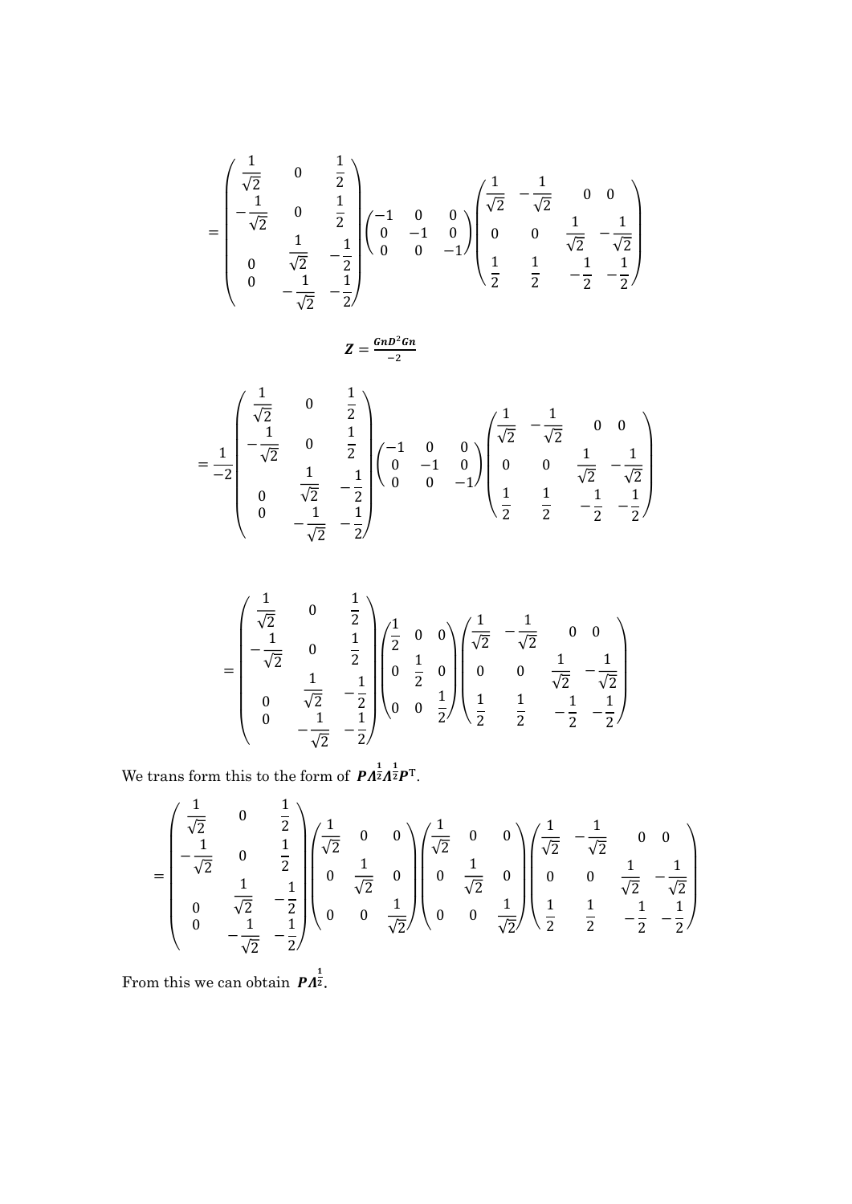$$= \begin{pmatrix} \frac{1}{\sqrt{2}} & 0 & \frac{1}{2} \\ -\frac{1}{\sqrt{2}} & 0 & \frac{1}{2} \\ 0 & \frac{1}{\sqrt{2}} & -\frac{1}{2} \\ 0 & -\frac{1}{\sqrt{2}} & -\frac{1}{2} \end{pmatrix} \begin{pmatrix} -1 & 0 & 0 \\ 0 & -1 & 0 \\ 0 & 0 & -1 \end{pmatrix} \begin{pmatrix} \frac{1}{\sqrt{2}} & -\frac{1}{\sqrt{2}} & 0 & 0 \\ 0 & 0 & \frac{1}{\sqrt{2}} & -\frac{1}{\sqrt{2}} \\ \frac{1}{2} & \frac{1}{2} & -\frac{1}{2} & -\frac{1}{2} \end{pmatrix}$$

$$\boldsymbol{Z} = \frac{\boldsymbol{GnD^2Gn}}{-2}$$

$$= \frac{1}{-2} \begin{pmatrix} \frac{1}{\sqrt{2}} & 0 & \frac{1}{2} \\ -\frac{1}{\sqrt{2}} & 0 & \frac{1}{2} \\ 0 & \frac{1}{\sqrt{2}} & -\frac{1}{2} \\ 0 & -\frac{1}{\sqrt{2}} & -\frac{1}{2} \end{pmatrix} \begin{pmatrix} -1 & 0 & 0 \\ 0 & -1 & 0 \\ 0 & 0 & -1 \end{pmatrix} \begin{pmatrix} \frac{1}{\sqrt{2}} & -\frac{1}{\sqrt{2}} & 0 & 0 \\ 0 & 0 & \frac{1}{\sqrt{2}} & -\frac{1}{\sqrt{2}} \\ \frac{1}{2} & \frac{1}{2} & -\frac{1}{2} & -\frac{1}{2} \end{pmatrix}$$

$$= \begin{pmatrix} \frac{1}{\sqrt{2}} & 0 & \frac{1}{2} \\ -\frac{1}{\sqrt{2}} & 0 & \frac{1}{2} \\ 0 & \frac{1}{\sqrt{2}} & -\frac{1}{2} \\ 0 & -\frac{1}{\sqrt{2}} & -\frac{1}{2} \end{pmatrix} \begin{pmatrix} \frac{1}{2} & 0 & 0 \\ 0 & \frac{1}{2} & 0 \\ 0 & 0 & \frac{1}{2} \end{pmatrix} \begin{pmatrix} \frac{1}{\sqrt{2}} & -\frac{1}{\sqrt{2}} & 0 & 0 \\ 0 & 0 & \frac{1}{\sqrt{2}} & -\frac{1}{\sqrt{2}} \\ \frac{1}{2} & \frac{1}{2} & -\frac{1}{2} & -\frac{1}{2} \end{pmatrix}$$

We trans form this to the form of $\boldsymbol{P\Lambda^{\frac{1}{2}}\Lambda^{\frac{1}{2}}P^{\mathrm{T}}}$.

$$= \begin{pmatrix} \frac{1}{\sqrt{2}} & 0 & \frac{1}{2} \\ -\frac{1}{\sqrt{2}} & 0 & \frac{1}{2} \\ 0 & \frac{1}{\sqrt{2}} & -\frac{1}{2} \\ 0 & -\frac{1}{\sqrt{2}} & -\frac{1}{2} \end{pmatrix} \begin{pmatrix} \frac{1}{\sqrt{2}} & 0 & 0 \\ 0 & \frac{1}{\sqrt{2}} & 0 \\ 0 & 0 & \frac{1}{\sqrt{2}} \end{pmatrix} \begin{pmatrix} \frac{1}{\sqrt{2}} & 0 & 0 \\ 0 & \frac{1}{\sqrt{2}} & 0 \\ 0 & 0 & \frac{1}{\sqrt{2}} \end{pmatrix} \begin{pmatrix} \frac{1}{\sqrt{2}} & -\frac{1}{\sqrt{2}} & 0 & 0 \\ 0 & 0 & \frac{1}{\sqrt{2}} & -\frac{1}{\sqrt{2}} \\ \frac{1}{2} & \frac{1}{2} & -\frac{1}{2} & -\frac{1}{2} \end{pmatrix}$$

From this we can obtain $\boldsymbol{P\Lambda^{\frac{1}{2}}}$.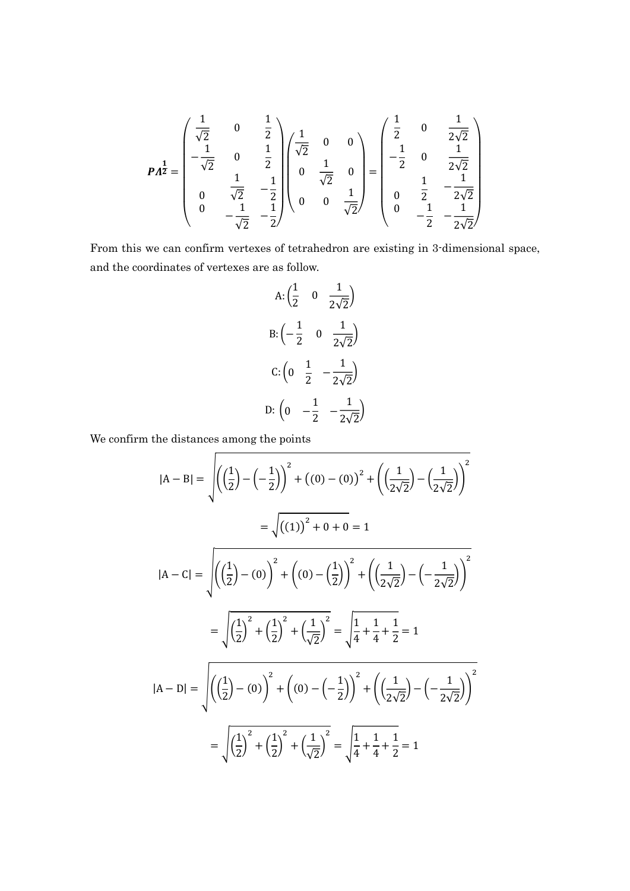$$
\boldsymbol{P\Lambda^{\frac{1}{2}}} = \begin{pmatrix} \frac{1}{\sqrt{2}} & 0 & \frac{1}{2} \\ -\frac{1}{\sqrt{2}} & 0 & \frac{1}{2} \\ 0 & \frac{1}{\sqrt{2}} & -\frac{1}{2} \\ 0 & -\frac{1}{\sqrt{2}} & -\frac{1}{2} \end{pmatrix} \begin{pmatrix} \frac{1}{\sqrt{2}} & 0 & 0 \\ 0 & \frac{1}{\sqrt{2}} & 0 \\ 0 & 0 & \frac{1}{\sqrt{2}} \end{pmatrix} = \begin{pmatrix} \frac{1}{2} & 0 & \frac{1}{2\sqrt{2}} \\ -\frac{1}{2} & 0 & \frac{1}{2\sqrt{2}} \\ 0 & \frac{1}{2} & -\frac{1}{2\sqrt{2}} \\ 0 & -\frac{1}{2} & -\frac{1}{2\sqrt{2}} \end{pmatrix}
$$

From this we can confirm vertexes of tetrahedron are existing in 3-dimensional space, and the coordinates of vertexes are as follow.

$$
\mathrm{A}: \begin{pmatrix} \frac{1}{2} & 0 & \frac{1}{2\sqrt{2}} \end{pmatrix}
$$

$$
\mathrm{B}: \begin{pmatrix} -\frac{1}{2} & 0 & \frac{1}{2\sqrt{2}} \end{pmatrix}
$$

$$
\mathrm{C}: \begin{pmatrix} 0 & \frac{1}{2} & -\frac{1}{2\sqrt{2}} \end{pmatrix}
$$

$$
\mathrm{D}: \begin{pmatrix} 0 & -\frac{1}{2} & -\frac{1}{2\sqrt{2}} \end{pmatrix}
$$

We confirm the distances among the points

$$
|\mathrm{A}-\mathrm{B}| = \sqrt{\left(\left(\frac{1}{2}\right) - \left(-\frac{1}{2}\right)\right)^2 + \left((0)-(0)\right)^2 + \left(\left(\frac{1}{2\sqrt{2}}\right) - \left(\frac{1}{2\sqrt{2}}\right)\right)^2}
$$

$$
= \sqrt{\left((1)\right)^2 + 0 + 0} = 1
$$

$$
|\mathrm{A}-\mathrm{C}| = \sqrt{\left(\left(\frac{1}{2}\right) - (0)\right)^2 + \left((0) - \left(\frac{1}{2}\right)\right)^2 + \left(\left(\frac{1}{2\sqrt{2}}\right) - \left(-\frac{1}{2\sqrt{2}}\right)\right)^2}
$$

$$
= \sqrt{\left(\frac{1}{2}\right)^2 + \left(\frac{1}{2}\right)^2 + \left(\frac{1}{\sqrt{2}}\right)^2} = \sqrt{\frac{1}{4} + \frac{1}{4} + \frac{1}{2}} = 1
$$

$$
|\mathrm{A}-\mathrm{D}| = \sqrt{\left(\left(\frac{1}{2}\right) - (0)\right)^2 + \left((0) - \left(-\frac{1}{2}\right)\right)^2 + \left(\left(\frac{1}{2\sqrt{2}}\right) - \left(-\frac{1}{2\sqrt{2}}\right)\right)^2}
$$

$$
= \sqrt{\left(\frac{1}{2}\right)^2 + \left(\frac{1}{2}\right)^2 + \left(\frac{1}{\sqrt{2}}\right)^2} = \sqrt{\frac{1}{4} + \frac{1}{4} + \frac{1}{2}} = 1
$$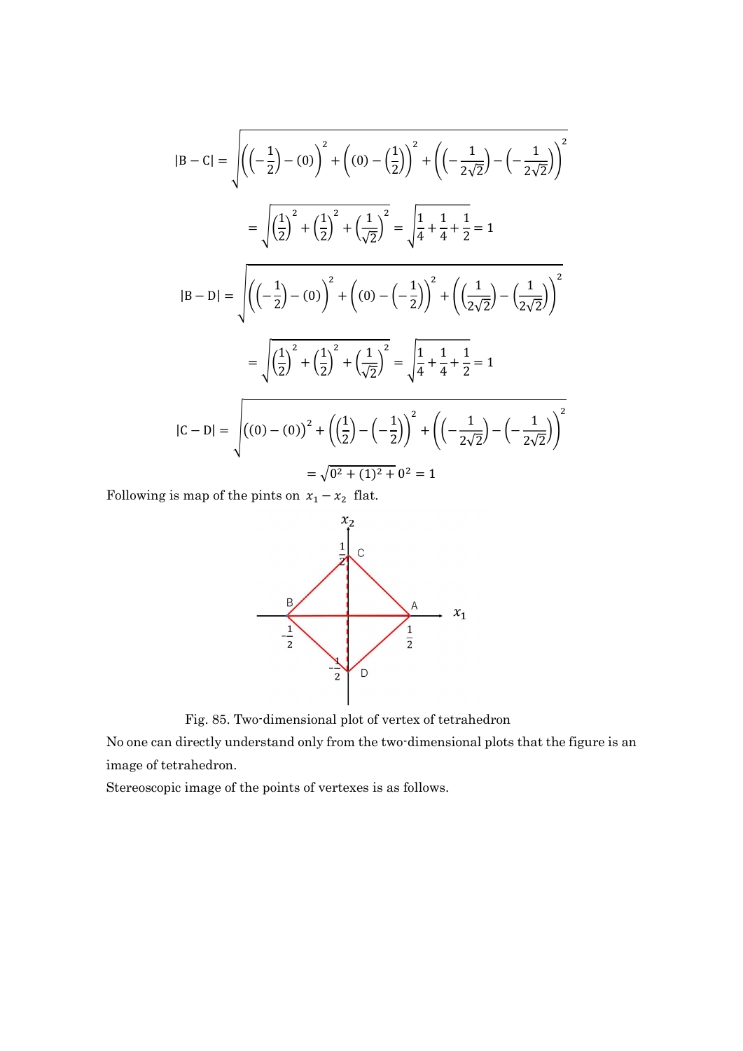$$|\mathrm{B}-\mathrm{C}| = \sqrt{\left(\left(-\frac{1}{2}\right)-(0)\right)^2+\left((0)-\left(\frac{1}{2}\right)\right)^2+\left(\left(-\frac{1}{2\sqrt{2}}\right)-\left(-\frac{1}{2\sqrt{2}}\right)\right)^2}$$

$$= \sqrt{\left(\frac{1}{2}\right)^2+\left(\frac{1}{2}\right)^2+\left(\frac{1}{\sqrt{2}}\right)^2} = \sqrt{\frac{1}{4}+\frac{1}{4}+\frac{1}{2}} = 1$$

$$|\mathrm{B}-\mathrm{D}| = \sqrt{\left(\left(-\frac{1}{2}\right)-(0)\right)^2+\left((0)-\left(-\frac{1}{2}\right)\right)^2+\left(\left(\frac{1}{2\sqrt{2}}\right)-\left(\frac{1}{2\sqrt{2}}\right)\right)^2}$$

$$= \sqrt{\left(\frac{1}{2}\right)^2+\left(\frac{1}{2}\right)^2+\left(\frac{1}{\sqrt{2}}\right)^2} = \sqrt{\frac{1}{4}+\frac{1}{4}+\frac{1}{2}} = 1$$

$$|\mathrm{C}-\mathrm{D}| = \sqrt{((0)-(0))^2+\left(\left(\frac{1}{2}\right)-\left(-\frac{1}{2}\right)\right)^2+\left(\left(-\frac{1}{2\sqrt{2}}\right)-\left(-\frac{1}{2\sqrt{2}}\right)\right)^2}$$

$$= \sqrt{0^2+(1)^2+0^2} = 1$$

Following is map of the pints on $x_1 - x_2$ flat.

Fig. 85. Two-dimensional plot of vertex of tetrahedron

No one can directly understand only from the two-dimensional plots that the figure is an image of tetrahedron.

Stereoscopic image of the points of vertexes is as follows.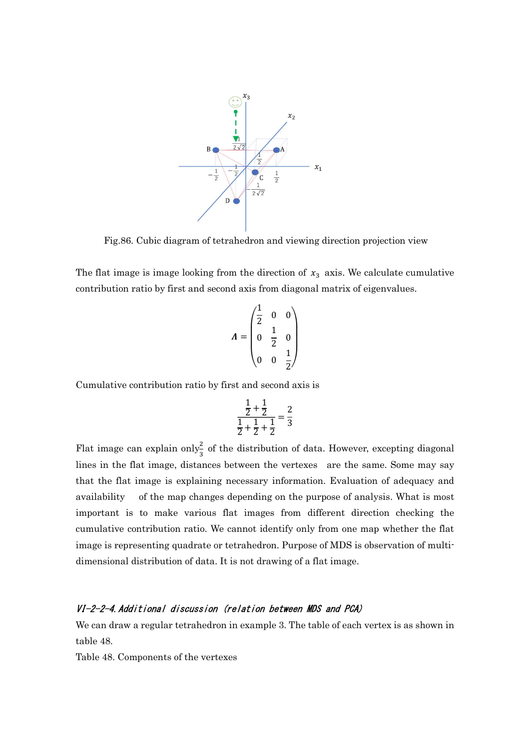Fig.86. Cubic diagram of tetrahedron and viewing direction projection view

The flat image is image looking from the direction of $x_3$ axis. We calculate cumulative contribution ratio by first and second axis from diagonal matrix of eigenvalues.

$$\boldsymbol{\Lambda} = \begin{pmatrix} \frac{1}{2} & 0 & 0 \\ 0 & \frac{1}{2} & 0 \\ 0 & 0 & \frac{1}{2} \end{pmatrix}$$

Cumulative contribution ratio by first and second axis is

$$\frac{\frac{1}{2}+\frac{1}{2}}{\frac{1}{2}+\frac{1}{2}+\frac{1}{2}} = \frac{2}{3}$$

Flat image can explain only $\frac{2}{3}$ of the distribution of data. However, excepting diagonal lines in the flat image, distances between the vertexes are the same. Some may say that the flat image is explaining necessary information. Evaluation of adequacy and availability of the map changes depending on the purpose of analysis. What is most important is to make various flat images from different direction checking the cumulative contribution ratio. We cannot identify only from one map whether the flat image is representing quadrate or tetrahedron. Purpose of MDS is observation of multi-dimensional distribution of data. It is not drawing of a flat image.

### *VI-2-2-4. Additional discussion (relation between MDS and PCA)*

We can draw a regular tetrahedron in example 3. The table of each vertex is as shown in table 48.

Table 48. Components of the vertexes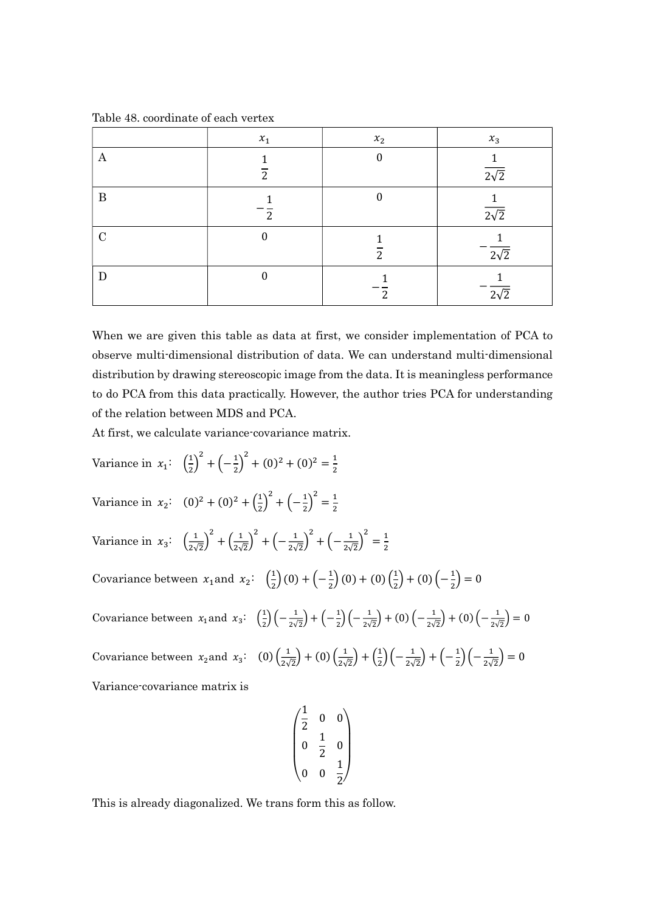Table 48. coordinate of each vertex

| | $x_1$ | $x_2$ | $x_3$ |
|---|---|---|---|
| A | $\frac{1}{2}$ | 0 | $\frac{1}{2\sqrt{2}}$ |
| B | $-\frac{1}{2}$ | 0 | $\frac{1}{2\sqrt{2}}$ |
| C | 0 | $\frac{1}{2}$ | $-\frac{1}{2\sqrt{2}}$ |
| D | 0 | $-\frac{1}{2}$ | $-\frac{1}{2\sqrt{2}}$ |

When we are given this table as data at first, we consider implementation of PCA to observe multi-dimensional distribution of data. We can understand multi-dimensional distribution by drawing stereoscopic image from the data. It is meaningless performance to do PCA from this data practically. However, the author tries PCA for understanding of the relation between MDS and PCA.

At first, we calculate variance-covariance matrix.

Variance in $x_1$: $\left(\frac{1}{2}\right)^2 + \left(-\frac{1}{2}\right)^2 + (0)^2 + (0)^2 = \frac{1}{2}$

Variance in $x_2$: $(0)^2 + (0)^2 + \left(\frac{1}{2}\right)^2 + \left(-\frac{1}{2}\right)^2 = \frac{1}{2}$

Variance in $x_3$: $\left(\frac{1}{2\sqrt{2}}\right)^2 + \left(\frac{1}{2\sqrt{2}}\right)^2 + \left(-\frac{1}{2\sqrt{2}}\right)^2 + \left(-\frac{1}{2\sqrt{2}}\right)^2 = \frac{1}{2}$

Covariance between $x_1$ and $x_2$: $\left(\frac{1}{2}\right)(0) + \left(-\frac{1}{2}\right)(0) + (0)\left(\frac{1}{2}\right) + (0)\left(-\frac{1}{2}\right) = 0$

Covariance between $x_1$ and $x_3$: $\left(\frac{1}{2}\right)\left(-\frac{1}{2\sqrt{2}}\right) + \left(-\frac{1}{2}\right)\left(-\frac{1}{2\sqrt{2}}\right) + (0)\left(-\frac{1}{2\sqrt{2}}\right) + (0)\left(-\frac{1}{2\sqrt{2}}\right) = 0$

Covariance between $x_2$ and $x_3$: $(0)\left(\frac{1}{2\sqrt{2}}\right) + (0)\left(\frac{1}{2\sqrt{2}}\right) + \left(\frac{1}{2}\right)\left(-\frac{1}{2\sqrt{2}}\right) + \left(-\frac{1}{2}\right)\left(-\frac{1}{2\sqrt{2}}\right) = 0$

Variance-covariance matrix is

$$\begin{pmatrix} \frac{1}{2} & 0 & 0 \\ 0 & \frac{1}{2} & 0 \\ 0 & 0 & \frac{1}{2} \end{pmatrix}$$

This is already diagonalized. We trans form this as follow.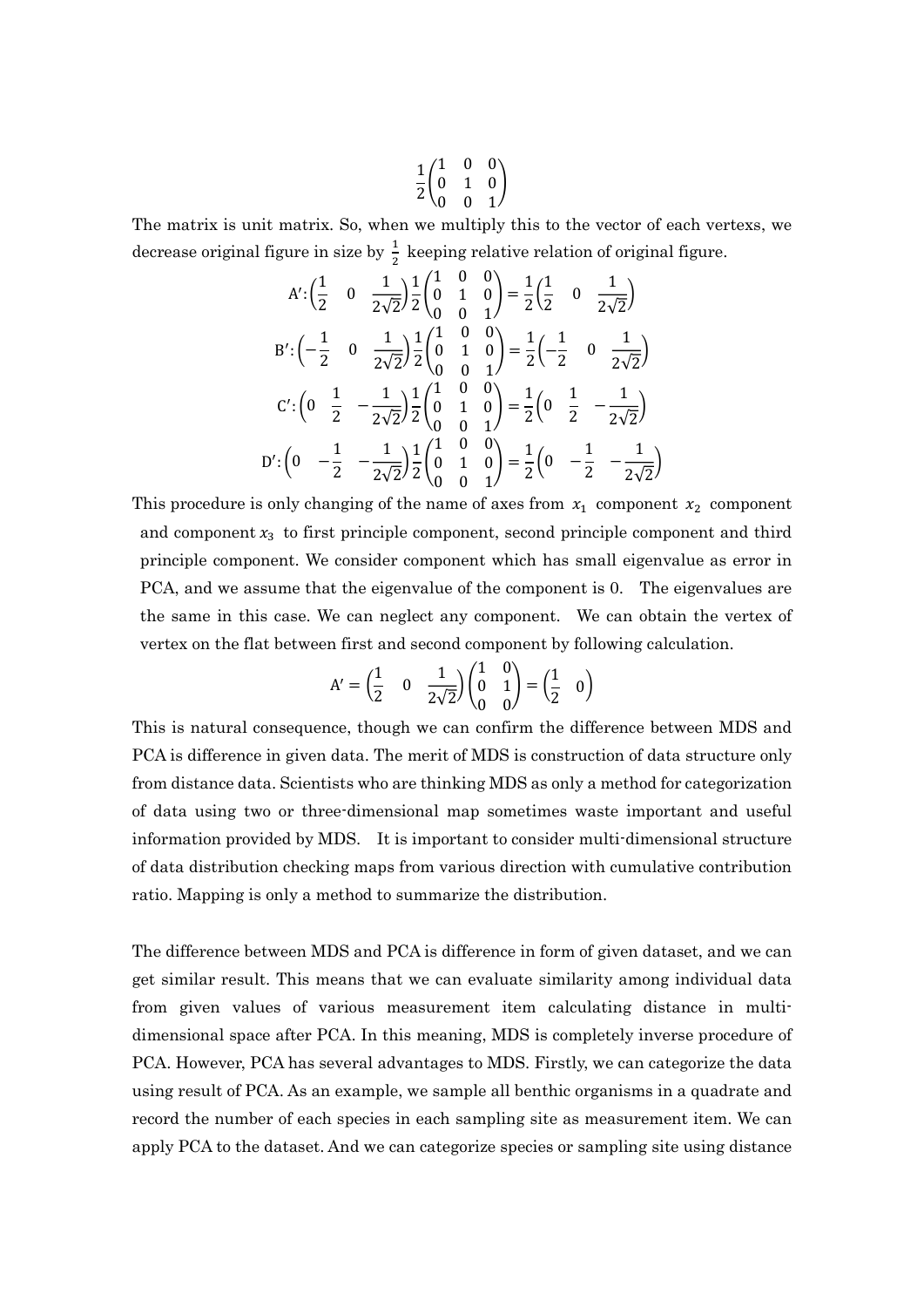$$\frac{1}{2}\begin{pmatrix} 1 & 0 & 0 \\ 0 & 1 & 0 \\ 0 & 0 & 1 \end{pmatrix}$$

The matrix is unit matrix. So, when we multiply this to the vector of each vertexs, we decrease original figure in size by $\frac{1}{2}$ keeping relative relation of original figure.

$$\mathrm{A}': \begin{pmatrix} \frac{1}{2} & 0 & \frac{1}{2\sqrt{2}} \end{pmatrix} \frac{1}{2}\begin{pmatrix} 1 & 0 & 0 \\ 0 & 1 & 0 \\ 0 & 0 & 1 \end{pmatrix} = \frac{1}{2}\begin{pmatrix} \frac{1}{2} & 0 & \frac{1}{2\sqrt{2}} \end{pmatrix}$$

$$\mathrm{B}': \begin{pmatrix} -\frac{1}{2} & 0 & \frac{1}{2\sqrt{2}} \end{pmatrix} \frac{1}{2}\begin{pmatrix} 1 & 0 & 0 \\ 0 & 1 & 0 \\ 0 & 0 & 1 \end{pmatrix} = \frac{1}{2}\begin{pmatrix} -\frac{1}{2} & 0 & \frac{1}{2\sqrt{2}} \end{pmatrix}$$

$$\mathrm{C}': \begin{pmatrix} 0 & \frac{1}{2} & -\frac{1}{2\sqrt{2}} \end{pmatrix} \frac{1}{2}\begin{pmatrix} 1 & 0 & 0 \\ 0 & 1 & 0 \\ 0 & 0 & 1 \end{pmatrix} = \frac{1}{2}\begin{pmatrix} 0 & \frac{1}{2} & -\frac{1}{2\sqrt{2}} \end{pmatrix}$$

$$\mathrm{D}': \begin{pmatrix} 0 & -\frac{1}{2} & -\frac{1}{2\sqrt{2}} \end{pmatrix} \frac{1}{2}\begin{pmatrix} 1 & 0 & 0 \\ 0 & 1 & 0 \\ 0 & 0 & 1 \end{pmatrix} = \frac{1}{2}\begin{pmatrix} 0 & -\frac{1}{2} & -\frac{1}{2\sqrt{2}} \end{pmatrix}$$

This procedure is only changing of the name of axes from $x_1$ component $x_2$ component and component $x_3$ to first principle component, second principle component and third principle component. We consider component which has small eigenvalue as error in PCA, and we assume that the eigenvalue of the component is 0. The eigenvalues are the same in this case. We can neglect any component. We can obtain the vertex of vertex on the flat between first and second component by following calculation.

$$\mathrm{A}' = \begin{pmatrix} \frac{1}{2} & 0 & \frac{1}{2\sqrt{2}} \end{pmatrix} \begin{pmatrix} 1 & 0 \\ 0 & 1 \\ 0 & 0 \end{pmatrix} = \begin{pmatrix} \frac{1}{2} & 0 \end{pmatrix}$$

This is natural consequence, though we can confirm the difference between MDS and PCA is difference in given data. The merit of MDS is construction of data structure only from distance data. Scientists who are thinking MDS as only a method for categorization of data using two or three-dimensional map sometimes waste important and useful information provided by MDS. It is important to consider multi-dimensional structure of data distribution checking maps from various direction with cumulative contribution ratio. Mapping is only a method to summarize the distribution.

The difference between MDS and PCA is difference in form of given dataset, and we can get similar result. This means that we can evaluate similarity among individual data from given values of various measurement item calculating distance in multi-dimensional space after PCA. In this meaning, MDS is completely inverse procedure of PCA. However, PCA has several advantages to MDS. Firstly, we can categorize the data using result of PCA. As an example, we sample all benthic organisms in a quadrate and record the number of each species in each sampling site as measurement item. We can apply PCA to the dataset. And we can categorize species or sampling site using distance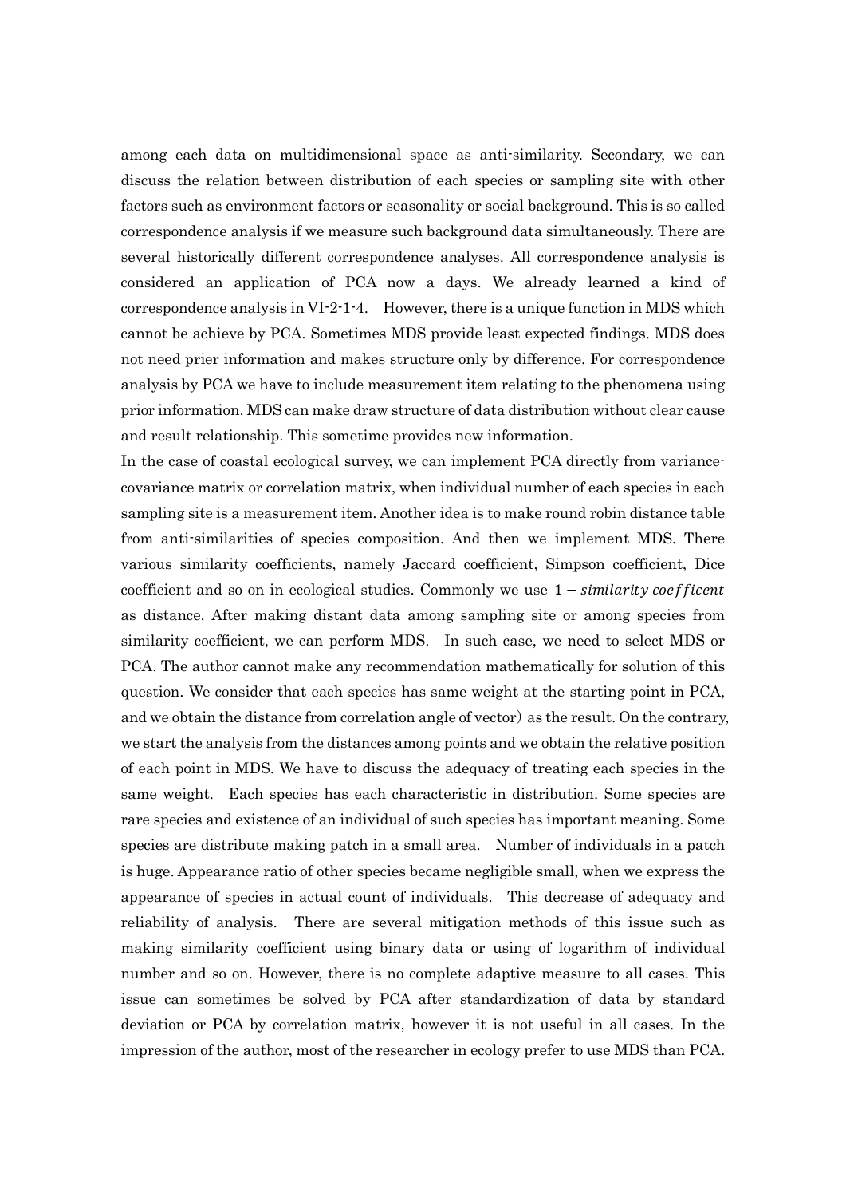among each data on multidimensional space as anti-similarity. Secondary, we can discuss the relation between distribution of each species or sampling site with other factors such as environment factors or seasonality or social background. This is so called correspondence analysis if we measure such background data simultaneously. There are several historically different correspondence analyses. All correspondence analysis is considered an application of PCA now a days. We already learned a kind of correspondence analysis in VI-2-1-4. However, there is a unique function in MDS which cannot be achieve by PCA. Sometimes MDS provide least expected findings. MDS does not need prier information and makes structure only by difference. For correspondence analysis by PCA we have to include measurement item relating to the phenomena using prior information. MDS can make draw structure of data distribution without clear cause and result relationship. This sometime provides new information.

In the case of coastal ecological survey, we can implement PCA directly from variance-covariance matrix or correlation matrix, when individual number of each species in each sampling site is a measurement item. Another idea is to make round robin distance table from anti-similarities of species composition. And then we implement MDS. There various similarity coefficients, namely Jaccard coefficient, Simpson coefficient, Dice coefficient and so on in ecological studies. Commonly we use $1 - similarity\ coefficent$ as distance. After making distant data among sampling site or among species from similarity coefficient, we can perform MDS. In such case, we need to select MDS or PCA. The author cannot make any recommendation mathematically for solution of this question. We consider that each species has same weight at the starting point in PCA, and we obtain the distance from correlation angle of vector) as the result. On the contrary, we start the analysis from the distances among points and we obtain the relative position of each point in MDS. We have to discuss the adequacy of treating each species in the same weight. Each species has each characteristic in distribution. Some species are rare species and existence of an individual of such species has important meaning. Some species are distribute making patch in a small area. Number of individuals in a patch is huge. Appearance ratio of other species became negligible small, when we express the appearance of species in actual count of individuals. This decrease of adequacy and reliability of analysis. There are several mitigation methods of this issue such as making similarity coefficient using binary data or using of logarithm of individual number and so on. However, there is no complete adaptive measure to all cases. This issue can sometimes be solved by PCA after standardization of data by standard deviation or PCA by correlation matrix, however it is not useful in all cases. In the impression of the author, most of the researcher in ecology prefer to use MDS than PCA.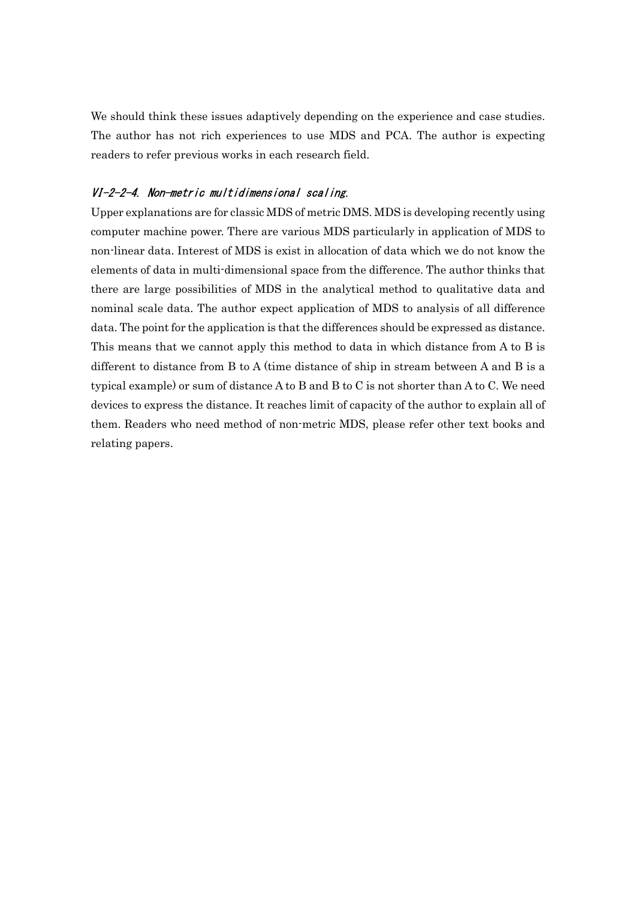We should think these issues adaptively depending on the experience and case studies. The author has not rich experiences to use MDS and PCA. The author is expecting readers to refer previous works in each research field.

#### *VI-2-2-4. Non-metric multidimensional scaling.*

Upper explanations are for classic MDS of metric DMS. MDS is developing recently using computer machine power. There are various MDS particularly in application of MDS to non-linear data. Interest of MDS is exist in allocation of data which we do not know the elements of data in multi-dimensional space from the difference. The author thinks that there are large possibilities of MDS in the analytical method to qualitative data and nominal scale data. The author expect application of MDS to analysis of all difference data. The point for the application is that the differences should be expressed as distance. This means that we cannot apply this method to data in which distance from A to B is different to distance from B to A (time distance of ship in stream between A and B is a typical example) or sum of distance A to B and B to C is not shorter than A to C. We need devices to express the distance. It reaches limit of capacity of the author to explain all of them. Readers who need method of non-metric MDS, please refer other text books and relating papers.